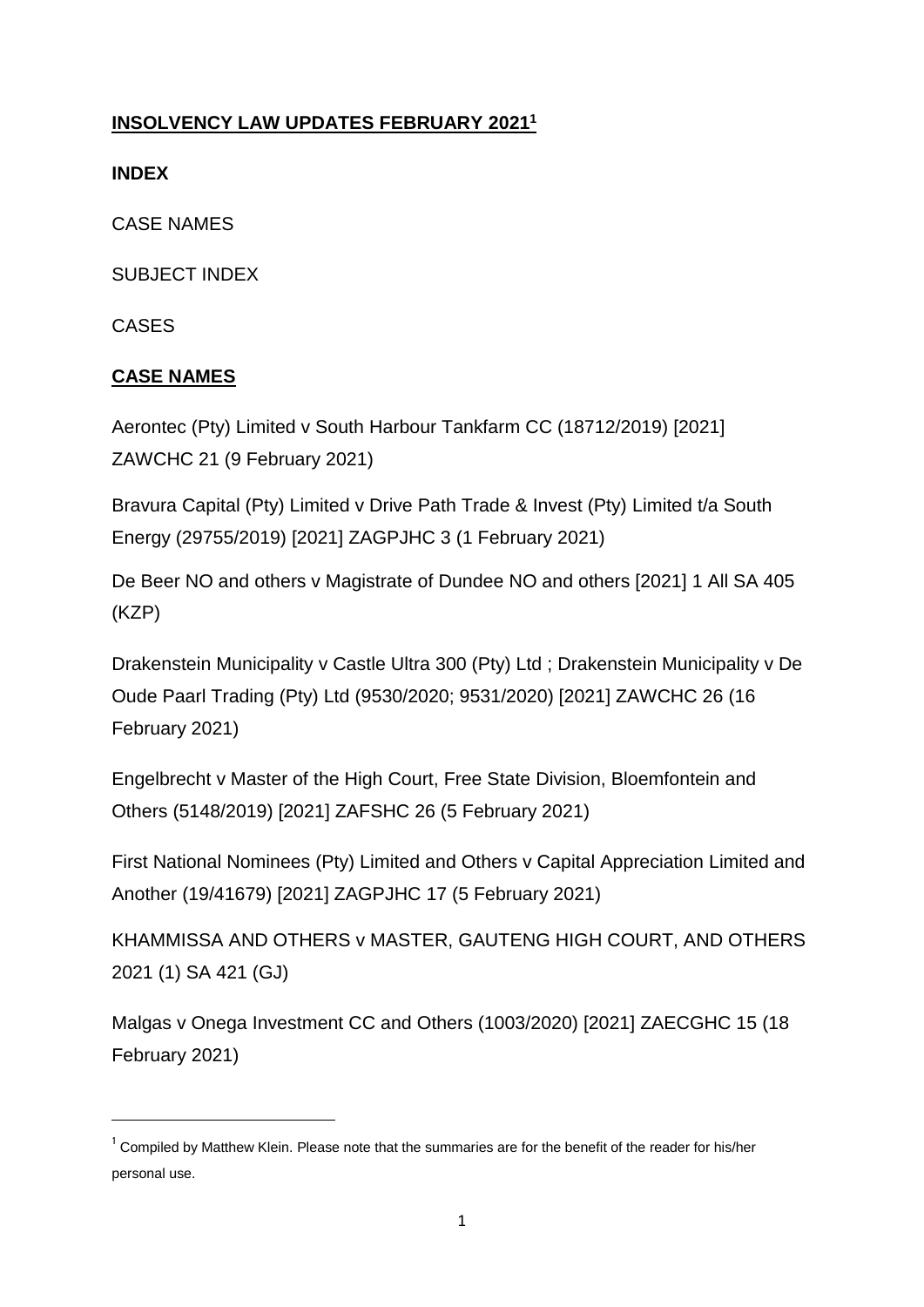# **INSOLVENCY LAW UPDATES FEBRUARY 2021**[1]

**INDEX**

CASE NAMES

SUBJECT INDEX

CASES

## **CASE NAMES**

Aerontec (Pty) Limited v South Harbour Tankfarm CC (18712/2019) [2021] ZAWCHC 21 (9 February 2021)

Bravura Capital (Pty) Limited v Drive Path Trade & Invest (Pty) Limited t/a South Energy (29755/2019) [2021] ZAGPJHC 3 (1 February 2021)

De Beer NO and others v Magistrate of Dundee NO and others [2021] 1 All SA 405 (KZP)

Drakenstein Municipality v Castle Ultra 300 (Pty) Ltd ; Drakenstein Municipality v De Oude Paarl Trading (Pty) Ltd (9530/2020; 9531/2020) [2021] ZAWCHC 26 (16 February 2021)

Engelbrecht v Master of the High Court, Free State Division, Bloemfontein and Others (5148/2019) [2021] ZAFSHC 26 (5 February 2021)

First National Nominees (Pty) Limited and Others v Capital Appreciation Limited and Another (19/41679) [2021] ZAGPJHC 17 (5 February 2021)

KHAMMISSA AND OTHERS v MASTER, GAUTENG HIGH COURT, AND OTHERS 2021 (1) SA 421 (GJ)

Malgas v Onega Investment CC and Others (1003/2020) [2021] ZAECGHC 15 (18 February 2021)

---

[1] Compiled by Matthew Klein. Please note that the summaries are for the benefit of the reader for his/her personal use.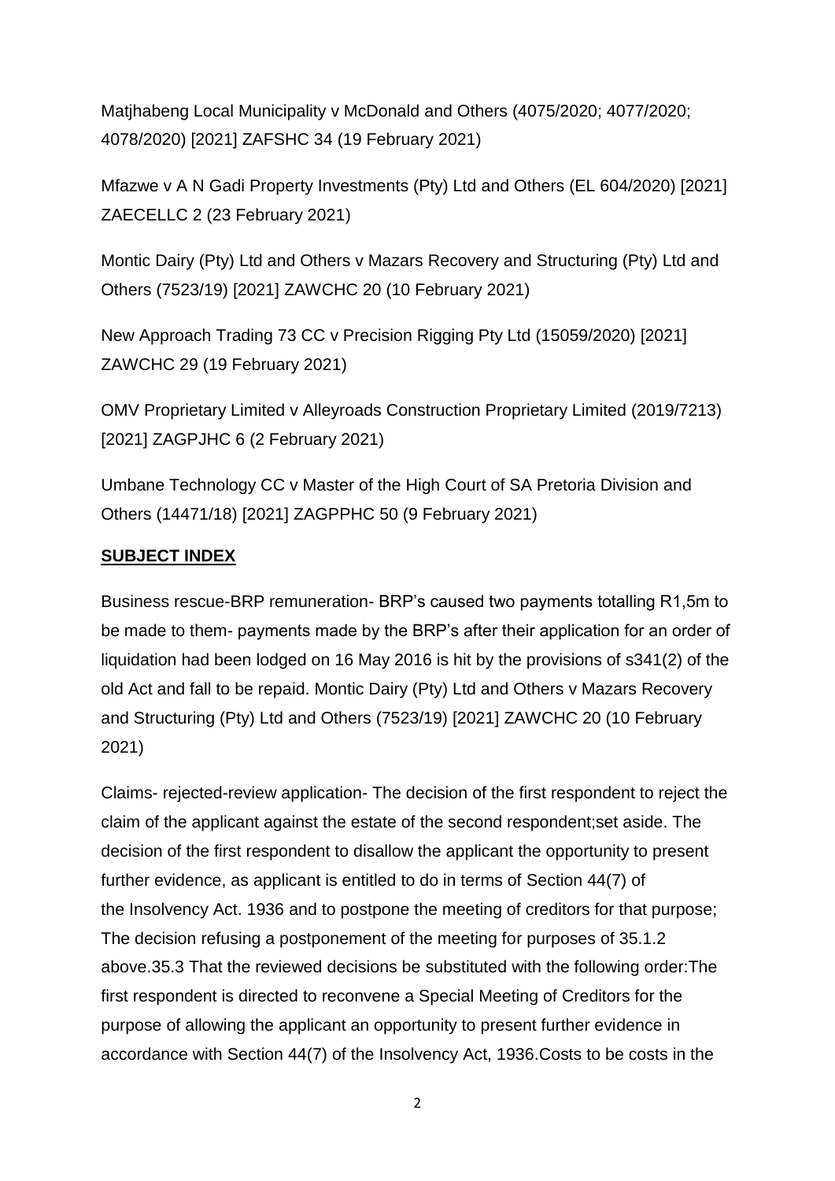Matjhabeng Local Municipality v McDonald and Others (4075/2020; 4077/2020; 4078/2020) [2021] ZAFSHC 34 (19 February 2021)

Mfazwe v A N Gadi Property Investments (Pty) Ltd and Others (EL 604/2020) [2021] ZAECELLC 2 (23 February 2021)

Montic Dairy (Pty) Ltd and Others v Mazars Recovery and Structuring (Pty) Ltd and Others (7523/19) [2021] ZAWCHC 20 (10 February 2021)

New Approach Trading 73 CC v Precision Rigging Pty Ltd (15059/2020) [2021] ZAWCHC 29 (19 February 2021)

OMV Proprietary Limited v Alleyroads Construction Proprietary Limited (2019/7213) [2021] ZAGPJHC 6 (2 February 2021)

Umbane Technology CC v Master of the High Court of SA Pretoria Division and Others (14471/18) [2021] ZAGPPHC 50 (9 February 2021)

## **SUBJECT INDEX**

Business rescue-BRP remuneration- BRP's caused two payments totalling R1,5m to be made to them- payments made by the BRP's after their application for an order of liquidation had been lodged on 16 May 2016 is hit by the provisions of s341(2) of the old Act and fall to be repaid. Montic Dairy (Pty) Ltd and Others v Mazars Recovery and Structuring (Pty) Ltd and Others (7523/19) [2021] ZAWCHC 20 (10 February 2021)

Claims- rejected-review application- The decision of the first respondent to reject the claim of the applicant against the estate of the second respondent;set aside. The decision of the first respondent to disallow the applicant the opportunity to present further evidence, as applicant is entitled to do in terms of Section 44(7) of the Insolvency Act. 1936 and to postpone the meeting of creditors for that purpose; The decision refusing a postponement of the meeting for purposes of 35.1.2 above.35.3 That the reviewed decisions be substituted with the following order:The first respondent is directed to reconvene a Special Meeting of Creditors for the purpose of allowing the applicant an opportunity to present further evidence in accordance with Section 44(7) of the Insolvency Act, 1936.Costs to be costs in the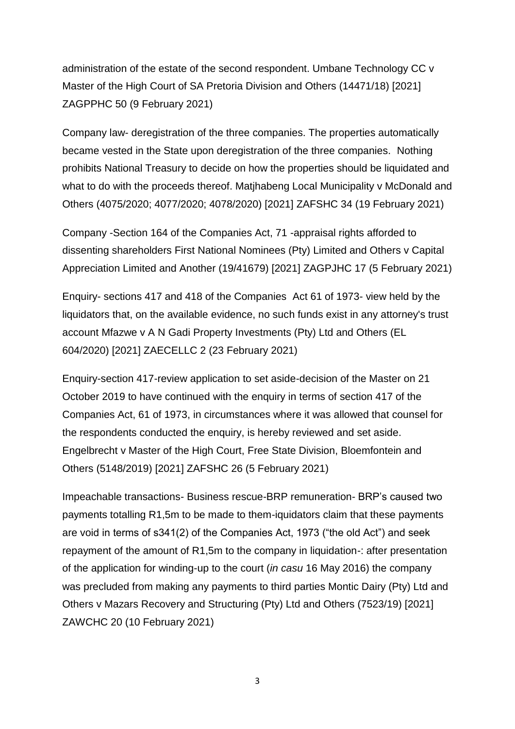administration of the estate of the second respondent. Umbane Technology CC v Master of the High Court of SA Pretoria Division and Others (14471/18) [2021] ZAGPPHC 50 (9 February 2021)

Company law- deregistration of the three companies. The properties automatically became vested in the State upon deregistration of the three companies. Nothing prohibits National Treasury to decide on how the properties should be liquidated and what to do with the proceeds thereof. Matjhabeng Local Municipality v McDonald and Others (4075/2020; 4077/2020; 4078/2020) [2021] ZAFSHC 34 (19 February 2021)

Company -Section 164 of the Companies Act, 71 -appraisal rights afforded to dissenting shareholders First National Nominees (Pty) Limited and Others v Capital Appreciation Limited and Another (19/41679) [2021] ZAGPJHC 17 (5 February 2021)

Enquiry- sections 417 and 418 of the Companies Act 61 of 1973- view held by the liquidators that, on the available evidence, no such funds exist in any attorney's trust account Mfazwe v A N Gadi Property Investments (Pty) Ltd and Others (EL 604/2020) [2021] ZAECELLC 2 (23 February 2021)

Enquiry-section 417-review application to set aside-decision of the Master on 21 October 2019 to have continued with the enquiry in terms of section 417 of the Companies Act, 61 of 1973, in circumstances where it was allowed that counsel for the respondents conducted the enquiry, is hereby reviewed and set aside. Engelbrecht v Master of the High Court, Free State Division, Bloemfontein and Others (5148/2019) [2021] ZAFSHC 26 (5 February 2021)

Impeachable transactions- Business rescue-BRP remuneration- BRP's caused two payments totalling R1,5m to be made to them-iquidators claim that these payments are void in terms of s341(2) of the Companies Act, 1973 ("the old Act") and seek repayment of the amount of R1,5m to the company in liquidation-: after presentation of the application for winding-up to the court (*in casu* 16 May 2016) the company was precluded from making any payments to third parties Montic Dairy (Pty) Ltd and Others v Mazars Recovery and Structuring (Pty) Ltd and Others (7523/19) [2021] ZAWCHC 20 (10 February 2021)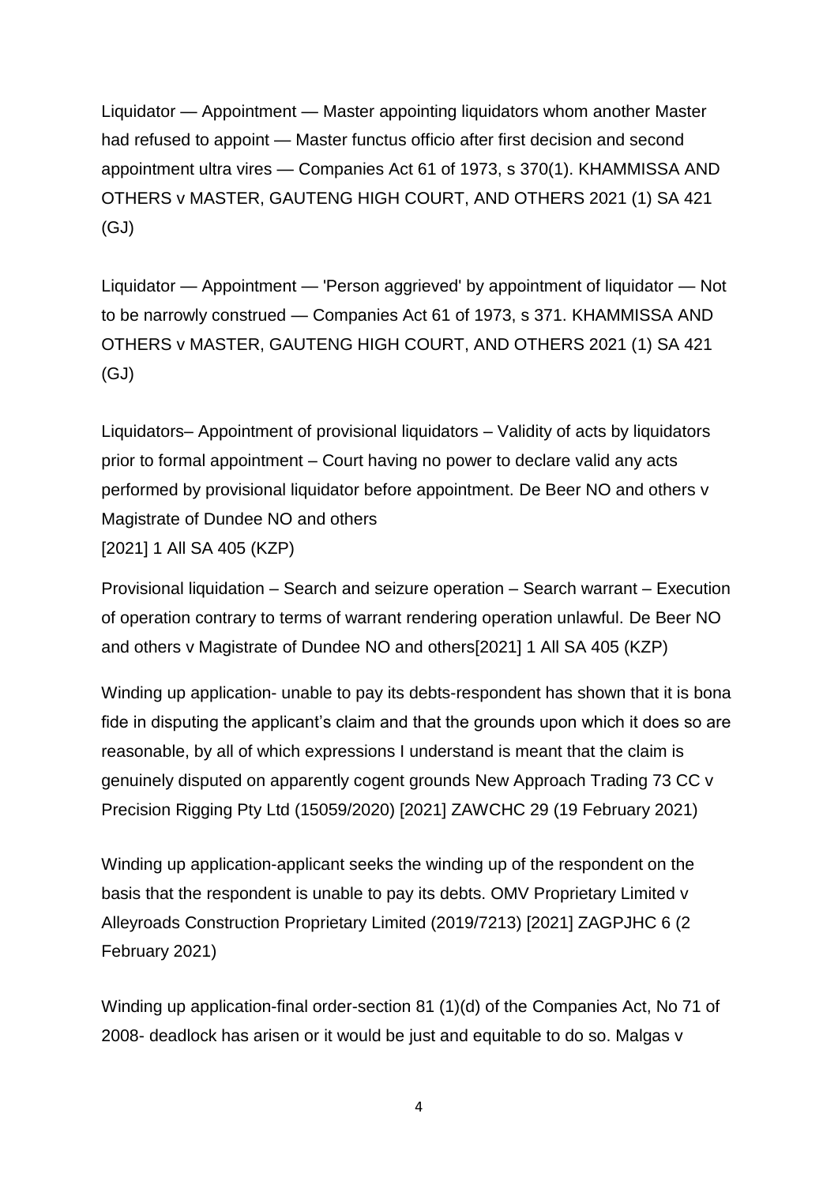Liquidator — Appointment — Master appointing liquidators whom another Master had refused to appoint — Master functus officio after first decision and second appointment ultra vires — Companies Act 61 of 1973, s 370(1). KHAMMISSA AND OTHERS v MASTER, GAUTENG HIGH COURT, AND OTHERS 2021 (1) SA 421 (GJ)

Liquidator — Appointment — 'Person aggrieved' by appointment of liquidator — Not to be narrowly construed — Companies Act 61 of 1973, s 371. KHAMMISSA AND OTHERS v MASTER, GAUTENG HIGH COURT, AND OTHERS 2021 (1) SA 421 (GJ)

Liquidators– Appointment of provisional liquidators – Validity of acts by liquidators prior to formal appointment – Court having no power to declare valid any acts performed by provisional liquidator before appointment. De Beer NO and others v Magistrate of Dundee NO and others
[2021] 1 All SA 405 (KZP)

Provisional liquidation – Search and seizure operation – Search warrant – Execution of operation contrary to terms of warrant rendering operation unlawful. De Beer NO and others v Magistrate of Dundee NO and others[2021] 1 All SA 405 (KZP)

Winding up application- unable to pay its debts-respondent has shown that it is bona fide in disputing the applicant's claim and that the grounds upon which it does so are reasonable, by all of which expressions I understand is meant that the claim is genuinely disputed on apparently cogent grounds New Approach Trading 73 CC v Precision Rigging Pty Ltd (15059/2020) [2021] ZAWCHC 29 (19 February 2021)

Winding up application-applicant seeks the winding up of the respondent on the basis that the respondent is unable to pay its debts. OMV Proprietary Limited v Alleyroads Construction Proprietary Limited (2019/7213) [2021] ZAGPJHC 6 (2 February 2021)

Winding up application-final order-section 81 (1)(d) of the Companies Act, No 71 of 2008- deadlock has arisen or it would be just and equitable to do so. Malgas v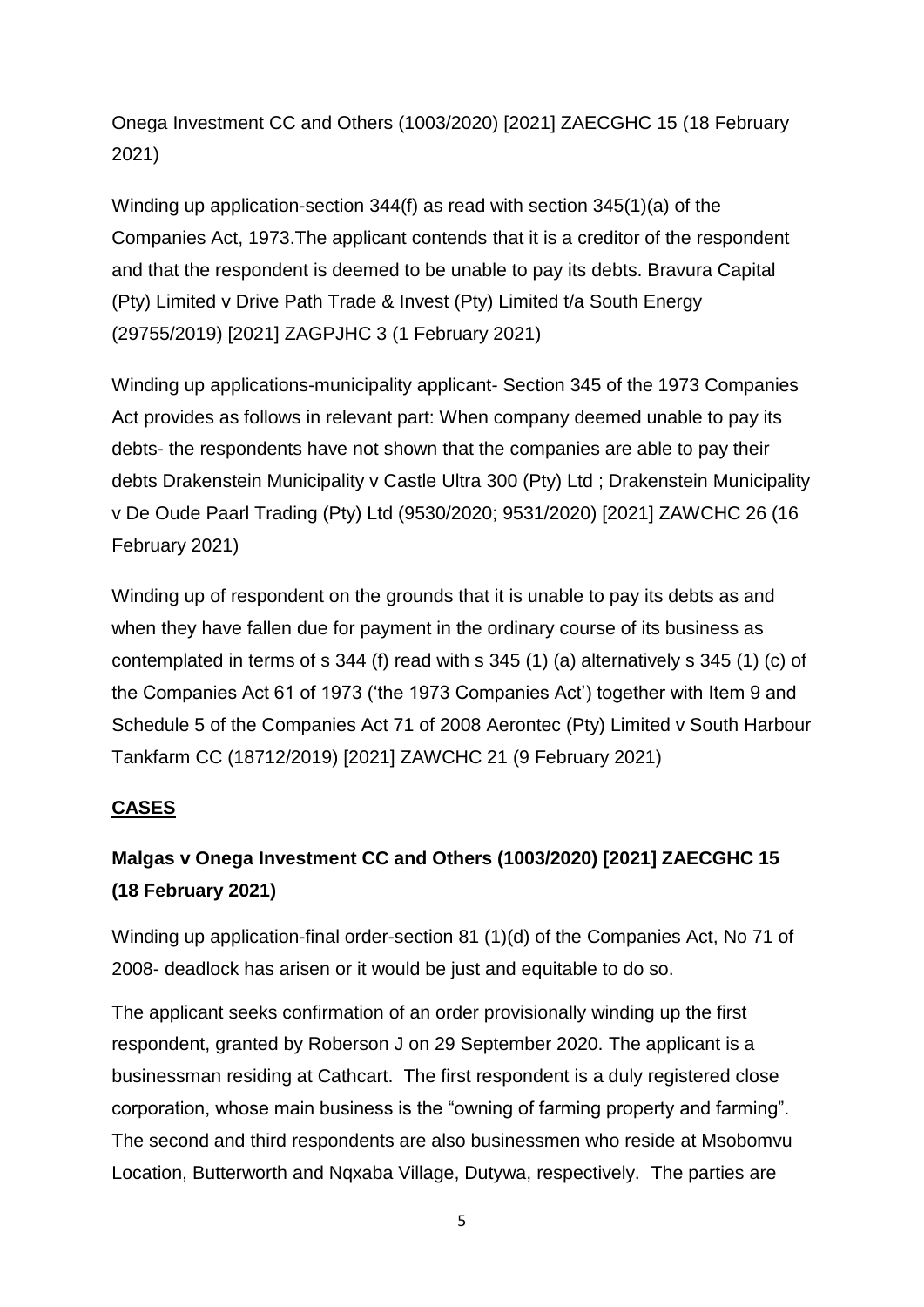Onega Investment CC and Others (1003/2020) [2021] ZAECGHC 15 (18 February 2021)

Winding up application-section 344(f) as read with section 345(1)(a) of the Companies Act, 1973.The applicant contends that it is a creditor of the respondent and that the respondent is deemed to be unable to pay its debts. Bravura Capital (Pty) Limited v Drive Path Trade & Invest (Pty) Limited t/a South Energy (29755/2019) [2021] ZAGPJHC 3 (1 February 2021)

Winding up applications-municipality applicant- Section 345 of the 1973 Companies Act provides as follows in relevant part: When company deemed unable to pay its debts- the respondents have not shown that the companies are able to pay their debts Drakenstein Municipality v Castle Ultra 300 (Pty) Ltd ; Drakenstein Municipality v De Oude Paarl Trading (Pty) Ltd (9530/2020; 9531/2020) [2021] ZAWCHC 26 (16 February 2021)

Winding up of respondent on the grounds that it is unable to pay its debts as and when they have fallen due for payment in the ordinary course of its business as contemplated in terms of s 344 (f) read with s 345 (1) (a) alternatively s 345 (1) (c) of the Companies Act 61 of 1973 ('the 1973 Companies Act') together with Item 9 and Schedule 5 of the Companies Act 71 of 2008 Aerontec (Pty) Limited v South Harbour Tankfarm CC (18712/2019) [2021] ZAWCHC 21 (9 February 2021)

## CASES

### Malgas v Onega Investment CC and Others (1003/2020) [2021] ZAECGHC 15 (18 February 2021)

Winding up application-final order-section 81 (1)(d) of the Companies Act, No 71 of 2008- deadlock has arisen or it would be just and equitable to do so.

The applicant seeks confirmation of an order provisionally winding up the first respondent, granted by Roberson J on 29 September 2020. The applicant is a businessman residing at Cathcart. The first respondent is a duly registered close corporation, whose main business is the "owning of farming property and farming". The second and third respondents are also businessmen who reside at Msobomvu Location, Butterworth and Nqxaba Village, Dutywa, respectively. The parties are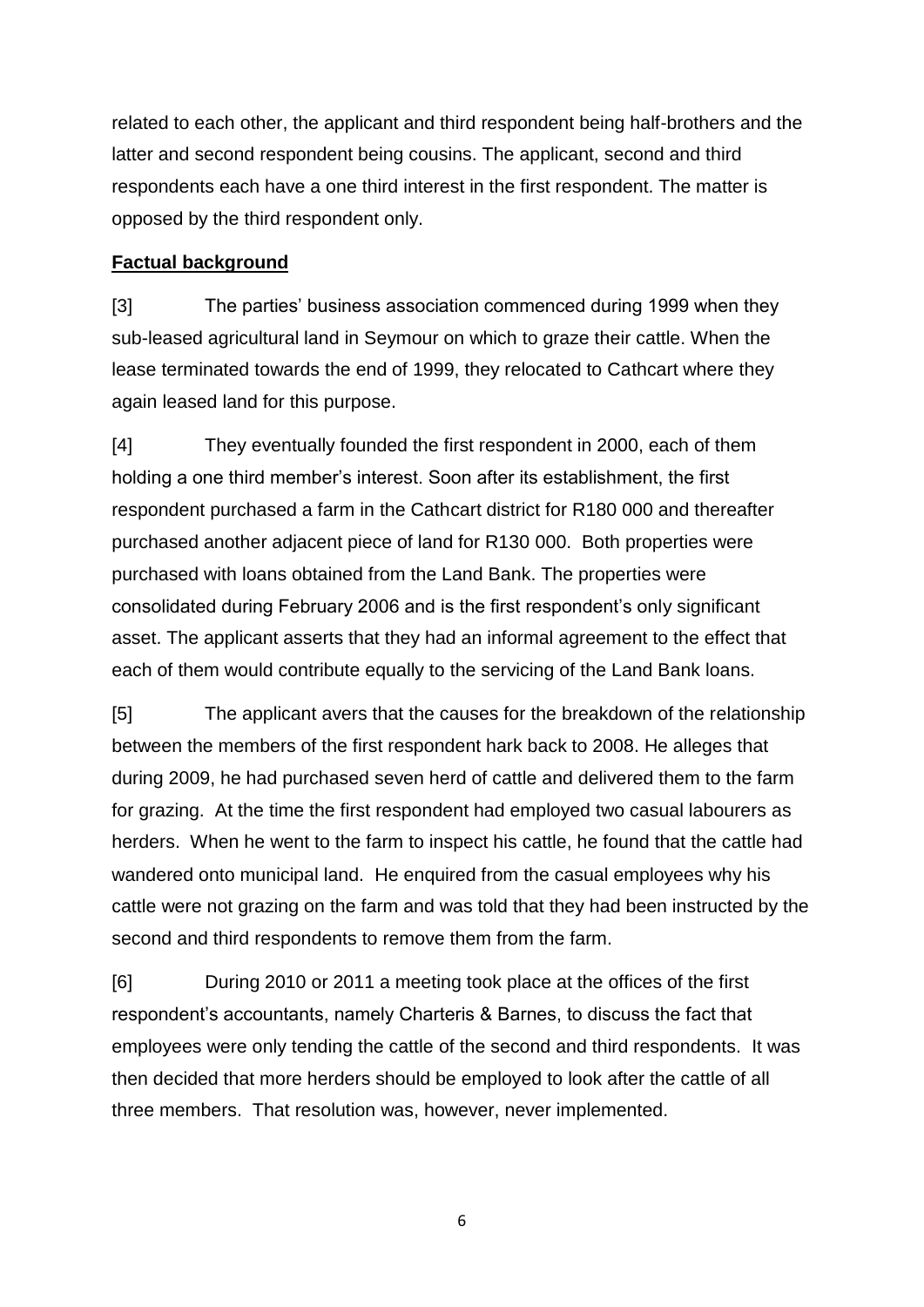related to each other, the applicant and third respondent being half-brothers and the latter and second respondent being cousins. The applicant, second and third respondents each have a one third interest in the first respondent. The matter is opposed by the third respondent only.

**Factual background**

[3] The parties' business association commenced during 1999 when they sub-leased agricultural land in Seymour on which to graze their cattle. When the lease terminated towards the end of 1999, they relocated to Cathcart where they again leased land for this purpose.

[4] They eventually founded the first respondent in 2000, each of them holding a one third member's interest. Soon after its establishment, the first respondent purchased a farm in the Cathcart district for R180 000 and thereafter purchased another adjacent piece of land for R130 000. Both properties were purchased with loans obtained from the Land Bank. The properties were consolidated during February 2006 and is the first respondent's only significant asset. The applicant asserts that they had an informal agreement to the effect that each of them would contribute equally to the servicing of the Land Bank loans.

[5] The applicant avers that the causes for the breakdown of the relationship between the members of the first respondent hark back to 2008. He alleges that during 2009, he had purchased seven herd of cattle and delivered them to the farm for grazing. At the time the first respondent had employed two casual labourers as herders. When he went to the farm to inspect his cattle, he found that the cattle had wandered onto municipal land. He enquired from the casual employees why his cattle were not grazing on the farm and was told that they had been instructed by the second and third respondents to remove them from the farm.

[6] During 2010 or 2011 a meeting took place at the offices of the first respondent's accountants, namely Charteris & Barnes, to discuss the fact that employees were only tending the cattle of the second and third respondents. It was then decided that more herders should be employed to look after the cattle of all three members. That resolution was, however, never implemented.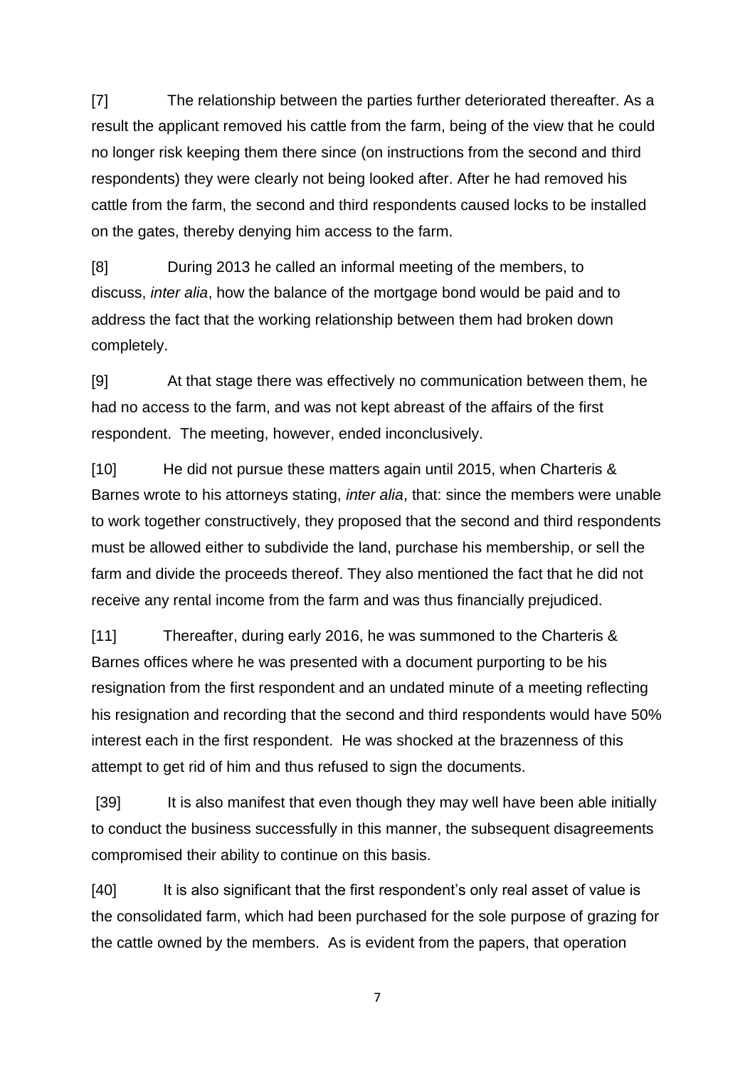[7] The relationship between the parties further deteriorated thereafter. As a result the applicant removed his cattle from the farm, being of the view that he could no longer risk keeping them there since (on instructions from the second and third respondents) they were clearly not being looked after. After he had removed his cattle from the farm, the second and third respondents caused locks to be installed on the gates, thereby denying him access to the farm.

[8] During 2013 he called an informal meeting of the members, to discuss, *inter alia*, how the balance of the mortgage bond would be paid and to address the fact that the working relationship between them had broken down completely.

[9] At that stage there was effectively no communication between them, he had no access to the farm, and was not kept abreast of the affairs of the first respondent. The meeting, however, ended inconclusively.

[10] He did not pursue these matters again until 2015, when Charteris & Barnes wrote to his attorneys stating, *inter alia*, that: since the members were unable to work together constructively, they proposed that the second and third respondents must be allowed either to subdivide the land, purchase his membership, or sell the farm and divide the proceeds thereof. They also mentioned the fact that he did not receive any rental income from the farm and was thus financially prejudiced.

[11] Thereafter, during early 2016, he was summoned to the Charteris & Barnes offices where he was presented with a document purporting to be his resignation from the first respondent and an undated minute of a meeting reflecting his resignation and recording that the second and third respondents would have 50% interest each in the first respondent. He was shocked at the brazenness of this attempt to get rid of him and thus refused to sign the documents.

[39] It is also manifest that even though they may well have been able initially to conduct the business successfully in this manner, the subsequent disagreements compromised their ability to continue on this basis.

[40] It is also significant that the first respondent's only real asset of value is the consolidated farm, which had been purchased for the sole purpose of grazing for the cattle owned by the members. As is evident from the papers, that operation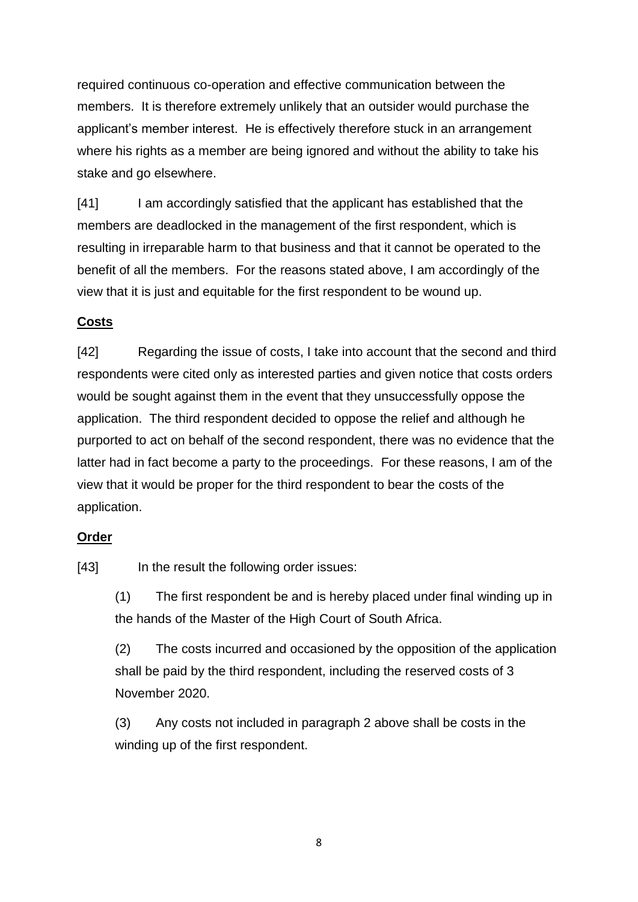required continuous co-operation and effective communication between the members. It is therefore extremely unlikely that an outsider would purchase the applicant's member interest. He is effectively therefore stuck in an arrangement where his rights as a member are being ignored and without the ability to take his stake and go elsewhere.

[41] I am accordingly satisfied that the applicant has established that the members are deadlocked in the management of the first respondent, which is resulting in irreparable harm to that business and that it cannot be operated to the benefit of all the members. For the reasons stated above, I am accordingly of the view that it is just and equitable for the first respondent to be wound up.

**Costs**

[42] Regarding the issue of costs, I take into account that the second and third respondents were cited only as interested parties and given notice that costs orders would be sought against them in the event that they unsuccessfully oppose the application. The third respondent decided to oppose the relief and although he purported to act on behalf of the second respondent, there was no evidence that the latter had in fact become a party to the proceedings. For these reasons, I am of the view that it would be proper for the third respondent to bear the costs of the application.

**Order**

[43] In the result the following order issues:

(1) The first respondent be and is hereby placed under final winding up in the hands of the Master of the High Court of South Africa.

(2) The costs incurred and occasioned by the opposition of the application shall be paid by the third respondent, including the reserved costs of 3 November 2020.

(3) Any costs not included in paragraph 2 above shall be costs in the winding up of the first respondent.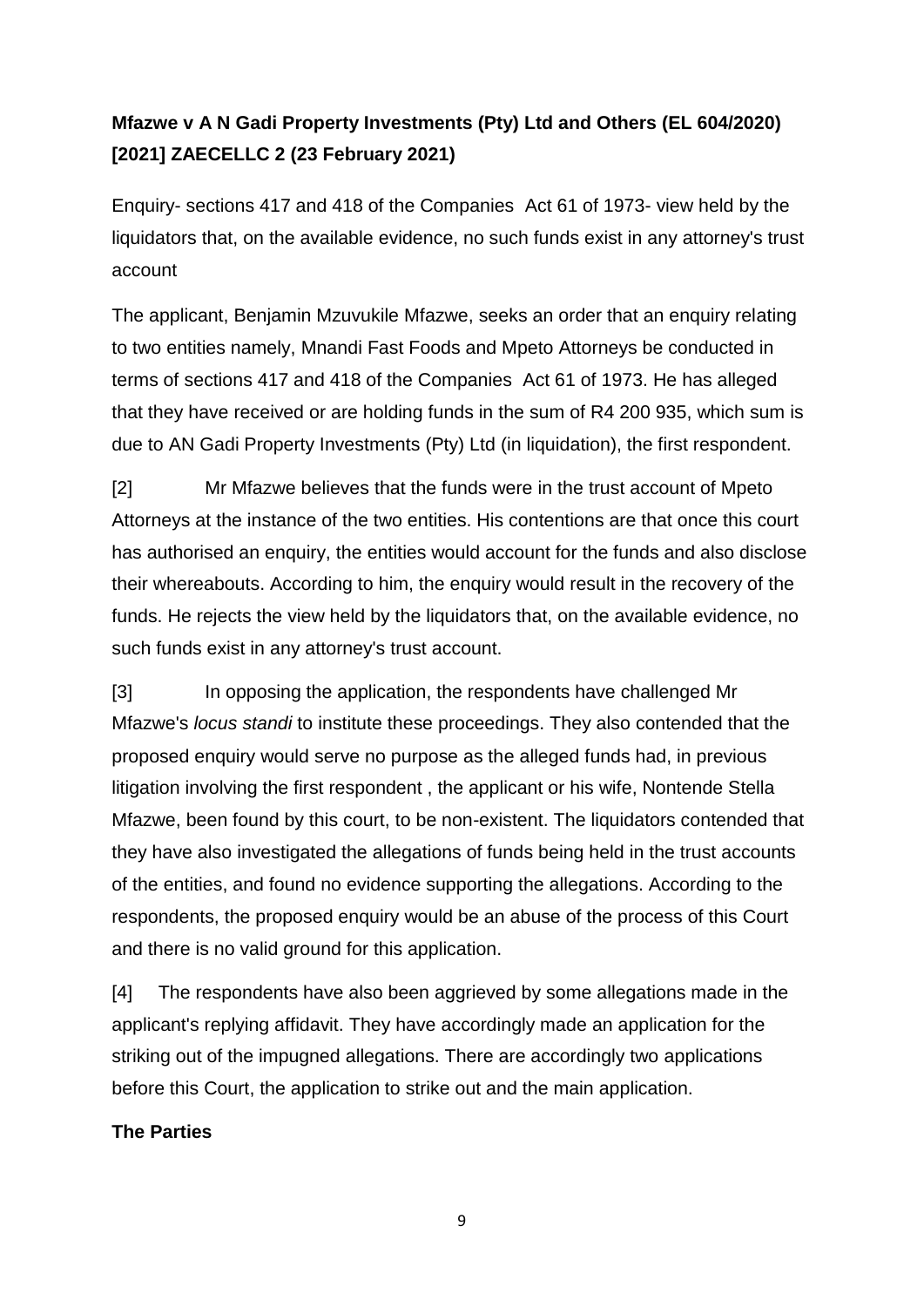**Mfazwe v A N Gadi Property Investments (Pty) Ltd and Others (EL 604/2020) [2021] ZAECELLC 2 (23 February 2021)**

Enquiry- sections 417 and 418 of the Companies Act 61 of 1973- view held by the liquidators that, on the available evidence, no such funds exist in any attorney's trust account

The applicant, Benjamin Mzuvukile Mfazwe, seeks an order that an enquiry relating to two entities namely, Mnandi Fast Foods and Mpeto Attorneys be conducted in terms of sections 417 and 418 of the Companies Act 61 of 1973. He has alleged that they have received or are holding funds in the sum of R4 200 935, which sum is due to AN Gadi Property Investments (Pty) Ltd (in liquidation), the first respondent.

[2] Mr Mfazwe believes that the funds were in the trust account of Mpeto Attorneys at the instance of the two entities. His contentions are that once this court has authorised an enquiry, the entities would account for the funds and also disclose their whereabouts. According to him, the enquiry would result in the recovery of the funds. He rejects the view held by the liquidators that, on the available evidence, no such funds exist in any attorney's trust account.

[3] In opposing the application, the respondents have challenged Mr Mfazwe's *locus standi* to institute these proceedings. They also contended that the proposed enquiry would serve no purpose as the alleged funds had, in previous litigation involving the first respondent , the applicant or his wife, Nontende Stella Mfazwe, been found by this court, to be non-existent. The liquidators contended that they have also investigated the allegations of funds being held in the trust accounts of the entities, and found no evidence supporting the allegations. According to the respondents, the proposed enquiry would be an abuse of the process of this Court and there is no valid ground for this application.

[4] The respondents have also been aggrieved by some allegations made in the applicant's replying affidavit. They have accordingly made an application for the striking out of the impugned allegations. There are accordingly two applications before this Court, the application to strike out and the main application.

**The Parties**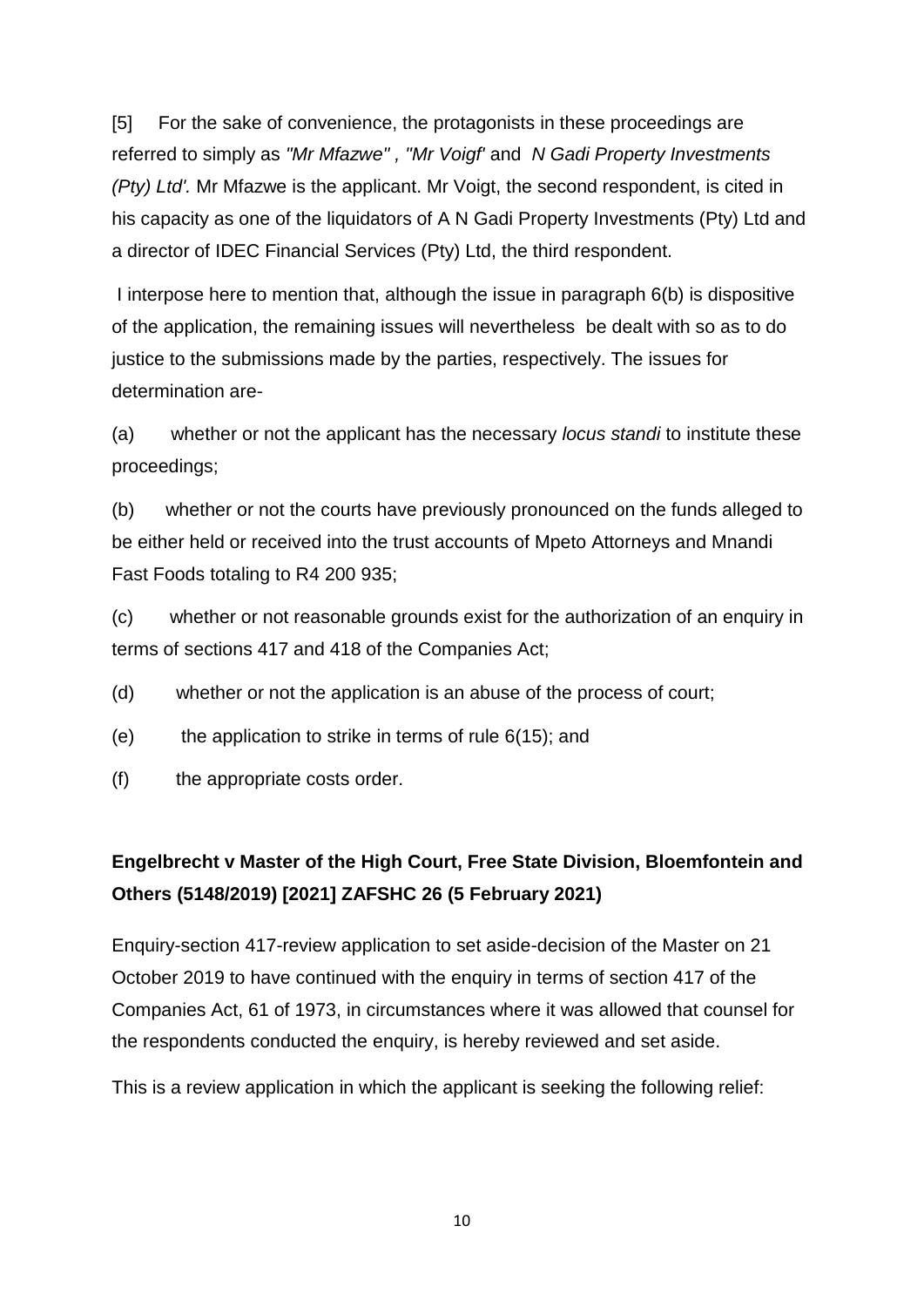[5] For the sake of convenience, the protagonists in these proceedings are referred to simply as *"Mr Mfazwe" , "Mr Voigt'* and *N Gadi Property Investments (Pty) Ltd'.* Mr Mfazwe is the applicant. Mr Voigt, the second respondent, is cited in his capacity as one of the liquidators of A N Gadi Property Investments (Pty) Ltd and a director of IDEC Financial Services (Pty) Ltd, the third respondent.

I interpose here to mention that, although the issue in paragraph 6(b) is dispositive of the application, the remaining issues will nevertheless be dealt with so as to do justice to the submissions made by the parties, respectively. The issues for determination are-

(a) whether or not the applicant has the necessary *locus standi* to institute these proceedings;

(b) whether or not the courts have previously pronounced on the funds alleged to be either held or received into the trust accounts of Mpeto Attorneys and Mnandi Fast Foods totaling to R4 200 935;

(c) whether or not reasonable grounds exist for the authorization of an enquiry in terms of sections 417 and 418 of the Companies Act;

(d) whether or not the application is an abuse of the process of court;

(e) the application to strike in terms of rule 6(15); and

(f) the appropriate costs order.

**Engelbrecht v Master of the High Court, Free State Division, Bloemfontein and Others (5148/2019) [2021] ZAFSHC 26 (5 February 2021)**

Enquiry-section 417-review application to set aside-decision of the Master on 21 October 2019 to have continued with the enquiry in terms of section 417 of the Companies Act, 61 of 1973, in circumstances where it was allowed that counsel for the respondents conducted the enquiry, is hereby reviewed and set aside.

This is a review application in which the applicant is seeking the following relief: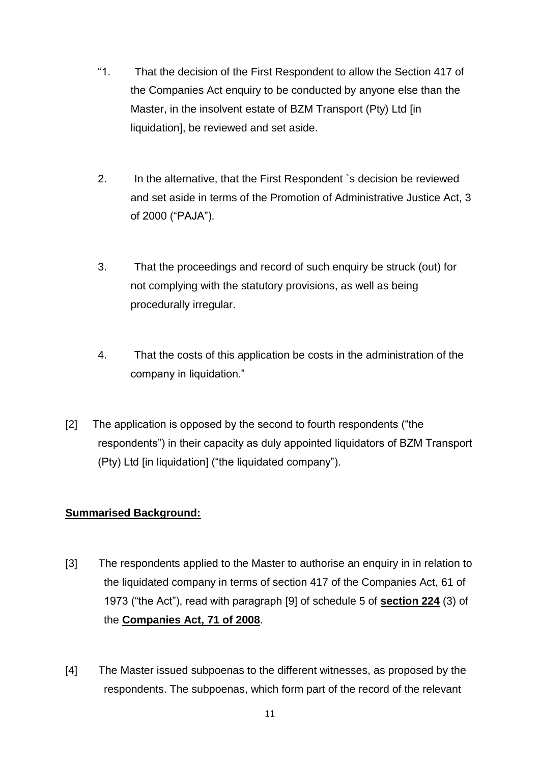"1. That the decision of the First Respondent to allow the Section 417 of the Companies Act enquiry to be conducted by anyone else than the Master, in the insolvent estate of BZM Transport (Pty) Ltd [in liquidation], be reviewed and set aside.

2. In the alternative, that the First Respondent `s decision be reviewed and set aside in terms of the Promotion of Administrative Justice Act, 3 of 2000 ("PAJA").

3. That the proceedings and record of such enquiry be struck (out) for not complying with the statutory provisions, as well as being procedurally irregular.

4. That the costs of this application be costs in the administration of the company in liquidation."

[2] The application is opposed by the second to fourth respondents ("the respondents") in their capacity as duly appointed liquidators of BZM Transport (Pty) Ltd [in liquidation] ("the liquidated company").

**Summarised Background:**

[3] The respondents applied to the Master to authorise an enquiry in in relation to the liquidated company in terms of section 417 of the Companies Act, 61 of 1973 ("the Act"), read with paragraph [9] of schedule 5 of **section 224** (3) of the **Companies Act, 71 of 2008**.

[4] The Master issued subpoenas to the different witnesses, as proposed by the respondents. The subpoenas, which form part of the record of the relevant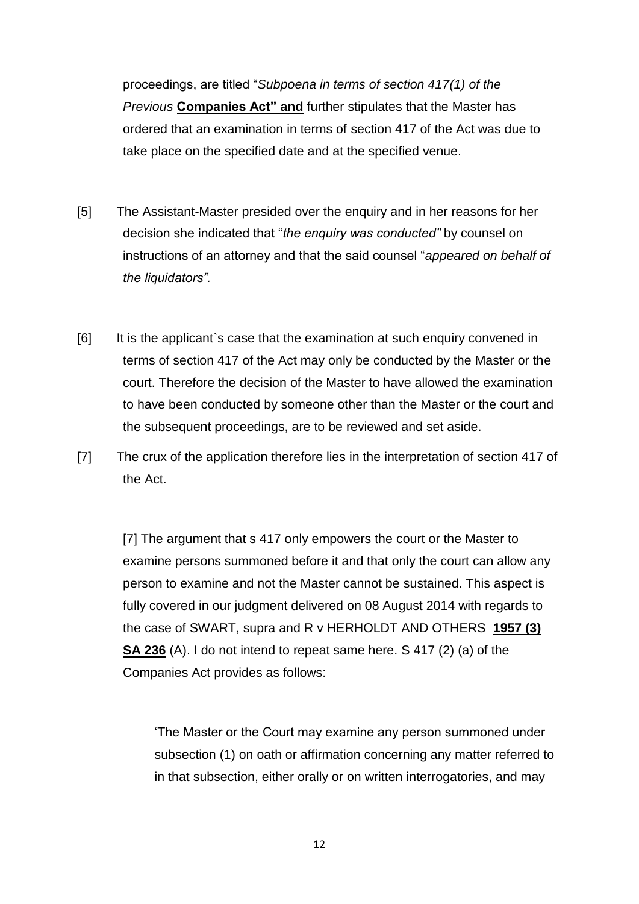proceedings, are titled "*Subpoena in terms of section 417(1) of the Previous* **Companies Act" and** further stipulates that the Master has ordered that an examination in terms of section 417 of the Act was due to take place on the specified date and at the specified venue.

[5] The Assistant-Master presided over the enquiry and in her reasons for her decision she indicated that "*the enquiry was conducted"* by counsel on instructions of an attorney and that the said counsel "*appeared on behalf of the liquidators".*

[6] It is the applicant`s case that the examination at such enquiry convened in terms of section 417 of the Act may only be conducted by the Master or the court. Therefore the decision of the Master to have allowed the examination to have been conducted by someone other than the Master or the court and the subsequent proceedings, are to be reviewed and set aside.

[7] The crux of the application therefore lies in the interpretation of section 417 of the Act.

> [7] The argument that s 417 only empowers the court or the Master to examine persons summoned before it and that only the court can allow any person to examine and not the Master cannot be sustained. This aspect is fully covered in our judgment delivered on 08 August 2014 with regards to the case of SWART, supra and R v HERHOLDT AND OTHERS **1957 (3) SA 236** (A). I do not intend to repeat same here. S 417 (2) (a) of the Companies Act provides as follows:
>
> > 'The Master or the Court may examine any person summoned under subsection (1) on oath or affirmation concerning any matter referred to in that subsection, either orally or on written interrogatories, and may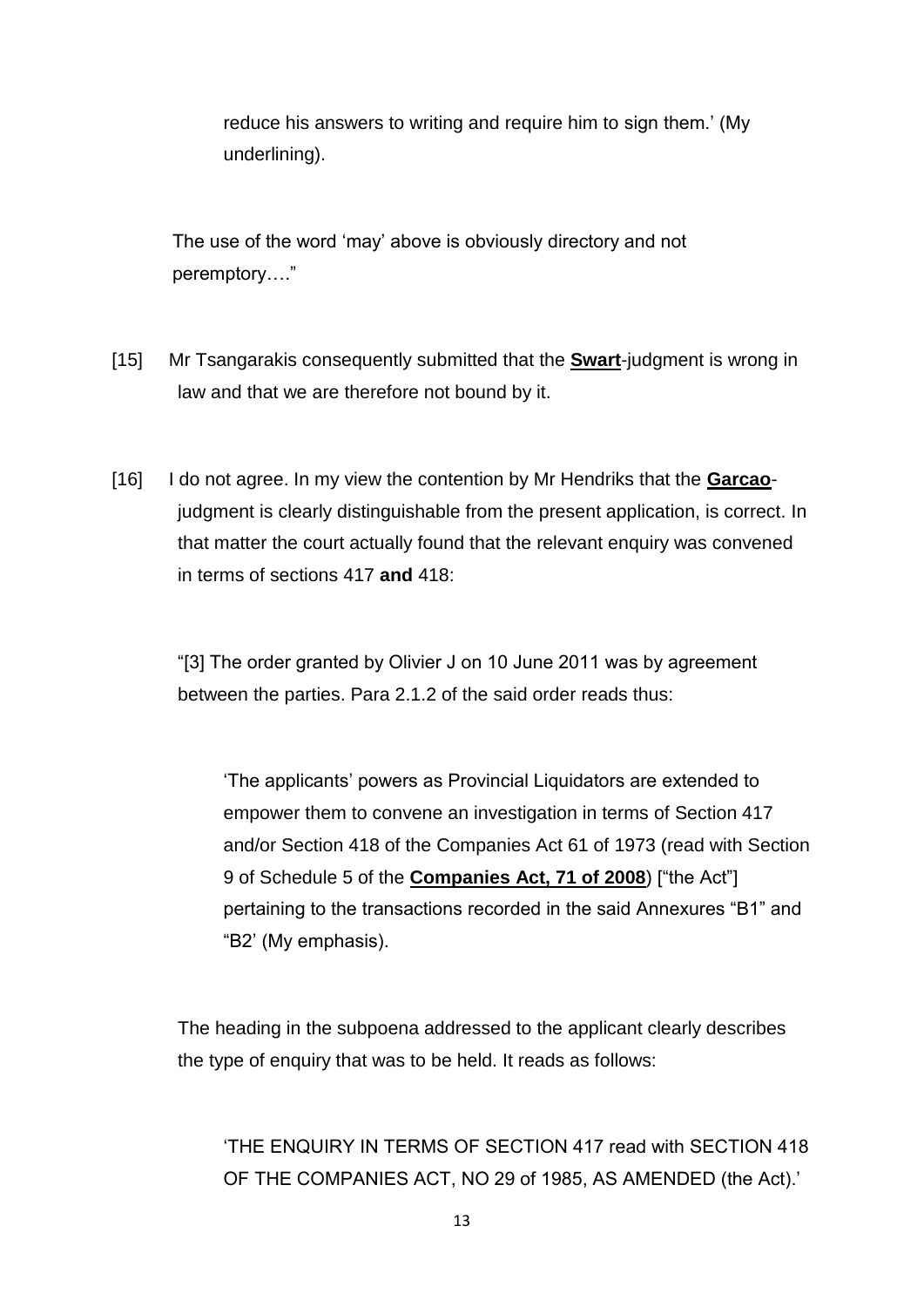reduce his answers to writing and require him to sign them.' (My underlining).

The use of the word 'may' above is obviously directory and not peremptory…."

[15] Mr Tsangarakis consequently submitted that the **Swart**-judgment is wrong in law and that we are therefore not bound by it.

[16] I do not agree. In my view the contention by Mr Hendriks that the **Garcao**-judgment is clearly distinguishable from the present application, is correct. In that matter the court actually found that the relevant enquiry was convened in terms of sections 417 **and** 418:

> "[3] The order granted by Olivier J on 10 June 2011 was by agreement between the parties. Para 2.1.2 of the said order reads thus:
>
> > 'The applicants' powers as Provincial Liquidators are extended to empower them to convene an investigation in terms of Section 417 and/or Section 418 of the Companies Act 61 of 1973 (read with Section 9 of Schedule 5 of the **Companies Act, 71 of 2008**) ["the Act"] pertaining to the transactions recorded in the said Annexures "B1" and "B2' (My emphasis).
>
> The heading in the subpoena addressed to the applicant clearly describes the type of enquiry that was to be held. It reads as follows:
>
> > 'THE ENQUIRY IN TERMS OF SECTION 417 read with SECTION 418 OF THE COMPANIES ACT, NO 29 of 1985, AS AMENDED (the Act).'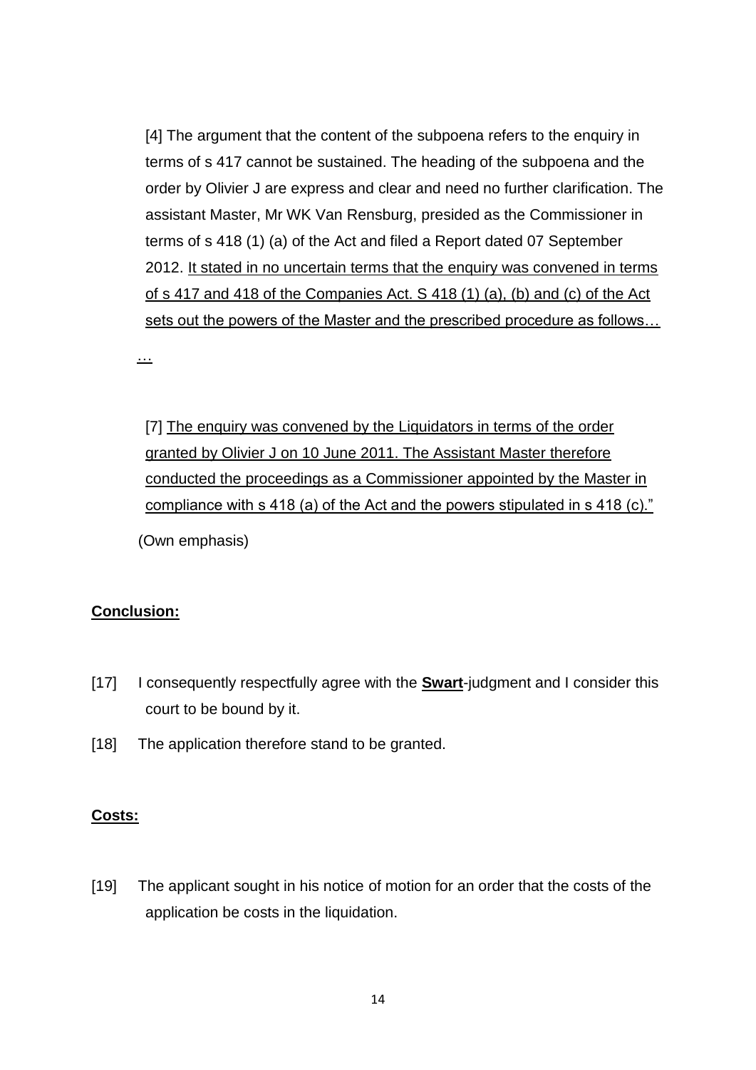[4] The argument that the content of the subpoena refers to the enquiry in terms of s 417 cannot be sustained. The heading of the subpoena and the order by Olivier J are express and clear and need no further clarification. The assistant Master, Mr WK Van Rensburg, presided as the Commissioner in terms of s 418 (1) (a) of the Act and filed a Report dated 07 September 2012. <u>It stated in no uncertain terms that the enquiry was convened in terms of s 417 and 418 of the Companies Act. S 418 (1) (a), (b) and (c) of the Act sets out the powers of the Master and the prescribed procedure as follows…</u>

<u>…</u>

[7] <u>The enquiry was convened by the Liquidators in terms of the order granted by Olivier J on 10 June 2011. The Assistant Master therefore conducted the proceedings as a Commissioner appointed by the Master in compliance with s 418 (a) of the Act and the powers stipulated in s 418 (c)."</u>

(Own emphasis)

**<u>Conclusion:</u>**

[17] I consequently respectfully agree with the **<u>Swart</u>**-judgment and I consider this court to be bound by it.

[18] The application therefore stand to be granted.

**<u>Costs:</u>**

[19] The applicant sought in his notice of motion for an order that the costs of the application be costs in the liquidation.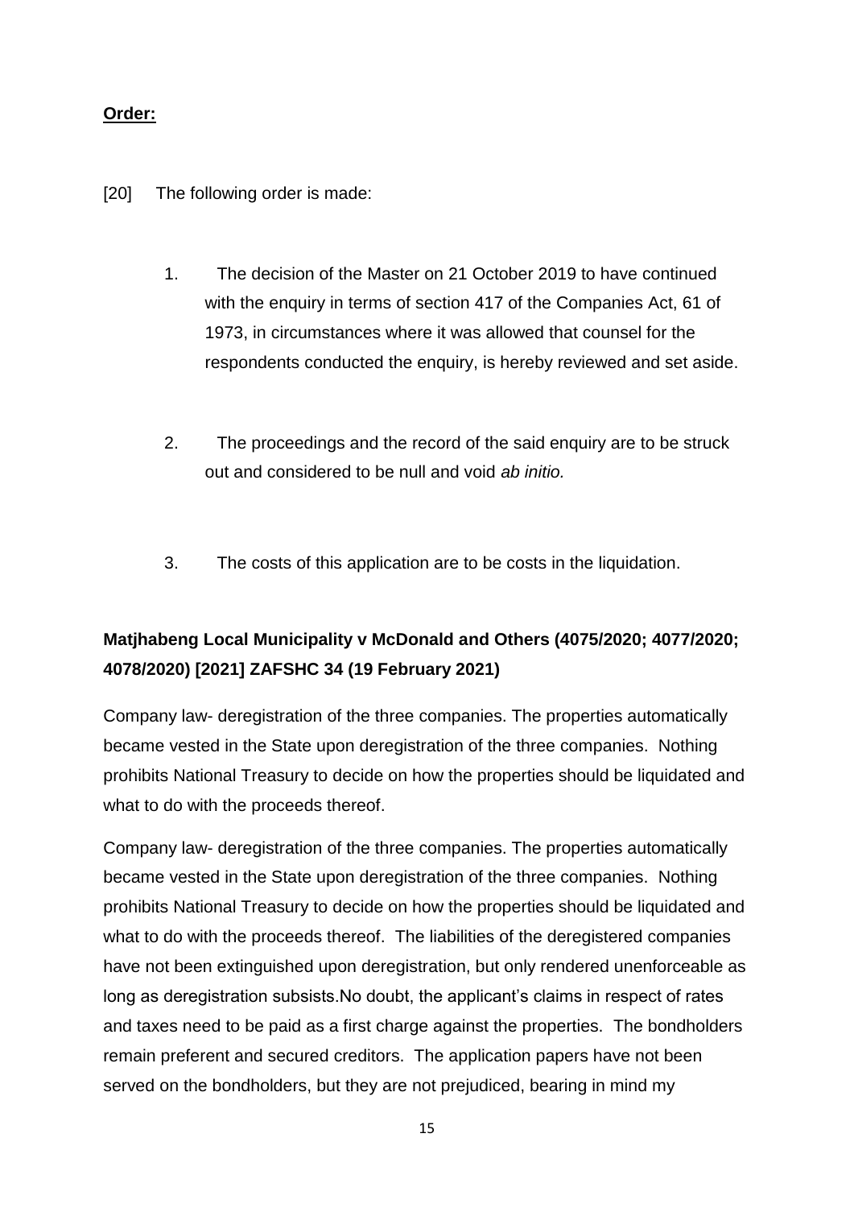**Order:**

[20] The following order is made:

1. The decision of the Master on 21 October 2019 to have continued with the enquiry in terms of section 417 of the Companies Act, 61 of 1973, in circumstances where it was allowed that counsel for the respondents conducted the enquiry, is hereby reviewed and set aside.

2. The proceedings and the record of the said enquiry are to be struck out and considered to be null and void *ab initio.*

3. The costs of this application are to be costs in the liquidation.

**Matjhabeng Local Municipality v McDonald and Others (4075/2020; 4077/2020; 4078/2020) [2021] ZAFSHC 34 (19 February 2021)**

Company law- deregistration of the three companies. The properties automatically became vested in the State upon deregistration of the three companies. Nothing prohibits National Treasury to decide on how the properties should be liquidated and what to do with the proceeds thereof.

Company law- deregistration of the three companies. The properties automatically became vested in the State upon deregistration of the three companies. Nothing prohibits National Treasury to decide on how the properties should be liquidated and what to do with the proceeds thereof. The liabilities of the deregistered companies have not been extinguished upon deregistration, but only rendered unenforceable as long as deregistration subsists.No doubt, the applicant's claims in respect of rates and taxes need to be paid as a first charge against the properties. The bondholders remain preferent and secured creditors. The application papers have not been served on the bondholders, but they are not prejudiced, bearing in mind my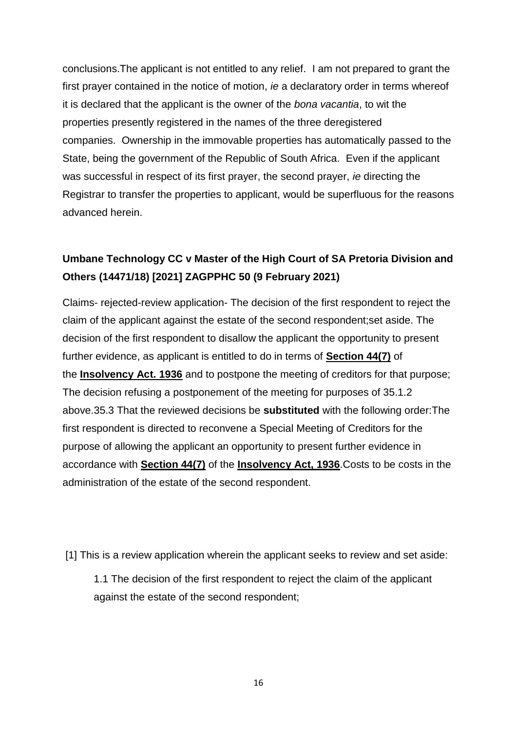conclusions.The applicant is not entitled to any relief. I am not prepared to grant the first prayer contained in the notice of motion, *ie* a declaratory order in terms whereof it is declared that the applicant is the owner of the *bona vacantia*, to wit the properties presently registered in the names of the three deregistered companies. Ownership in the immovable properties has automatically passed to the State, being the government of the Republic of South Africa. Even if the applicant was successful in respect of its first prayer, the second prayer, *ie* directing the Registrar to transfer the properties to applicant, would be superfluous for the reasons advanced herein.

**Umbane Technology CC v Master of the High Court of SA Pretoria Division and Others (14471/18) [2021] ZAGPPHC 50 (9 February 2021)**

Claims- rejected-review application- The decision of the first respondent to reject the claim of the applicant against the estate of the second respondent;set aside. The decision of the first respondent to disallow the applicant the opportunity to present further evidence, as applicant is entitled to do in terms of **Section 44(7)** of the **Insolvency Act. 1936** and to postpone the meeting of creditors for that purpose; The decision refusing a postponement of the meeting for purposes of 35.1.2 above.35.3 That the reviewed decisions be **substituted** with the following order:The first respondent is directed to reconvene a Special Meeting of Creditors for the purpose of allowing the applicant an opportunity to present further evidence in accordance with **Section 44(7)** of the **Insolvency Act, 1936**.Costs to be costs in the administration of the estate of the second respondent.

[1] This is a review application wherein the applicant seeks to review and set aside:

1.1 The decision of the first respondent to reject the claim of the applicant against the estate of the second respondent;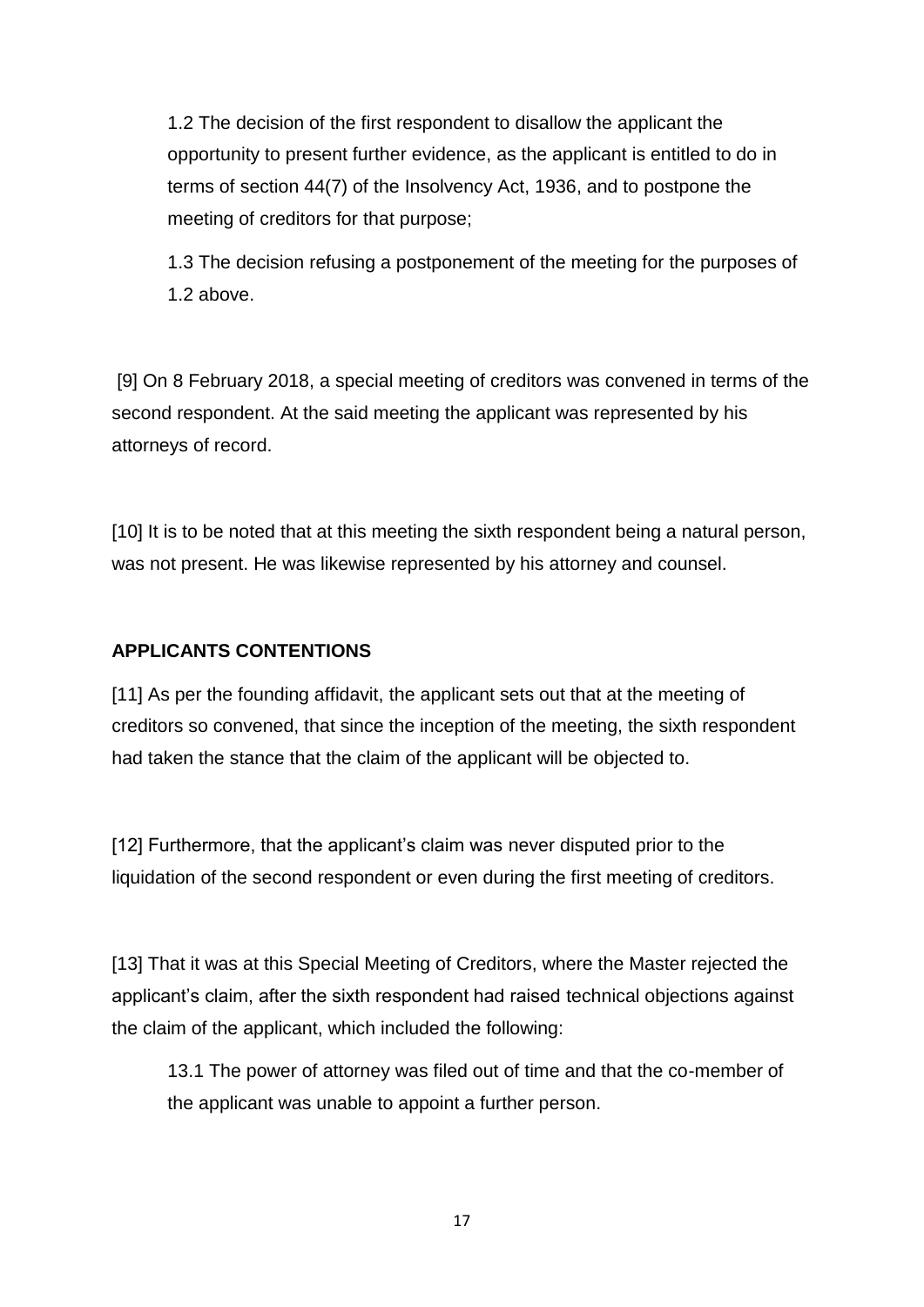1.2 The decision of the first respondent to disallow the applicant the opportunity to present further evidence, as the applicant is entitled to do in terms of section 44(7) of the Insolvency Act, 1936, and to postpone the meeting of creditors for that purpose;

1.3 The decision refusing a postponement of the meeting for the purposes of 1.2 above.

[9] On 8 February 2018, a special meeting of creditors was convened in terms of the second respondent. At the said meeting the applicant was represented by his attorneys of record.

[10] It is to be noted that at this meeting the sixth respondent being a natural person, was not present. He was likewise represented by his attorney and counsel.

**APPLICANTS CONTENTIONS**

[11] As per the founding affidavit, the applicant sets out that at the meeting of creditors so convened, that since the inception of the meeting, the sixth respondent had taken the stance that the claim of the applicant will be objected to.

[12] Furthermore, that the applicant's claim was never disputed prior to the liquidation of the second respondent or even during the first meeting of creditors.

[13] That it was at this Special Meeting of Creditors, where the Master rejected the applicant's claim, after the sixth respondent had raised technical objections against the claim of the applicant, which included the following:

13.1 The power of attorney was filed out of time and that the co-member of the applicant was unable to appoint a further person.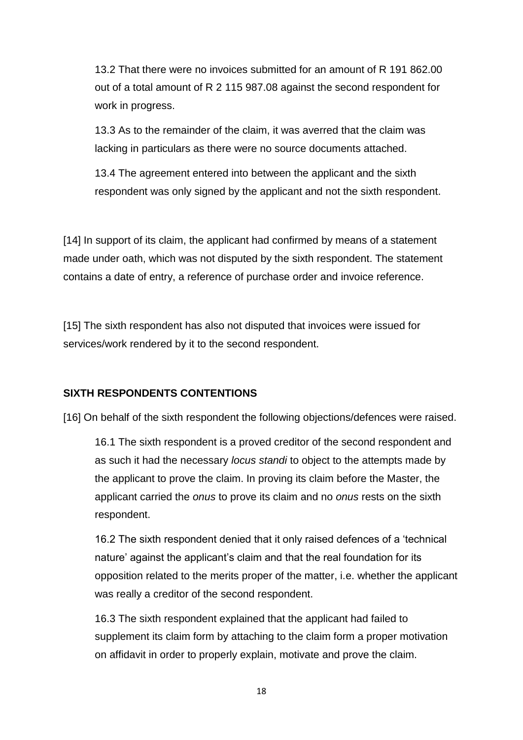13.2 That there were no invoices submitted for an amount of R 191 862.00 out of a total amount of R 2 115 987.08 against the second respondent for work in progress.

13.3 As to the remainder of the claim, it was averred that the claim was lacking in particulars as there were no source documents attached.

13.4 The agreement entered into between the applicant and the sixth respondent was only signed by the applicant and not the sixth respondent.

[14] In support of its claim, the applicant had confirmed by means of a statement made under oath, which was not disputed by the sixth respondent. The statement contains a date of entry, a reference of purchase order and invoice reference.

[15] The sixth respondent has also not disputed that invoices were issued for services/work rendered by it to the second respondent.

**SIXTH RESPONDENTS CONTENTIONS**

[16] On behalf of the sixth respondent the following objections/defences were raised.

16.1 The sixth respondent is a proved creditor of the second respondent and as such it had the necessary *locus standi* to object to the attempts made by the applicant to prove the claim. In proving its claim before the Master, the applicant carried the *onus* to prove its claim and no *onus* rests on the sixth respondent.

16.2 The sixth respondent denied that it only raised defences of a 'technical nature' against the applicant's claim and that the real foundation for its opposition related to the merits proper of the matter, i.e. whether the applicant was really a creditor of the second respondent.

16.3 The sixth respondent explained that the applicant had failed to supplement its claim form by attaching to the claim form a proper motivation on affidavit in order to properly explain, motivate and prove the claim.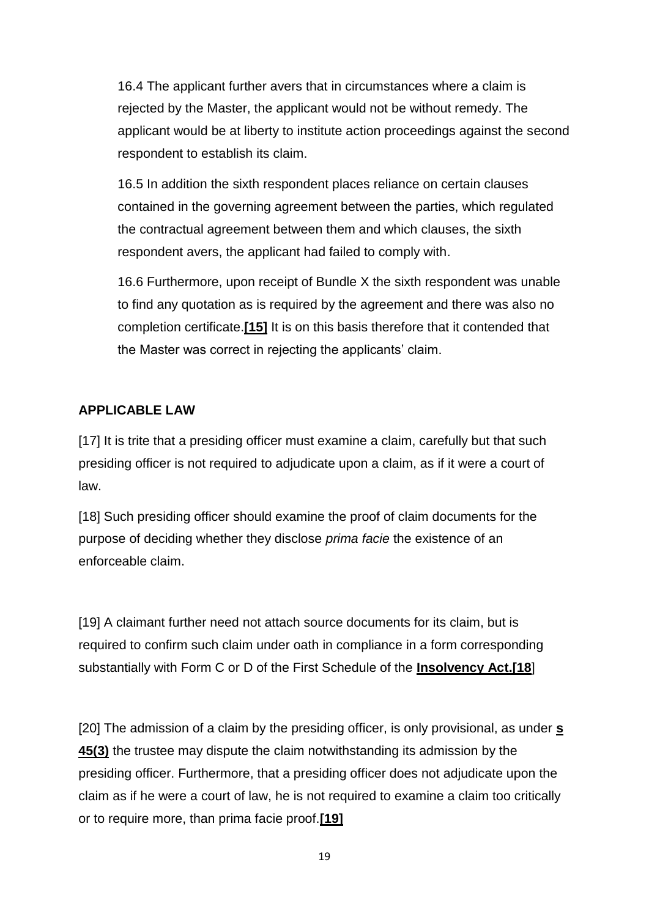16.4 The applicant further avers that in circumstances where a claim is rejected by the Master, the applicant would not be without remedy. The applicant would be at liberty to institute action proceedings against the second respondent to establish its claim.

16.5 In addition the sixth respondent places reliance on certain clauses contained in the governing agreement between the parties, which regulated the contractual agreement between them and which clauses, the sixth respondent avers, the applicant had failed to comply with.

16.6 Furthermore, upon receipt of Bundle X the sixth respondent was unable to find any quotation as is required by the agreement and there was also no completion certificate.**[15]** It is on this basis therefore that it contended that the Master was correct in rejecting the applicants' claim.

**APPLICABLE LAW**

[17] It is trite that a presiding officer must examine a claim, carefully but that such presiding officer is not required to adjudicate upon a claim, as if it were a court of law.

[18] Such presiding officer should examine the proof of claim documents for the purpose of deciding whether they disclose *prima facie* the existence of an enforceable claim.

[19] A claimant further need not attach source documents for its claim, but is required to confirm such claim under oath in compliance in a form corresponding substantially with Form C or D of the First Schedule of the **Insolvency Act.[18**]

[20] The admission of a claim by the presiding officer, is only provisional, as under **s 45(3)** the trustee may dispute the claim notwithstanding its admission by the presiding officer. Furthermore, that a presiding officer does not adjudicate upon the claim as if he were a court of law, he is not required to examine a claim too critically or to require more, than prima facie proof.**[19]**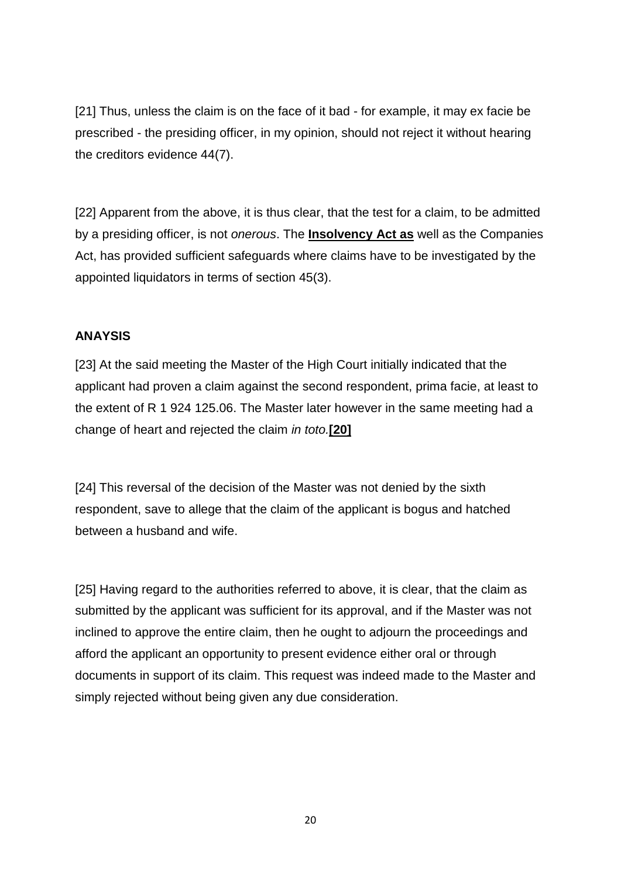[21] Thus, unless the claim is on the face of it bad - for example, it may ex facie be prescribed - the presiding officer, in my opinion, should not reject it without hearing the creditors evidence 44(7).

[22] Apparent from the above, it is thus clear, that the test for a claim, to be admitted by a presiding officer, is not *onerous*. The **Insolvency Act as** well as the Companies Act, has provided sufficient safeguards where claims have to be investigated by the appointed liquidators in terms of section 45(3).

**ANAYSIS**

[23] At the said meeting the Master of the High Court initially indicated that the applicant had proven a claim against the second respondent, prima facie, at least to the extent of R 1 924 125.06. The Master later however in the same meeting had a change of heart and rejected the claim *in toto.* **[20]**

[24] This reversal of the decision of the Master was not denied by the sixth respondent, save to allege that the claim of the applicant is bogus and hatched between a husband and wife.

[25] Having regard to the authorities referred to above, it is clear, that the claim as submitted by the applicant was sufficient for its approval, and if the Master was not inclined to approve the entire claim, then he ought to adjourn the proceedings and afford the applicant an opportunity to present evidence either oral or through documents in support of its claim. This request was indeed made to the Master and simply rejected without being given any due consideration.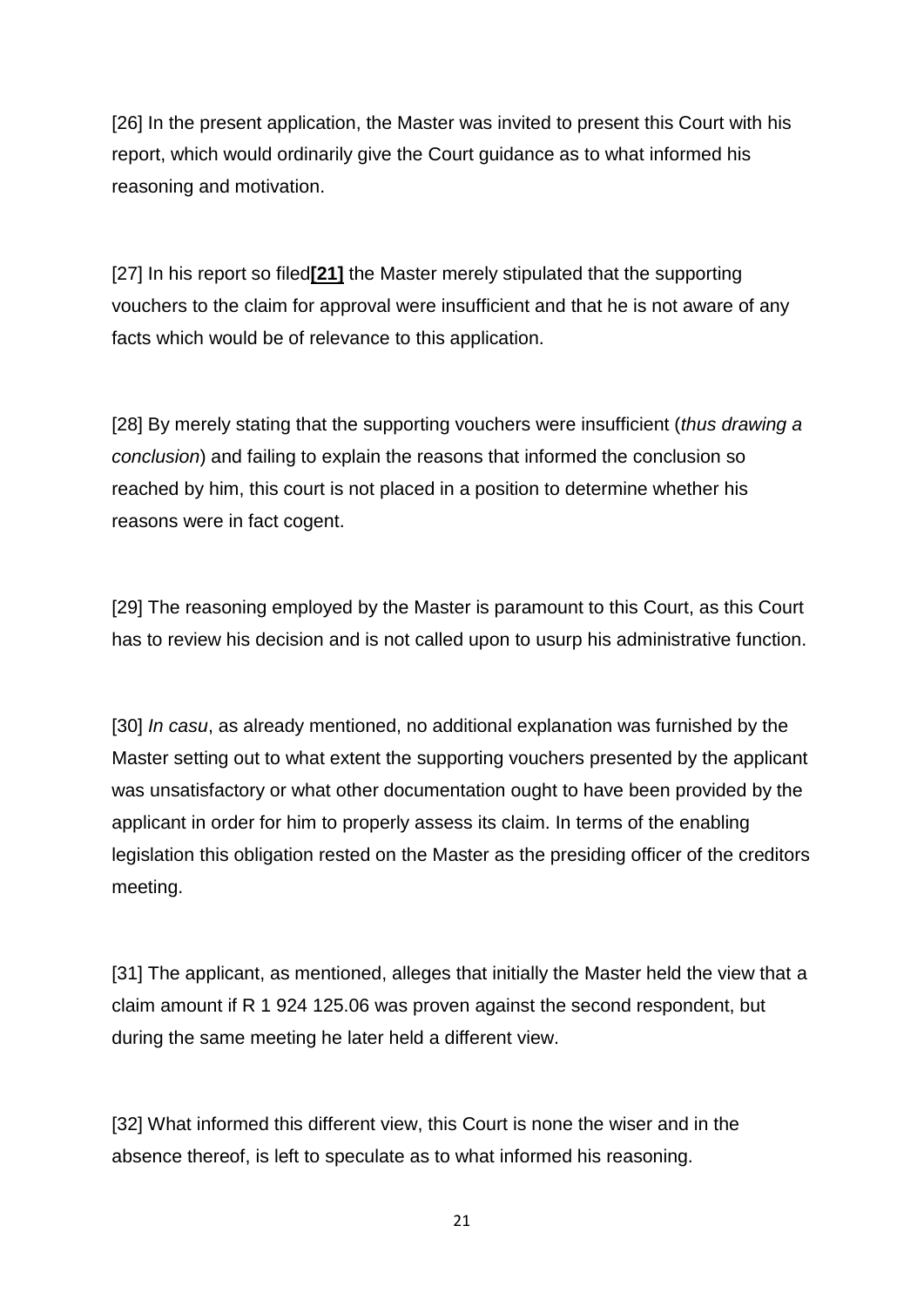[26] In the present application, the Master was invited to present this Court with his report, which would ordinarily give the Court guidance as to what informed his reasoning and motivation.

[27] In his report so filed**[21]** the Master merely stipulated that the supporting vouchers to the claim for approval were insufficient and that he is not aware of any facts which would be of relevance to this application.

[28] By merely stating that the supporting vouchers were insufficient (*thus drawing a conclusion*) and failing to explain the reasons that informed the conclusion so reached by him, this court is not placed in a position to determine whether his reasons were in fact cogent.

[29] The reasoning employed by the Master is paramount to this Court, as this Court has to review his decision and is not called upon to usurp his administrative function.

[30] *In casu*, as already mentioned, no additional explanation was furnished by the Master setting out to what extent the supporting vouchers presented by the applicant was unsatisfactory or what other documentation ought to have been provided by the applicant in order for him to properly assess its claim. In terms of the enabling legislation this obligation rested on the Master as the presiding officer of the creditors meeting.

[31] The applicant, as mentioned, alleges that initially the Master held the view that a claim amount if R 1 924 125.06 was proven against the second respondent, but during the same meeting he later held a different view.

[32] What informed this different view, this Court is none the wiser and in the absence thereof, is left to speculate as to what informed his reasoning.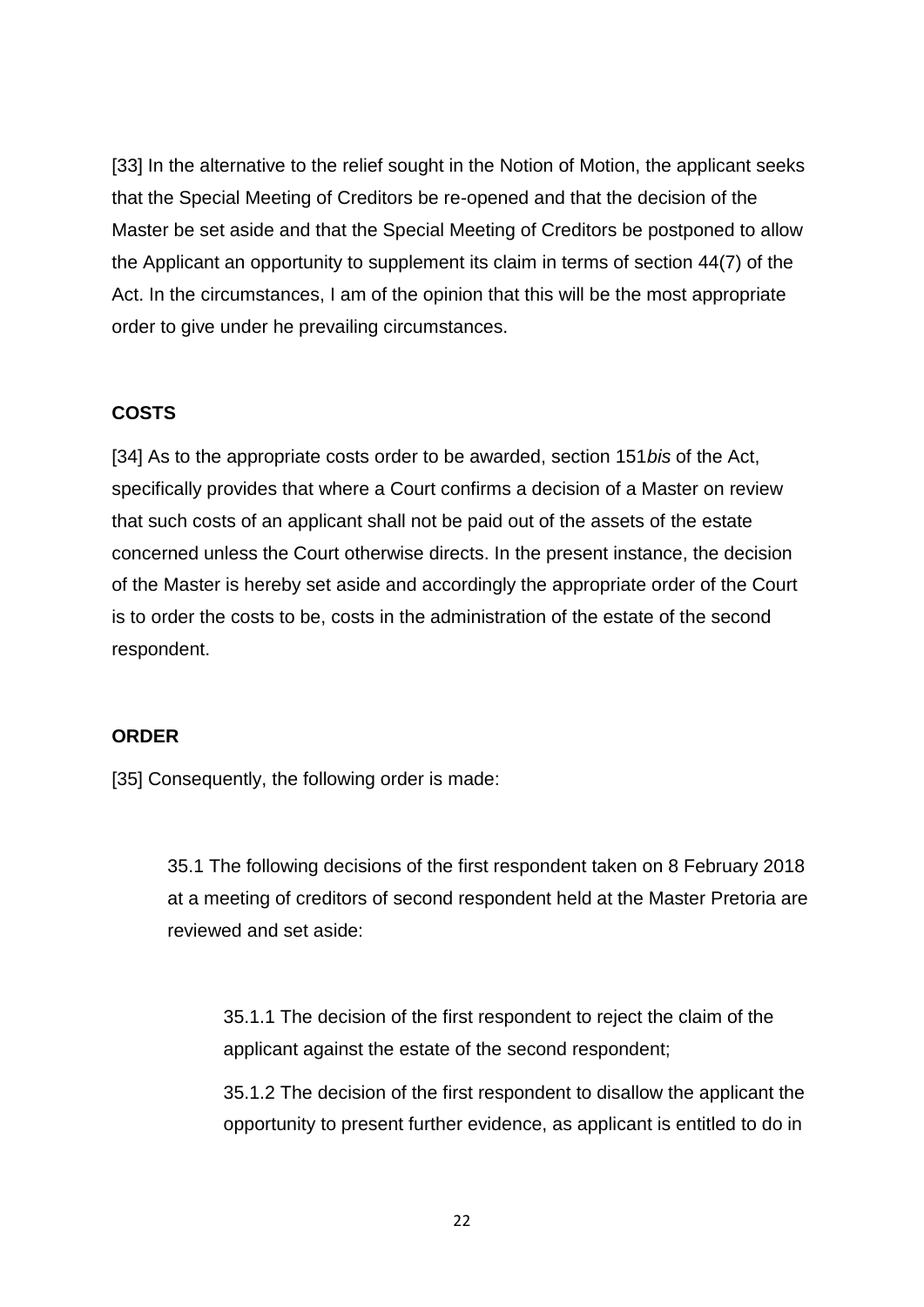[33] In the alternative to the relief sought in the Notion of Motion, the applicant seeks that the Special Meeting of Creditors be re-opened and that the decision of the Master be set aside and that the Special Meeting of Creditors be postponed to allow the Applicant an opportunity to supplement its claim in terms of section 44(7) of the Act. In the circumstances, I am of the opinion that this will be the most appropriate order to give under he prevailing circumstances.

**COSTS**

[34] As to the appropriate costs order to be awarded, section 151*bis* of the Act, specifically provides that where a Court confirms a decision of a Master on review that such costs of an applicant shall not be paid out of the assets of the estate concerned unless the Court otherwise directs. In the present instance, the decision of the Master is hereby set aside and accordingly the appropriate order of the Court is to order the costs to be, costs in the administration of the estate of the second respondent.

**ORDER**

[35] Consequently, the following order is made:

> 35.1 The following decisions of the first respondent taken on 8 February 2018 at a meeting of creditors of second respondent held at the Master Pretoria are reviewed and set aside:
>
> > 35.1.1 The decision of the first respondent to reject the claim of the applicant against the estate of the second respondent;
> >
> > 35.1.2 The decision of the first respondent to disallow the applicant the opportunity to present further evidence, as applicant is entitled to do in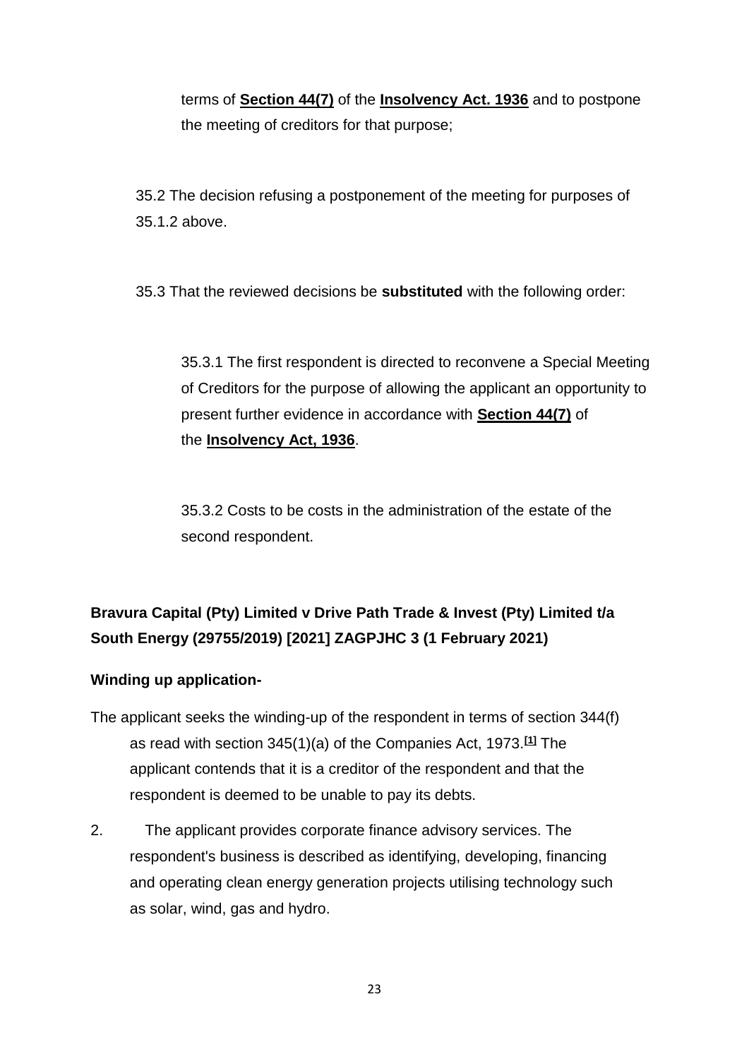terms of **Section 44(7)** of the **Insolvency Act. 1936** and to postpone the meeting of creditors for that purpose;

35.2 The decision refusing a postponement of the meeting for purposes of 35.1.2 above.

35.3 That the reviewed decisions be **substituted** with the following order:

35.3.1 The first respondent is directed to reconvene a Special Meeting of Creditors for the purpose of allowing the applicant an opportunity to present further evidence in accordance with **Section 44(7)** of the **Insolvency Act, 1936**.

35.3.2 Costs to be costs in the administration of the estate of the second respondent.

**Bravura Capital (Pty) Limited v Drive Path Trade & Invest (Pty) Limited t/a South Energy (29755/2019) [2021] ZAGPJHC 3 (1 February 2021)**

**Winding up application-**

The applicant seeks the winding-up of the respondent in terms of section 344(f) as read with section 345(1)(a) of the Companies Act, 1973.[1] The applicant contends that it is a creditor of the respondent and that the respondent is deemed to be unable to pay its debts.

2. The applicant provides corporate finance advisory services. The respondent's business is described as identifying, developing, financing and operating clean energy generation projects utilising technology such as solar, wind, gas and hydro.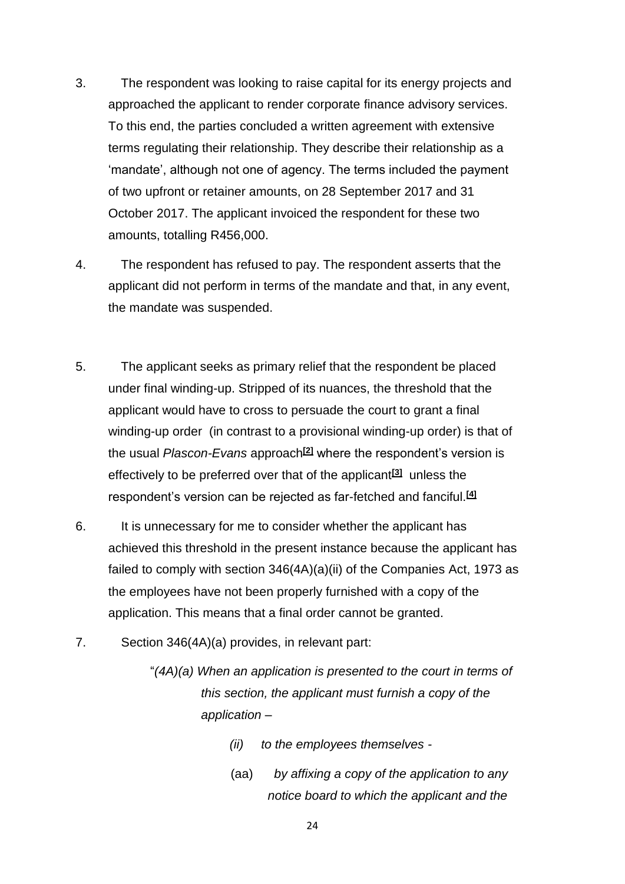3. The respondent was looking to raise capital for its energy projects and approached the applicant to render corporate finance advisory services. To this end, the parties concluded a written agreement with extensive terms regulating their relationship. They describe their relationship as a 'mandate', although not one of agency. The terms included the payment of two upfront or retainer amounts, on 28 September 2017 and 31 October 2017. The applicant invoiced the respondent for these two amounts, totalling R456,000.

4. The respondent has refused to pay. The respondent asserts that the applicant did not perform in terms of the mandate and that, in any event, the mandate was suspended.

5. The applicant seeks as primary relief that the respondent be placed under final winding-up. Stripped of its nuances, the threshold that the applicant would have to cross to persuade the court to grant a final winding-up order (in contrast to a provisional winding-up order) is that of the usual *Plascon-Evans* approach[2] where the respondent's version is effectively to be preferred over that of the applicant[3] unless the respondent's version can be rejected as far-fetched and fanciful.[4]

6. It is unnecessary for me to consider whether the applicant has achieved this threshold in the present instance because the applicant has failed to comply with section 346(4A)(a)(ii) of the Companies Act, 1973 as the employees have not been properly furnished with a copy of the application. This means that a final order cannot be granted.

7. Section 346(4A)(a) provides, in relevant part:

> "*(4A)(a) When an application is presented to the court in terms of this section, the applicant must furnish a copy of the application –*
>
> *(ii) to the employees themselves -*
>
> (aa) *by affixing a copy of the application to any notice board to which the applicant and the*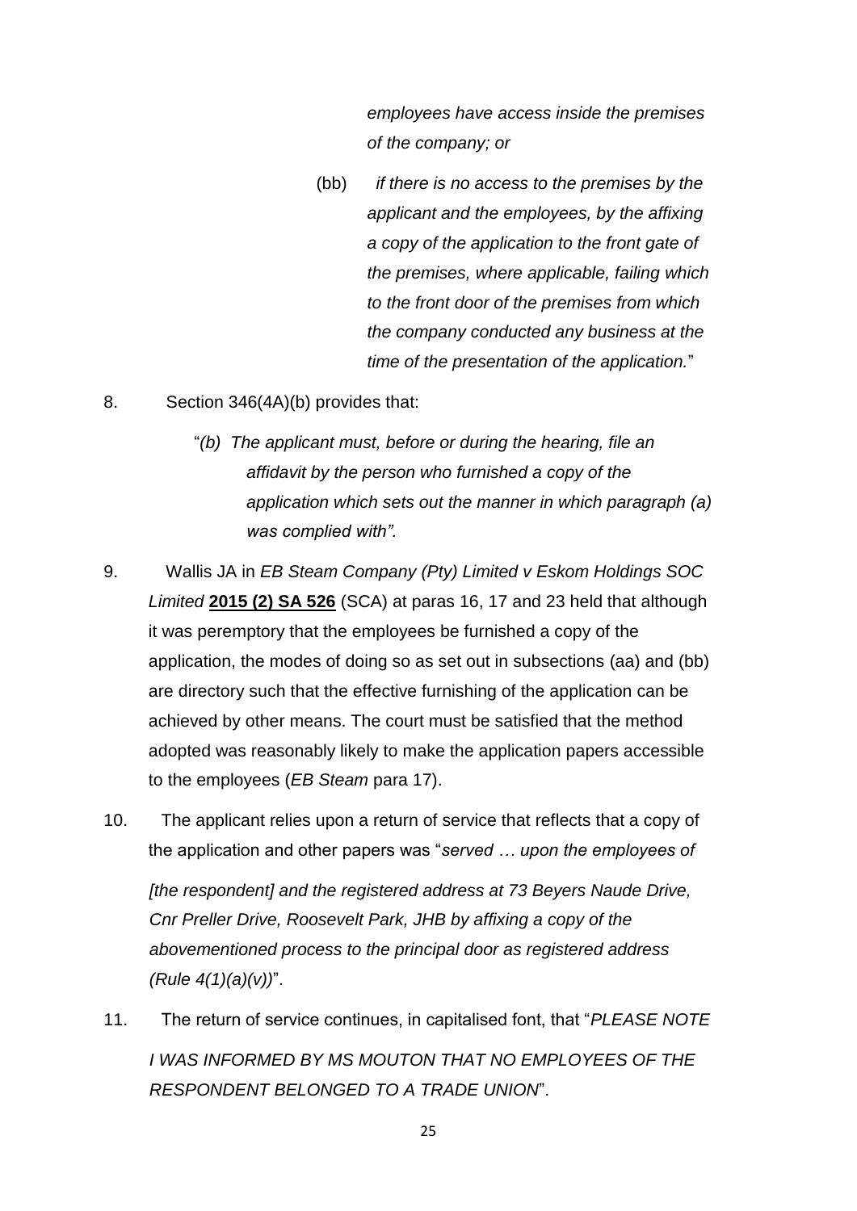*employees have access inside the premises of the company; or*

(bb) *if there is no access to the premises by the applicant and the employees, by the affixing a copy of the application to the front gate of the premises, where applicable, failing which to the front door of the premises from which the company conducted any business at the time of the presentation of the application.*"

8. Section 346(4A)(b) provides that:

   "*(b) The applicant must, before or during the hearing, file an affidavit by the person who furnished a copy of the application which sets out the manner in which paragraph (a) was complied with".*

9. Wallis JA in *EB Steam Company (Pty) Limited v Eskom Holdings SOC Limited* **2015 (2) SA 526** (SCA) at paras 16, 17 and 23 held that although it was peremptory that the employees be furnished a copy of the application, the modes of doing so as set out in subsections (aa) and (bb) are directory such that the effective furnishing of the application can be achieved by other means. The court must be satisfied that the method adopted was reasonably likely to make the application papers accessible to the employees (*EB Steam* para 17).

10. The applicant relies upon a return of service that reflects that a copy of the application and other papers was "*served … upon the employees of [the respondent] and the registered address at 73 Beyers Naude Drive, Cnr Preller Drive, Roosevelt Park, JHB by affixing a copy of the abovementioned process to the principal door as registered address (Rule 4(1)(a)(v))*".

11. The return of service continues, in capitalised font, that "*PLEASE NOTE I WAS INFORMED BY MS MOUTON THAT NO EMPLOYEES OF THE RESPONDENT BELONGED TO A TRADE UNION*".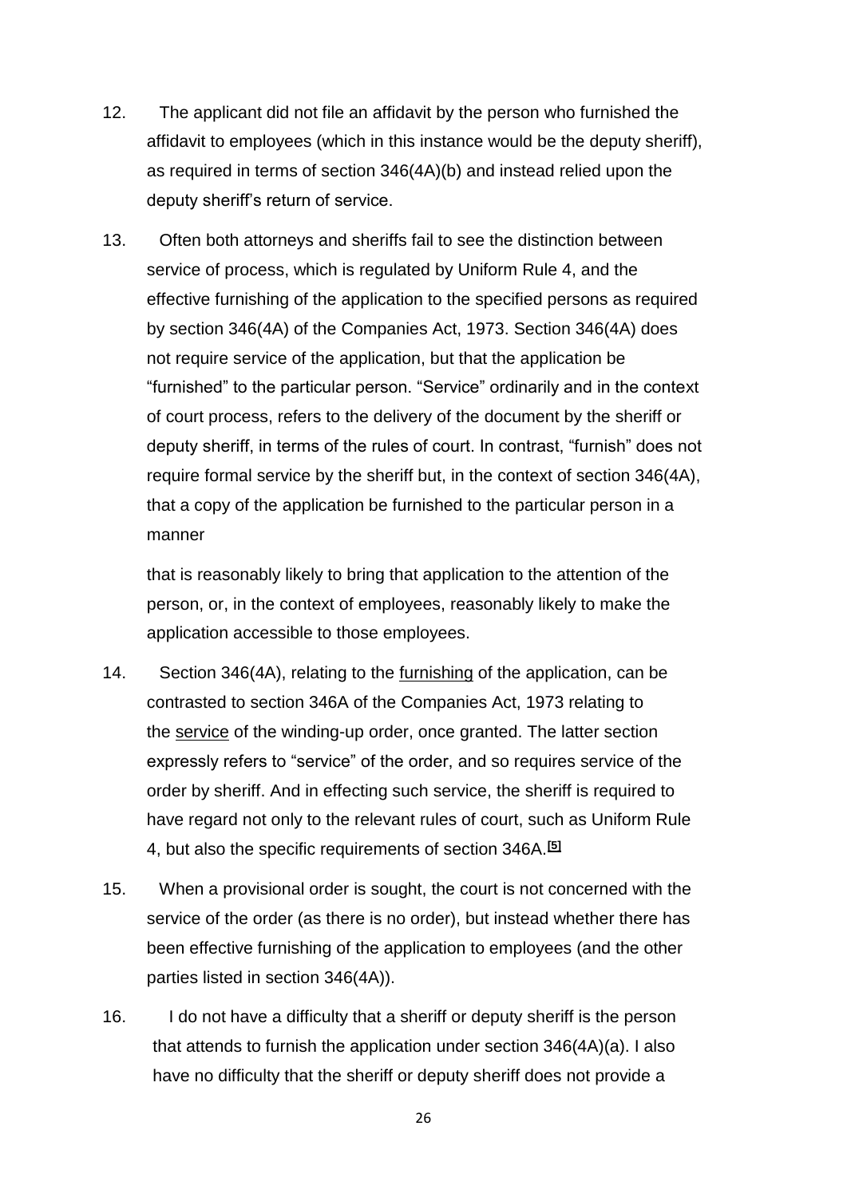12. The applicant did not file an affidavit by the person who furnished the affidavit to employees (which in this instance would be the deputy sheriff), as required in terms of section 346(4A)(b) and instead relied upon the deputy sheriff's return of service.

13. Often both attorneys and sheriffs fail to see the distinction between service of process, which is regulated by Uniform Rule 4, and the effective furnishing of the application to the specified persons as required by section 346(4A) of the Companies Act, 1973. Section 346(4A) does not require service of the application, but that the application be "furnished" to the particular person. "Service" ordinarily and in the context of court process, refers to the delivery of the document by the sheriff or deputy sheriff, in terms of the rules of court. In contrast, "furnish" does not require formal service by the sheriff but, in the context of section 346(4A), that a copy of the application be furnished to the particular person in a manner

that is reasonably likely to bring that application to the attention of the person, or, in the context of employees, reasonably likely to make the application accessible to those employees.

14. Section 346(4A), relating to the <u>furnishing</u> of the application, can be contrasted to section 346A of the Companies Act, 1973 relating to the <u>service</u> of the winding-up order, once granted. The latter section expressly refers to "service" of the order, and so requires service of the order by sheriff. And in effecting such service, the sheriff is required to have regard not only to the relevant rules of court, such as Uniform Rule 4, but also the specific requirements of section 346A.[5]

15. When a provisional order is sought, the court is not concerned with the service of the order (as there is no order), but instead whether there has been effective furnishing of the application to employees (and the other parties listed in section 346(4A)).

16. I do not have a difficulty that a sheriff or deputy sheriff is the person that attends to furnish the application under section 346(4A)(a). I also have no difficulty that the sheriff or deputy sheriff does not provide a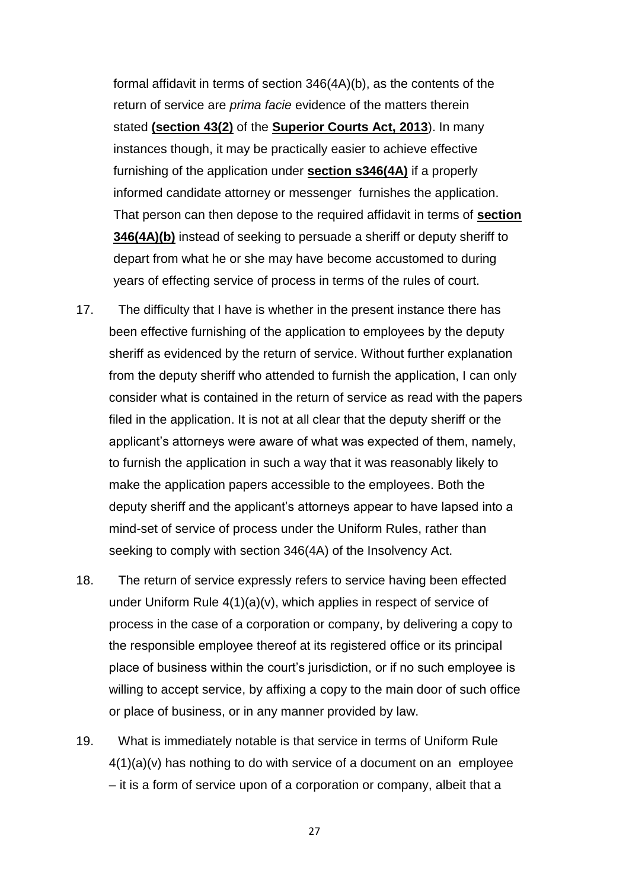formal affidavit in terms of section 346(4A)(b), as the contents of the return of service are *prima facie* evidence of the matters therein stated **(section 43(2)** of the **Superior Courts Act, 2013**). In many instances though, it may be practically easier to achieve effective furnishing of the application under **section s346(4A)** if a properly informed candidate attorney or messenger furnishes the application. That person can then depose to the required affidavit in terms of **section 346(4A)(b)** instead of seeking to persuade a sheriff or deputy sheriff to depart from what he or she may have become accustomed to during years of effecting service of process in terms of the rules of court.

17. The difficulty that I have is whether in the present instance there has been effective furnishing of the application to employees by the deputy sheriff as evidenced by the return of service. Without further explanation from the deputy sheriff who attended to furnish the application, I can only consider what is contained in the return of service as read with the papers filed in the application. It is not at all clear that the deputy sheriff or the applicant's attorneys were aware of what was expected of them, namely, to furnish the application in such a way that it was reasonably likely to make the application papers accessible to the employees. Both the deputy sheriff and the applicant's attorneys appear to have lapsed into a mind-set of service of process under the Uniform Rules, rather than seeking to comply with section 346(4A) of the Insolvency Act.

18. The return of service expressly refers to service having been effected under Uniform Rule 4(1)(a)(v), which applies in respect of service of process in the case of a corporation or company, by delivering a copy to the responsible employee thereof at its registered office or its principal place of business within the court's jurisdiction, or if no such employee is willing to accept service, by affixing a copy to the main door of such office or place of business, or in any manner provided by law.

19. What is immediately notable is that service in terms of Uniform Rule 4(1)(a)(v) has nothing to do with service of a document on an employee – it is a form of service upon of a corporation or company, albeit that a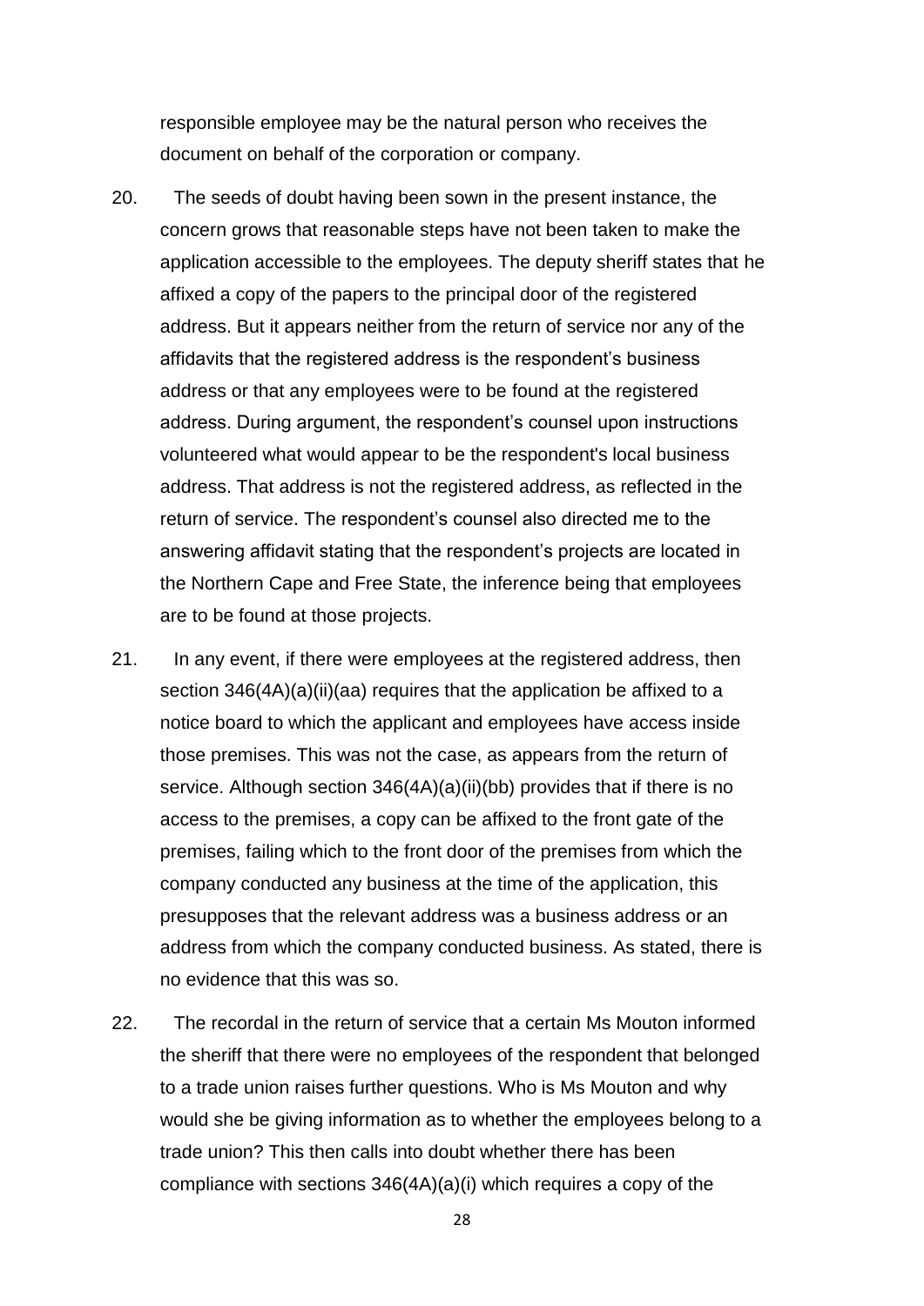responsible employee may be the natural person who receives the document on behalf of the corporation or company.

20. The seeds of doubt having been sown in the present instance, the concern grows that reasonable steps have not been taken to make the application accessible to the employees. The deputy sheriff states that he affixed a copy of the papers to the principal door of the registered address. But it appears neither from the return of service nor any of the affidavits that the registered address is the respondent's business address or that any employees were to be found at the registered address. During argument, the respondent's counsel upon instructions volunteered what would appear to be the respondent's local business address. That address is not the registered address, as reflected in the return of service. The respondent's counsel also directed me to the answering affidavit stating that the respondent's projects are located in the Northern Cape and Free State, the inference being that employees are to be found at those projects.

21. In any event, if there were employees at the registered address, then section 346(4A)(a)(ii)(aa) requires that the application be affixed to a notice board to which the applicant and employees have access inside those premises. This was not the case, as appears from the return of service. Although section 346(4A)(a)(ii)(bb) provides that if there is no access to the premises, a copy can be affixed to the front gate of the premises, failing which to the front door of the premises from which the company conducted any business at the time of the application, this presupposes that the relevant address was a business address or an address from which the company conducted business. As stated, there is no evidence that this was so.

22. The recordal in the return of service that a certain Ms Mouton informed the sheriff that there were no employees of the respondent that belonged to a trade union raises further questions. Who is Ms Mouton and why would she be giving information as to whether the employees belong to a trade union? This then calls into doubt whether there has been compliance with sections 346(4A)(a)(i) which requires a copy of the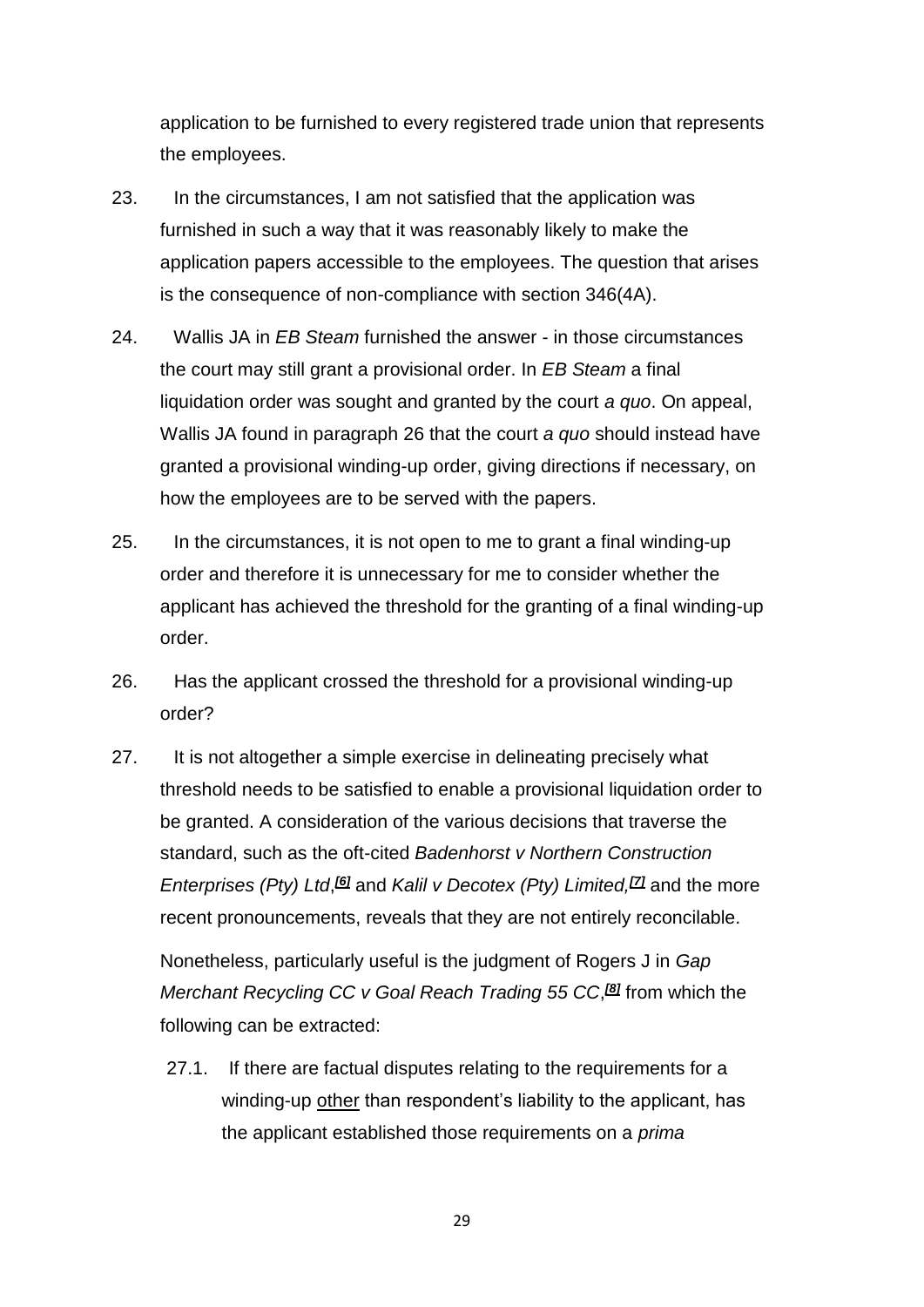application to be furnished to every registered trade union that represents the employees.

23. In the circumstances, I am not satisfied that the application was furnished in such a way that it was reasonably likely to make the application papers accessible to the employees. The question that arises is the consequence of non-compliance with section 346(4A).

24. Wallis JA in *EB Steam* furnished the answer - in those circumstances the court may still grant a provisional order. In *EB Steam* a final liquidation order was sought and granted by the court *a quo*. On appeal, Wallis JA found in paragraph 26 that the court *a quo* should instead have granted a provisional winding-up order, giving directions if necessary, on how the employees are to be served with the papers.

25. In the circumstances, it is not open to me to grant a final winding-up order and therefore it is unnecessary for me to consider whether the applicant has achieved the threshold for the granting of a final winding-up order.

26. Has the applicant crossed the threshold for a provisional winding-up order?

27. It is not altogether a simple exercise in delineating precisely what threshold needs to be satisfied to enable a provisional liquidation order to be granted. A consideration of the various decisions that traverse the standard, such as the oft-cited *Badenhorst v Northern Construction Enterprises (Pty) Ltd*,[6] and *Kalil v Decotex (Pty) Limited,*[7] and the more recent pronouncements, reveals that they are not entirely reconcilable.

Nonetheless, particularly useful is the judgment of Rogers J in *Gap Merchant Recycling CC v Goal Reach Trading 55 CC*,[8] from which the following can be extracted:

27.1. If there are factual disputes relating to the requirements for a winding-up <u>other</u> than respondent's liability to the applicant, has the applicant established those requirements on a *prima*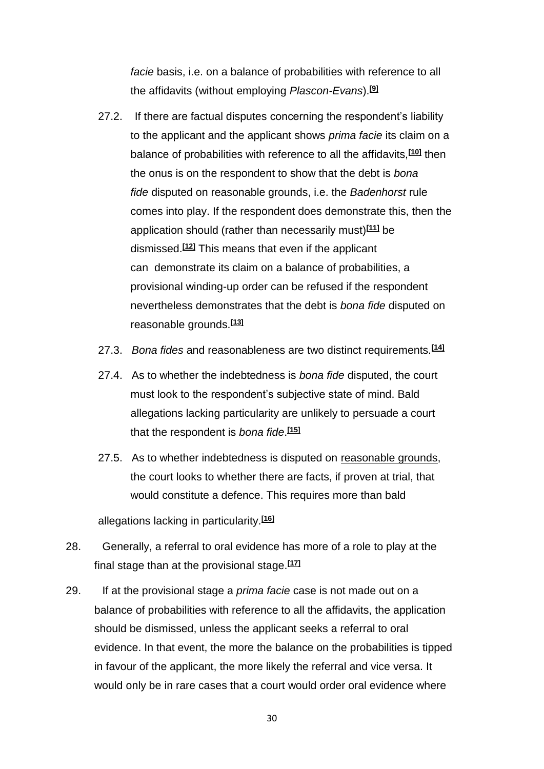*facie* basis, i.e. on a balance of probabilities with reference to all the affidavits (without employing *Plascon-Evans*).[9]

27.2. If there are factual disputes concerning the respondent's liability to the applicant and the applicant shows *prima facie* its claim on a balance of probabilities with reference to all the affidavits,[10] then the onus is on the respondent to show that the debt is *bona fide* disputed on reasonable grounds, i.e. the *Badenhorst* rule comes into play. If the respondent does demonstrate this, then the application should (rather than necessarily must)[11] be dismissed.[12] This means that even if the applicant can demonstrate its claim on a balance of probabilities, a provisional winding-up order can be refused if the respondent nevertheless demonstrates that the debt is *bona fide* disputed on reasonable grounds.[13]

27.3. *Bona fides* and reasonableness are two distinct requirements.[14]

27.4. As to whether the indebtedness is *bona fide* disputed, the court must look to the respondent's subjective state of mind. Bald allegations lacking particularity are unlikely to persuade a court that the respondent is *bona fide*.[15]

27.5. As to whether indebtedness is disputed on reasonable grounds, the court looks to whether there are facts, if proven at trial, that would constitute a defence. This requires more than bald allegations lacking in particularity.[16]

28. Generally, a referral to oral evidence has more of a role to play at the final stage than at the provisional stage.[17]

29. If at the provisional stage a *prima facie* case is not made out on a balance of probabilities with reference to all the affidavits, the application should be dismissed, unless the applicant seeks a referral to oral evidence. In that event, the more the balance on the probabilities is tipped in favour of the applicant, the more likely the referral and vice versa. It would only be in rare cases that a court would order oral evidence where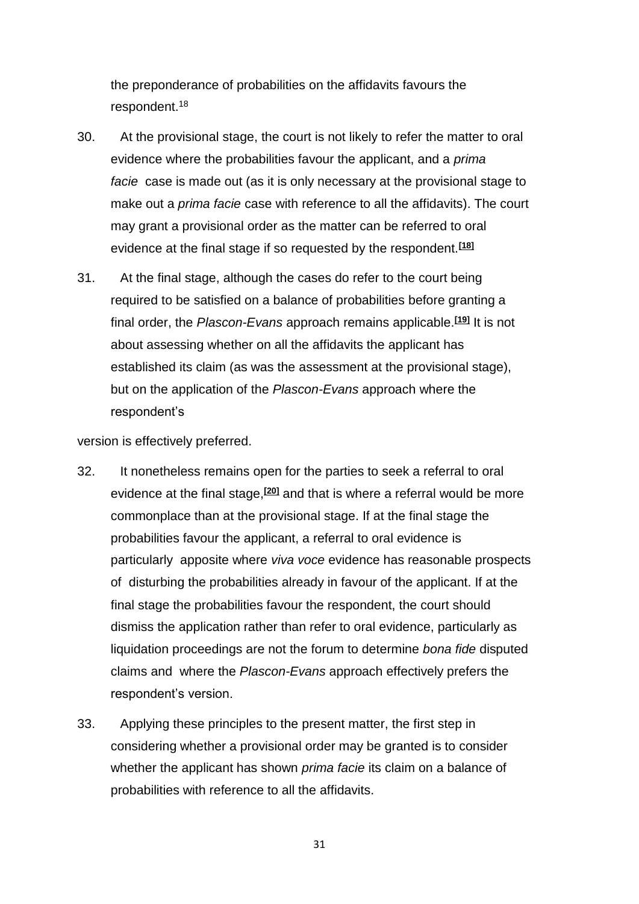the preponderance of probabilities on the affidavits favours the respondent.[18]

30. At the provisional stage, the court is not likely to refer the matter to oral evidence where the probabilities favour the applicant, and a *prima facie* case is made out (as it is only necessary at the provisional stage to make out a *prima facie* case with reference to all the affidavits). The court may grant a provisional order as the matter can be referred to oral evidence at the final stage if so requested by the respondent.[18]

31. At the final stage, although the cases do refer to the court being required to be satisfied on a balance of probabilities before granting a final order, the *Plascon-Evans* approach remains applicable.[19] It is not about assessing whether on all the affidavits the applicant has established its claim (as was the assessment at the provisional stage), but on the application of the *Plascon-Evans* approach where the respondent's version is effectively preferred.

32. It nonetheless remains open for the parties to seek a referral to oral evidence at the final stage,[20] and that is where a referral would be more commonplace than at the provisional stage. If at the final stage the probabilities favour the applicant, a referral to oral evidence is particularly apposite where *viva voce* evidence has reasonable prospects of disturbing the probabilities already in favour of the applicant. If at the final stage the probabilities favour the respondent, the court should dismiss the application rather than refer to oral evidence, particularly as liquidation proceedings are not the forum to determine *bona fide* disputed claims and where the *Plascon-Evans* approach effectively prefers the respondent's version.

33. Applying these principles to the present matter, the first step in considering whether a provisional order may be granted is to consider whether the applicant has shown *prima facie* its claim on a balance of probabilities with reference to all the affidavits.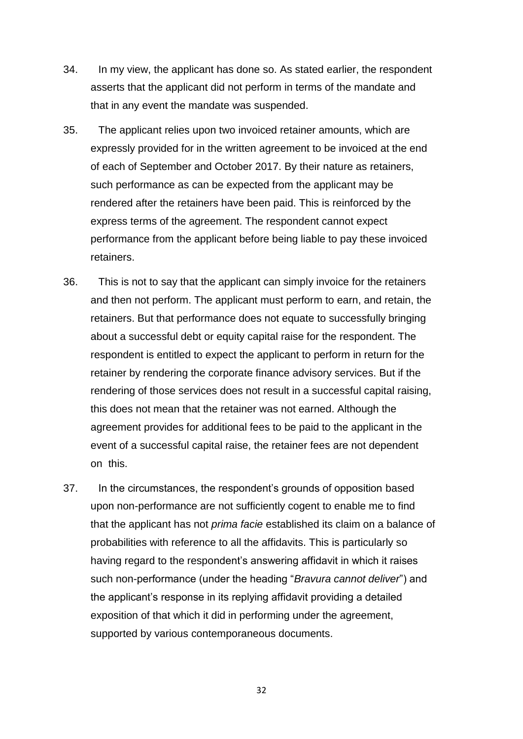34. In my view, the applicant has done so. As stated earlier, the respondent asserts that the applicant did not perform in terms of the mandate and that in any event the mandate was suspended.

35. The applicant relies upon two invoiced retainer amounts, which are expressly provided for in the written agreement to be invoiced at the end of each of September and October 2017. By their nature as retainers, such performance as can be expected from the applicant may be rendered after the retainers have been paid. This is reinforced by the express terms of the agreement. The respondent cannot expect performance from the applicant before being liable to pay these invoiced retainers.

36. This is not to say that the applicant can simply invoice for the retainers and then not perform. The applicant must perform to earn, and retain, the retainers. But that performance does not equate to successfully bringing about a successful debt or equity capital raise for the respondent. The respondent is entitled to expect the applicant to perform in return for the retainer by rendering the corporate finance advisory services. But if the rendering of those services does not result in a successful capital raising, this does not mean that the retainer was not earned. Although the agreement provides for additional fees to be paid to the applicant in the event of a successful capital raise, the retainer fees are not dependent on this.

37. In the circumstances, the respondent's grounds of opposition based upon non-performance are not sufficiently cogent to enable me to find that the applicant has not *prima facie* established its claim on a balance of probabilities with reference to all the affidavits. This is particularly so having regard to the respondent's answering affidavit in which it raises such non-performance (under the heading "*Bravura cannot deliver*") and the applicant's response in its replying affidavit providing a detailed exposition of that which it did in performing under the agreement, supported by various contemporaneous documents.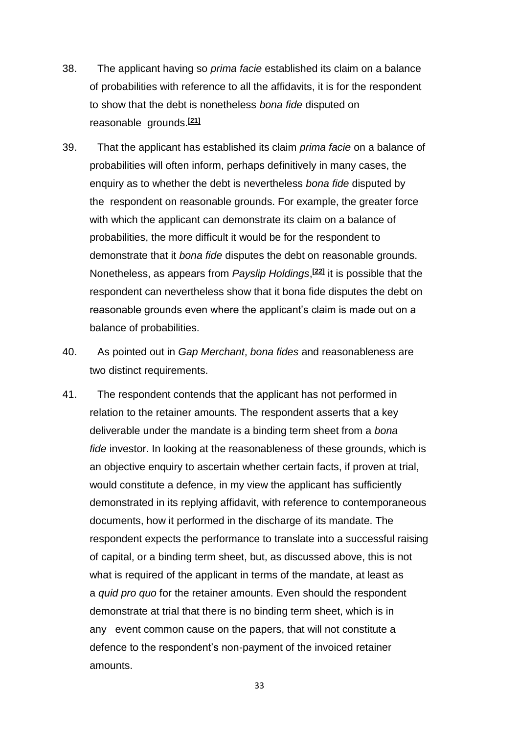38. The applicant having so *prima facie* established its claim on a balance of probabilities with reference to all the affidavits, it is for the respondent to show that the debt is nonetheless *bona fide* disputed on reasonable grounds.[21]

39. That the applicant has established its claim *prima facie* on a balance of probabilities will often inform, perhaps definitively in many cases, the enquiry as to whether the debt is nevertheless *bona fide* disputed by the respondent on reasonable grounds. For example, the greater force with which the applicant can demonstrate its claim on a balance of probabilities, the more difficult it would be for the respondent to demonstrate that it *bona fide* disputes the debt on reasonable grounds. Nonetheless, as appears from *Payslip Holdings*,[22] it is possible that the respondent can nevertheless show that it bona fide disputes the debt on reasonable grounds even where the applicant's claim is made out on a balance of probabilities.

40. As pointed out in *Gap Merchant*, *bona fides* and reasonableness are two distinct requirements.

41. The respondent contends that the applicant has not performed in relation to the retainer amounts. The respondent asserts that a key deliverable under the mandate is a binding term sheet from a *bona fide* investor. In looking at the reasonableness of these grounds, which is an objective enquiry to ascertain whether certain facts, if proven at trial, would constitute a defence, in my view the applicant has sufficiently demonstrated in its replying affidavit, with reference to contemporaneous documents, how it performed in the discharge of its mandate. The respondent expects the performance to translate into a successful raising of capital, or a binding term sheet, but, as discussed above, this is not what is required of the applicant in terms of the mandate, at least as a *quid pro quo* for the retainer amounts. Even should the respondent demonstrate at trial that there is no binding term sheet, which is in any event common cause on the papers, that will not constitute a defence to the respondent's non-payment of the invoiced retainer amounts.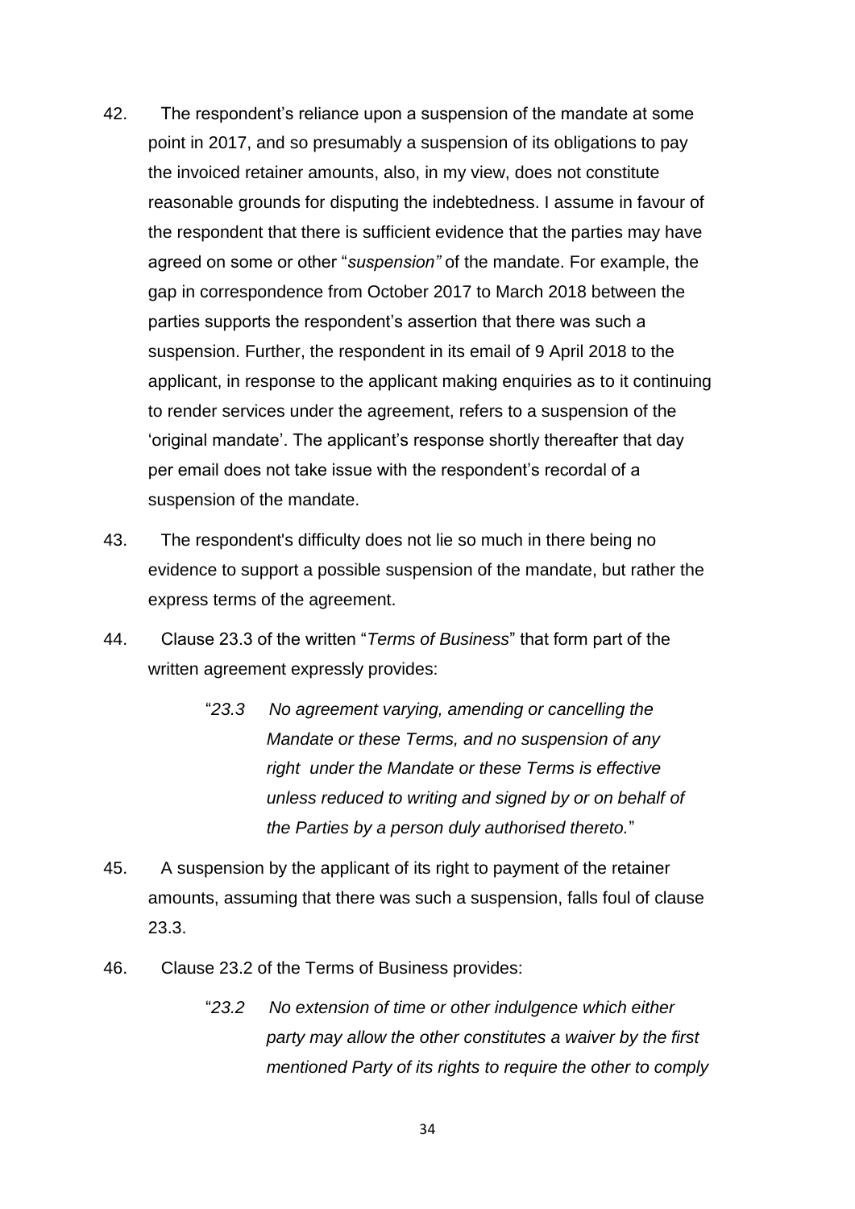42. The respondent's reliance upon a suspension of the mandate at some point in 2017, and so presumably a suspension of its obligations to pay the invoiced retainer amounts, also, in my view, does not constitute reasonable grounds for disputing the indebtedness. I assume in favour of the respondent that there is sufficient evidence that the parties may have agreed on some or other "*suspension"* of the mandate. For example, the gap in correspondence from October 2017 to March 2018 between the parties supports the respondent's assertion that there was such a suspension. Further, the respondent in its email of 9 April 2018 to the applicant, in response to the applicant making enquiries as to it continuing to render services under the agreement, refers to a suspension of the 'original mandate'. The applicant's response shortly thereafter that day per email does not take issue with the respondent's recordal of a suspension of the mandate.

43. The respondent's difficulty does not lie so much in there being no evidence to support a possible suspension of the mandate, but rather the express terms of the agreement.

44. Clause 23.3 of the written "*Terms of Business*" that form part of the written agreement expressly provides:

> "*23.3 No agreement varying, amending or cancelling the Mandate or these Terms, and no suspension of any right under the Mandate or these Terms is effective unless reduced to writing and signed by or on behalf of the Parties by a person duly authorised thereto.*"

45. A suspension by the applicant of its right to payment of the retainer amounts, assuming that there was such a suspension, falls foul of clause 23.3.

46. Clause 23.2 of the Terms of Business provides:

> "*23.2 No extension of time or other indulgence which either party may allow the other constitutes a waiver by the first mentioned Party of its rights to require the other to comply*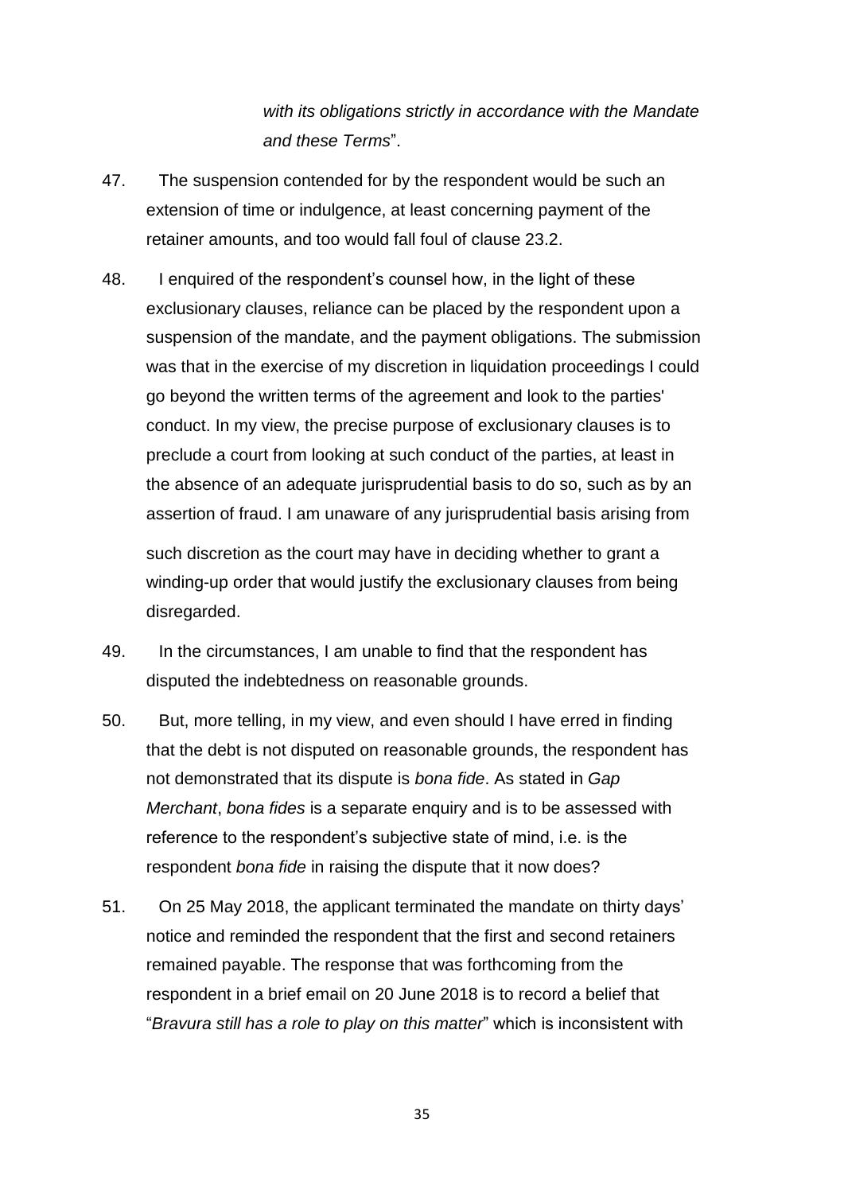*with its obligations strictly in accordance with the Mandate and these Terms*".

47. The suspension contended for by the respondent would be such an extension of time or indulgence, at least concerning payment of the retainer amounts, and too would fall foul of clause 23.2.

48. I enquired of the respondent's counsel how, in the light of these exclusionary clauses, reliance can be placed by the respondent upon a suspension of the mandate, and the payment obligations. The submission was that in the exercise of my discretion in liquidation proceedings I could go beyond the written terms of the agreement and look to the parties' conduct. In my view, the precise purpose of exclusionary clauses is to preclude a court from looking at such conduct of the parties, at least in the absence of an adequate jurisprudential basis to do so, such as by an assertion of fraud. I am unaware of any jurisprudential basis arising from such discretion as the court may have in deciding whether to grant a winding-up order that would justify the exclusionary clauses from being disregarded.

49. In the circumstances, I am unable to find that the respondent has disputed the indebtedness on reasonable grounds.

50. But, more telling, in my view, and even should I have erred in finding that the debt is not disputed on reasonable grounds, the respondent has not demonstrated that its dispute is *bona fide*. As stated in *Gap Merchant*, *bona fides* is a separate enquiry and is to be assessed with reference to the respondent's subjective state of mind, i.e. is the respondent *bona fide* in raising the dispute that it now does?

51. On 25 May 2018, the applicant terminated the mandate on thirty days' notice and reminded the respondent that the first and second retainers remained payable. The response that was forthcoming from the respondent in a brief email on 20 June 2018 is to record a belief that "*Bravura still has a role to play on this matter*" which is inconsistent with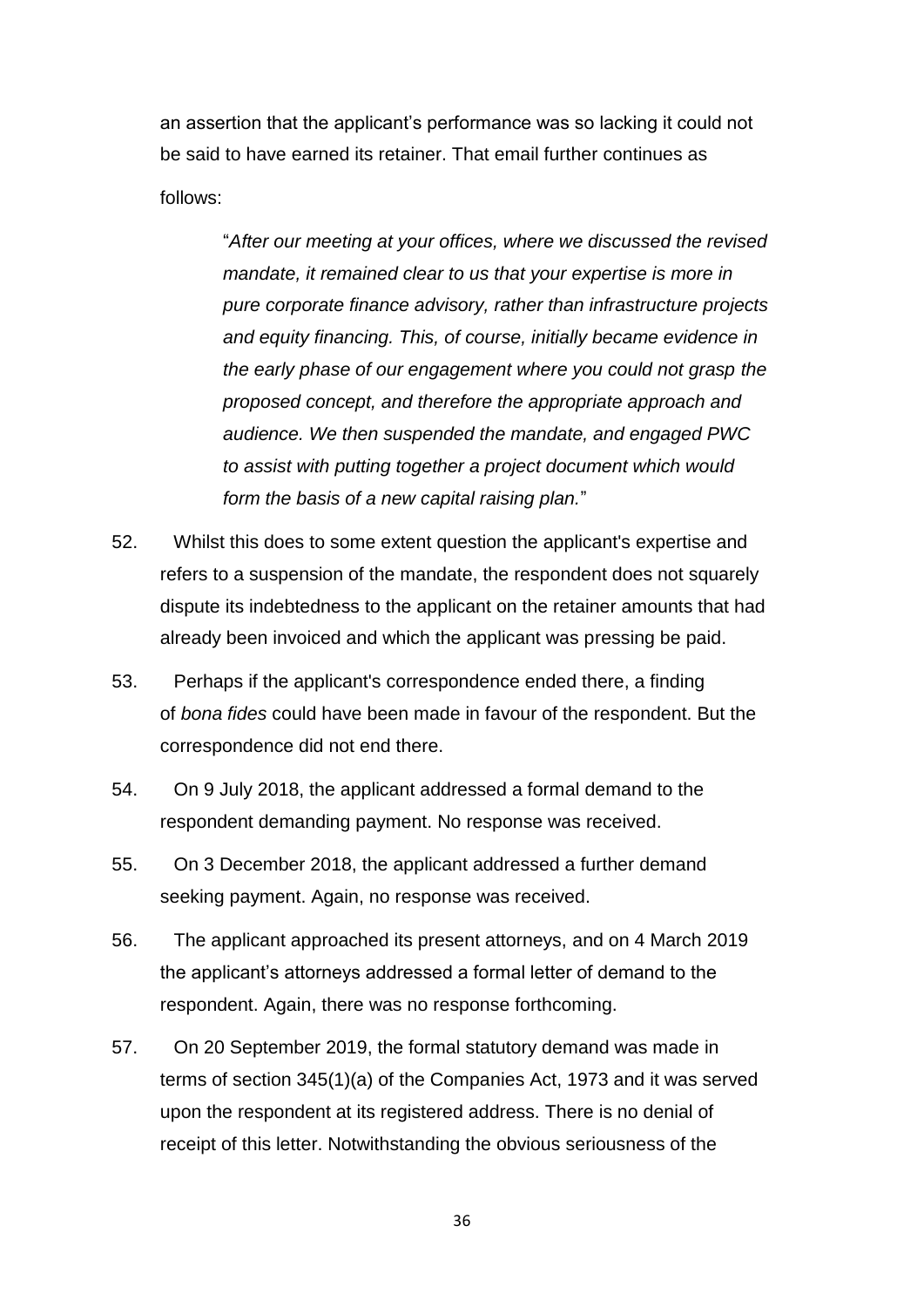an assertion that the applicant's performance was so lacking it could not be said to have earned its retainer. That email further continues as follows:

> "*After our meeting at your offices, where we discussed the revised mandate, it remained clear to us that your expertise is more in pure corporate finance advisory, rather than infrastructure projects and equity financing. This, of course, initially became evidence in the early phase of our engagement where you could not grasp the proposed concept, and therefore the appropriate approach and audience. We then suspended the mandate, and engaged PWC to assist with putting together a project document which would form the basis of a new capital raising plan.*"

52. Whilst this does to some extent question the applicant's expertise and refers to a suspension of the mandate, the respondent does not squarely dispute its indebtedness to the applicant on the retainer amounts that had already been invoiced and which the applicant was pressing be paid.

53. Perhaps if the applicant's correspondence ended there, a finding of *bona fides* could have been made in favour of the respondent. But the correspondence did not end there.

54. On 9 July 2018, the applicant addressed a formal demand to the respondent demanding payment. No response was received.

55. On 3 December 2018, the applicant addressed a further demand seeking payment. Again, no response was received.

56. The applicant approached its present attorneys, and on 4 March 2019 the applicant's attorneys addressed a formal letter of demand to the respondent. Again, there was no response forthcoming.

57. On 20 September 2019, the formal statutory demand was made in terms of section 345(1)(a) of the Companies Act, 1973 and it was served upon the respondent at its registered address. There is no denial of receipt of this letter. Notwithstanding the obvious seriousness of the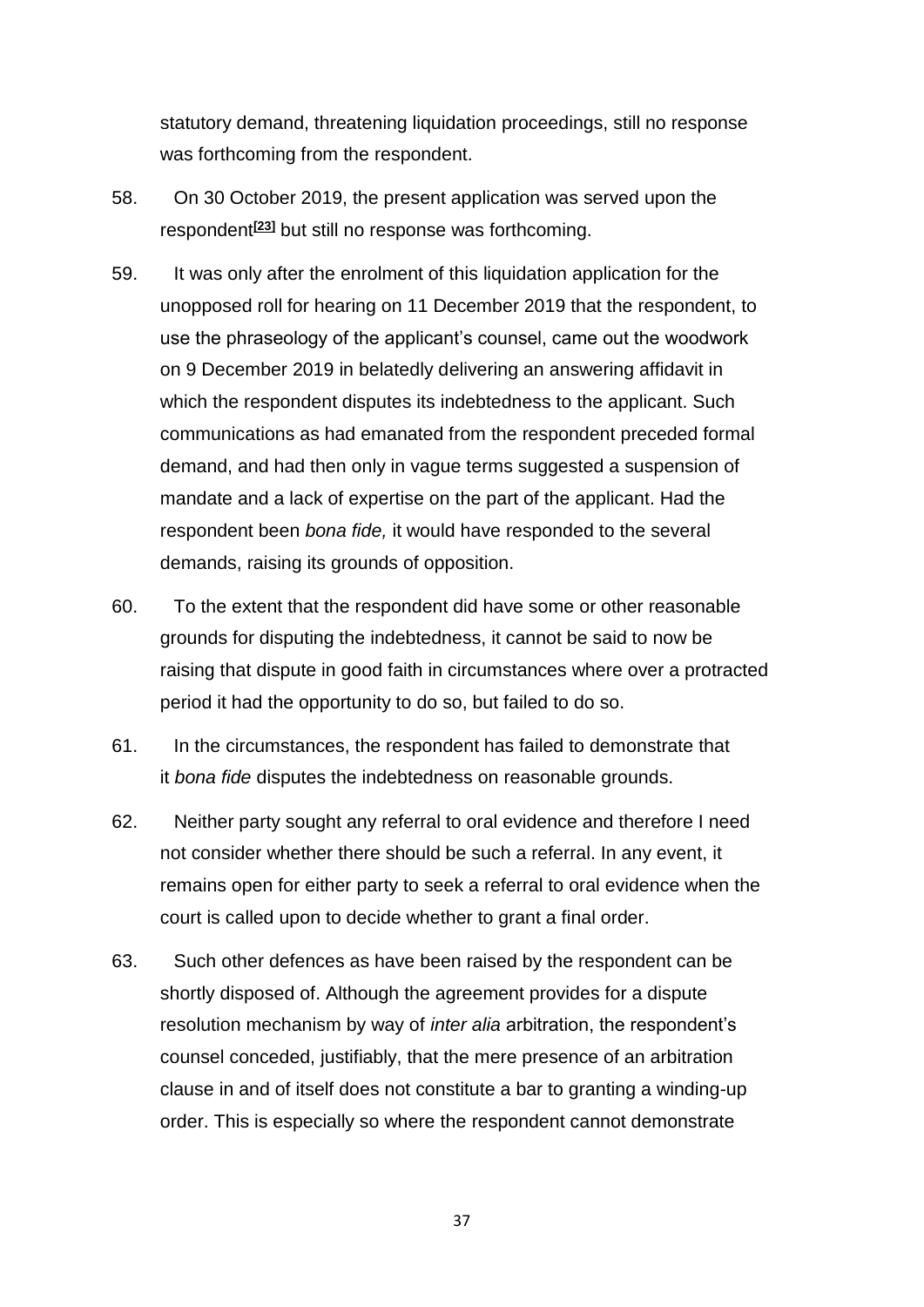statutory demand, threatening liquidation proceedings, still no response was forthcoming from the respondent.

58. On 30 October 2019, the present application was served upon the respondent[23] but still no response was forthcoming.

59. It was only after the enrolment of this liquidation application for the unopposed roll for hearing on 11 December 2019 that the respondent, to use the phraseology of the applicant's counsel, came out the woodwork on 9 December 2019 in belatedly delivering an answering affidavit in which the respondent disputes its indebtedness to the applicant. Such communications as had emanated from the respondent preceded formal demand, and had then only in vague terms suggested a suspension of mandate and a lack of expertise on the part of the applicant. Had the respondent been *bona fide,* it would have responded to the several demands, raising its grounds of opposition.

60. To the extent that the respondent did have some or other reasonable grounds for disputing the indebtedness, it cannot be said to now be raising that dispute in good faith in circumstances where over a protracted period it had the opportunity to do so, but failed to do so.

61. In the circumstances, the respondent has failed to demonstrate that it *bona fide* disputes the indebtedness on reasonable grounds.

62. Neither party sought any referral to oral evidence and therefore I need not consider whether there should be such a referral. In any event, it remains open for either party to seek a referral to oral evidence when the court is called upon to decide whether to grant a final order.

63. Such other defences as have been raised by the respondent can be shortly disposed of. Although the agreement provides for a dispute resolution mechanism by way of *inter alia* arbitration, the respondent's counsel conceded, justifiably, that the mere presence of an arbitration clause in and of itself does not constitute a bar to granting a winding-up order. This is especially so where the respondent cannot demonstrate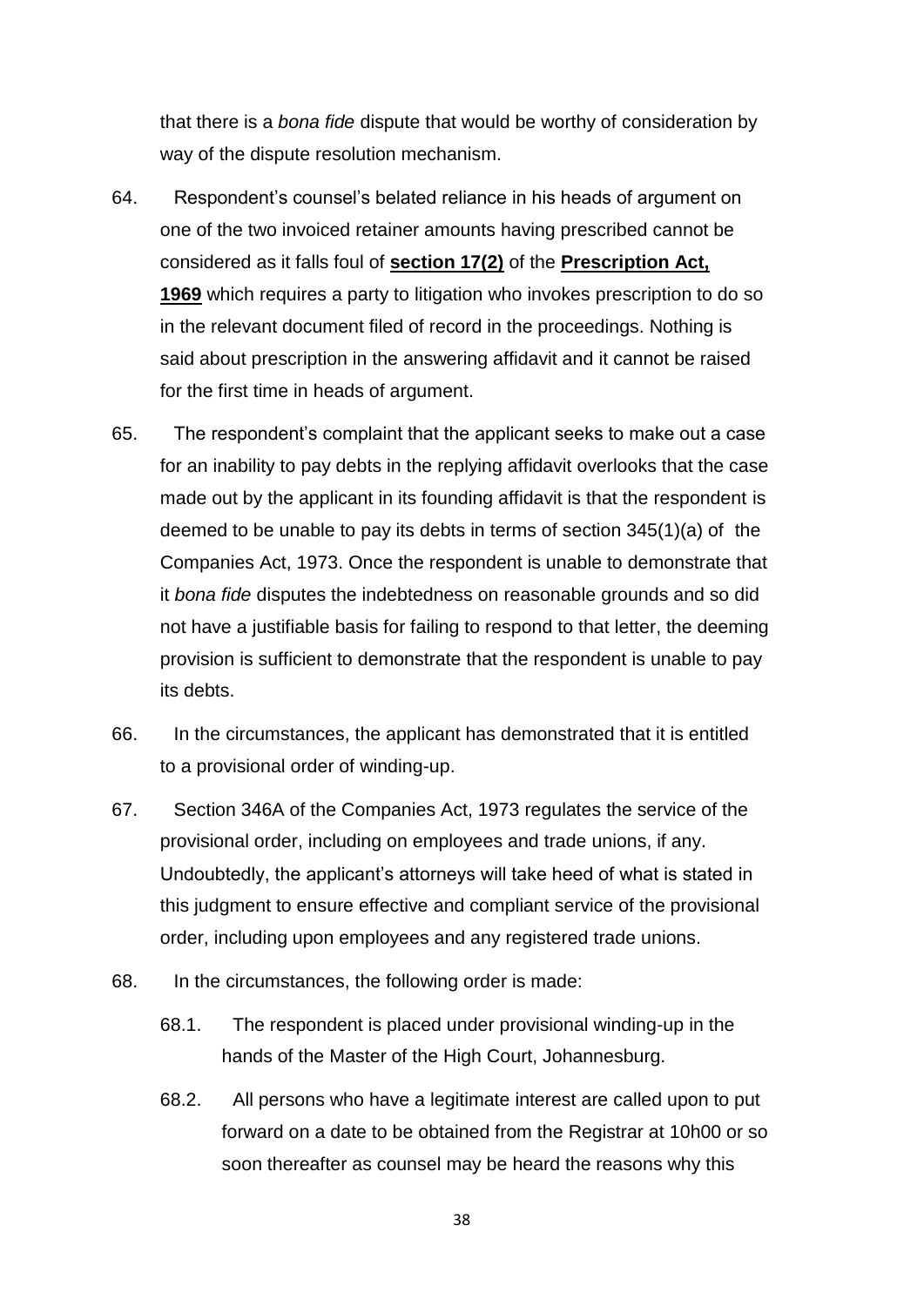that there is a *bona fide* dispute that would be worthy of consideration by way of the dispute resolution mechanism.

64. Respondent's counsel's belated reliance in his heads of argument on one of the two invoiced retainer amounts having prescribed cannot be considered as it falls foul of **section 17(2)** of the **Prescription Act, 1969** which requires a party to litigation who invokes prescription to do so in the relevant document filed of record in the proceedings. Nothing is said about prescription in the answering affidavit and it cannot be raised for the first time in heads of argument.

65. The respondent's complaint that the applicant seeks to make out a case for an inability to pay debts in the replying affidavit overlooks that the case made out by the applicant in its founding affidavit is that the respondent is deemed to be unable to pay its debts in terms of section 345(1)(a) of the Companies Act, 1973. Once the respondent is unable to demonstrate that it *bona fide* disputes the indebtedness on reasonable grounds and so did not have a justifiable basis for failing to respond to that letter, the deeming provision is sufficient to demonstrate that the respondent is unable to pay its debts.

66. In the circumstances, the applicant has demonstrated that it is entitled to a provisional order of winding-up.

67. Section 346A of the Companies Act, 1973 regulates the service of the provisional order, including on employees and trade unions, if any. Undoubtedly, the applicant's attorneys will take heed of what is stated in this judgment to ensure effective and compliant service of the provisional order, including upon employees and any registered trade unions.

68. In the circumstances, the following order is made:

  68.1. The respondent is placed under provisional winding-up in the hands of the Master of the High Court, Johannesburg.

  68.2. All persons who have a legitimate interest are called upon to put forward on a date to be obtained from the Registrar at 10h00 or so soon thereafter as counsel may be heard the reasons why this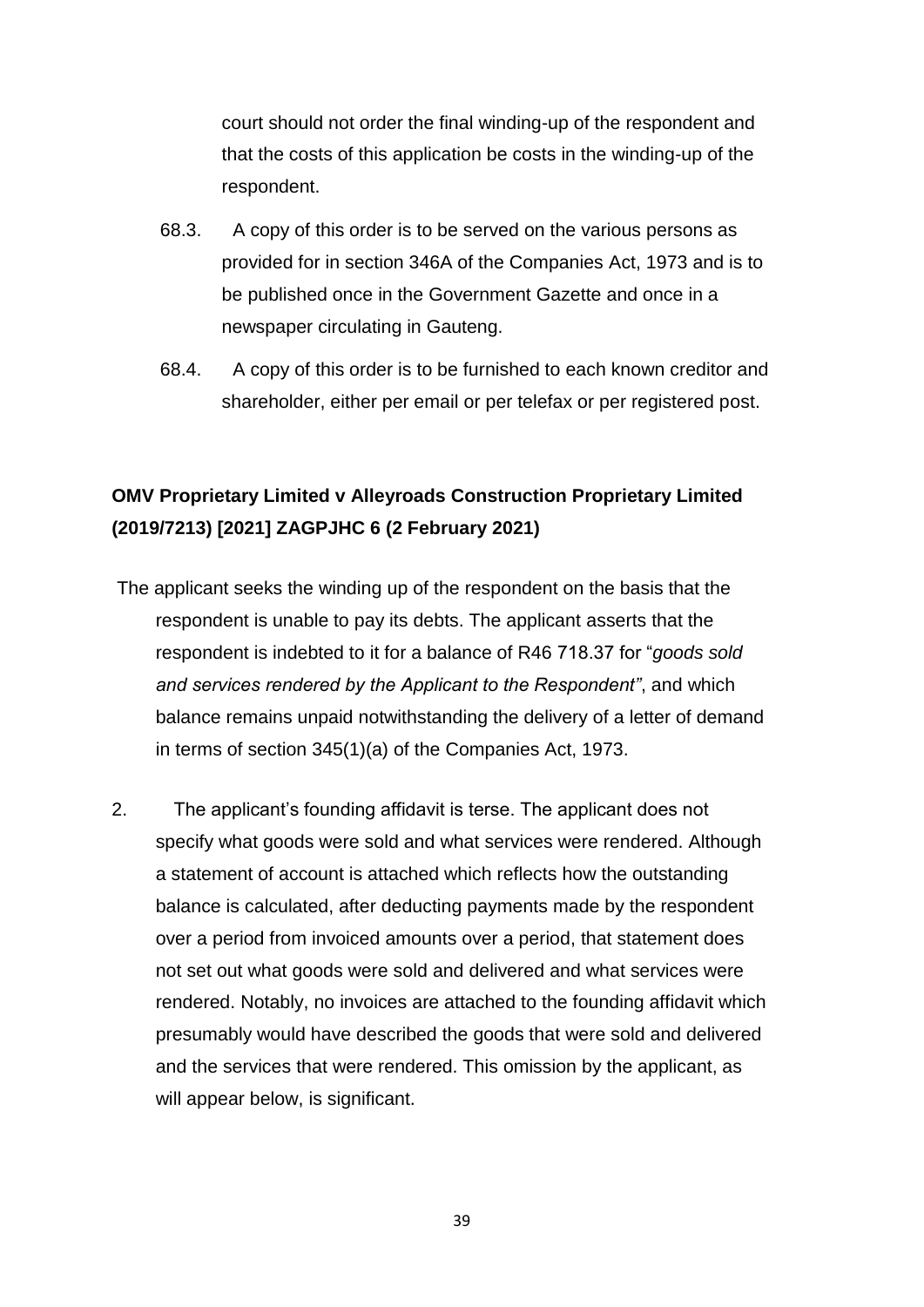court should not order the final winding-up of the respondent and that the costs of this application be costs in the winding-up of the respondent.

68.3. A copy of this order is to be served on the various persons as provided for in section 346A of the Companies Act, 1973 and is to be published once in the Government Gazette and once in a newspaper circulating in Gauteng.

68.4. A copy of this order is to be furnished to each known creditor and shareholder, either per email or per telefax or per registered post.

**OMV Proprietary Limited v Alleyroads Construction Proprietary Limited (2019/7213) [2021] ZAGPJHC 6 (2 February 2021)**

The applicant seeks the winding up of the respondent on the basis that the respondent is unable to pay its debts. The applicant asserts that the respondent is indebted to it for a balance of R46 718.37 for "*goods sold and services rendered by the Applicant to the Respondent"*, and which balance remains unpaid notwithstanding the delivery of a letter of demand in terms of section 345(1)(a) of the Companies Act, 1973.

2. The applicant's founding affidavit is terse. The applicant does not specify what goods were sold and what services were rendered. Although a statement of account is attached which reflects how the outstanding balance is calculated, after deducting payments made by the respondent over a period from invoiced amounts over a period, that statement does not set out what goods were sold and delivered and what services were rendered. Notably, no invoices are attached to the founding affidavit which presumably would have described the goods that were sold and delivered and the services that were rendered. This omission by the applicant, as will appear below, is significant.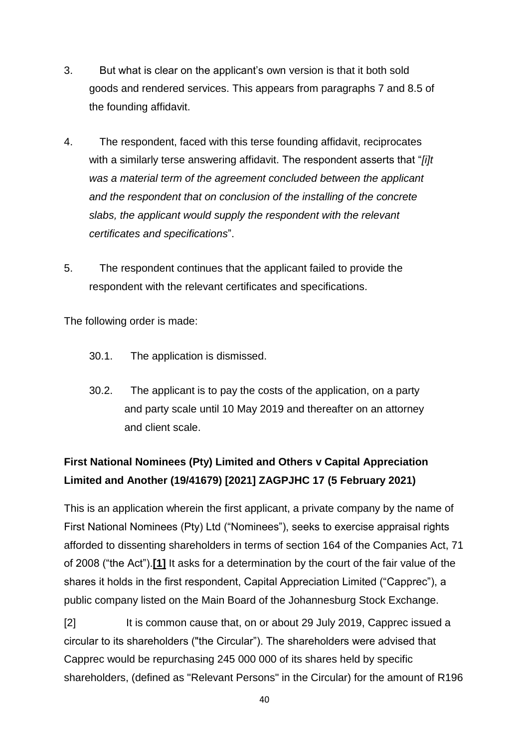3. But what is clear on the applicant's own version is that it both sold goods and rendered services. This appears from paragraphs 7 and 8.5 of the founding affidavit.

4. The respondent, faced with this terse founding affidavit, reciprocates with a similarly terse answering affidavit. The respondent asserts that "*[i]t was a material term of the agreement concluded between the applicant and the respondent that on conclusion of the installing of the concrete slabs, the applicant would supply the respondent with the relevant certificates and specifications*".

5. The respondent continues that the applicant failed to provide the respondent with the relevant certificates and specifications.

The following order is made:

30.1. The application is dismissed.

30.2. The applicant is to pay the costs of the application, on a party and party scale until 10 May 2019 and thereafter on an attorney and client scale.

**First National Nominees (Pty) Limited and Others v Capital Appreciation Limited and Another (19/41679) [2021] ZAGPJHC 17 (5 February 2021)**

This is an application wherein the first applicant, a private company by the name of First National Nominees (Pty) Ltd ("Nominees"), seeks to exercise appraisal rights afforded to dissenting shareholders in terms of section 164 of the Companies Act, 71 of 2008 ("the Act").**[1]** It asks for a determination by the court of the fair value of the shares it holds in the first respondent, Capital Appreciation Limited ("Capprec"), a public company listed on the Main Board of the Johannesburg Stock Exchange.

[2] It is common cause that, on or about 29 July 2019, Capprec issued a circular to its shareholders ("the Circular"). The shareholders were advised that Capprec would be repurchasing 245 000 000 of its shares held by specific shareholders, (defined as "Relevant Persons" in the Circular) for the amount of R196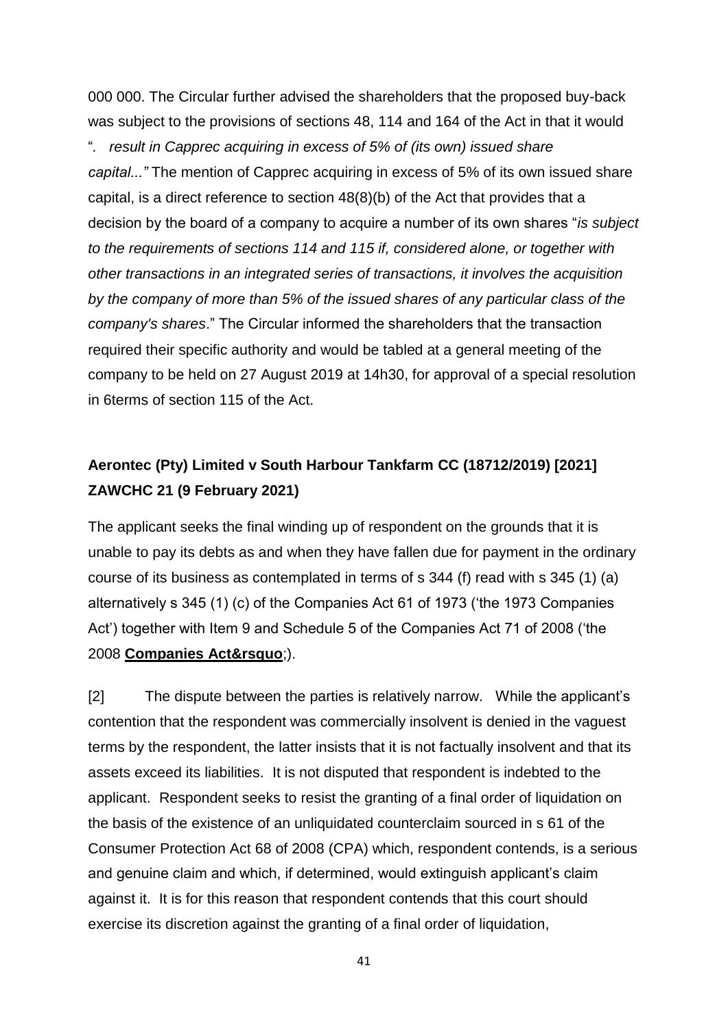000 000. The Circular further advised the shareholders that the proposed buy-back was subject to the provisions of sections 48, 114 and 164 of the Act in that it would "*. result in Capprec acquiring in excess of 5% of (its own) issued share capital..."* The mention of Capprec acquiring in excess of 5% of its own issued share capital, is a direct reference to section 48(8)(b) of the Act that provides that a decision by the board of a company to acquire a number of its own shares "*is subject to the requirements of sections 114 and 115 if, considered alone, or together with other transactions in an integrated series of transactions, it involves the acquisition by the company of more than 5% of the issued shares of any particular class of the company's shares*." The Circular informed the shareholders that the transaction required their specific authority and would be tabled at a general meeting of the company to be held on 27 August 2019 at 14h30, for approval of a special resolution in 6terms of section 115 of the Act.

**Aerontec (Pty) Limited v South Harbour Tankfarm CC (18712/2019) [2021] ZAWCHC 21 (9 February 2021)**

The applicant seeks the final winding up of respondent on the grounds that it is unable to pay its debts as and when they have fallen due for payment in the ordinary course of its business as contemplated in terms of s 344 (f) read with s 345 (1) (a) alternatively s 345 (1) (c) of the Companies Act 61 of 1973 ('the 1973 Companies Act') together with Item 9 and Schedule 5 of the Companies Act 71 of 2008 ('the 2008 **Companies Act&rsquo**;).

[2] The dispute between the parties is relatively narrow. While the applicant's contention that the respondent was commercially insolvent is denied in the vaguest terms by the respondent, the latter insists that it is not factually insolvent and that its assets exceed its liabilities. It is not disputed that respondent is indebted to the applicant. Respondent seeks to resist the granting of a final order of liquidation on the basis of the existence of an unliquidated counterclaim sourced in s 61 of the Consumer Protection Act 68 of 2008 (CPA) which, respondent contends, is a serious and genuine claim and which, if determined, would extinguish applicant's claim against it. It is for this reason that respondent contends that this court should exercise its discretion against the granting of a final order of liquidation,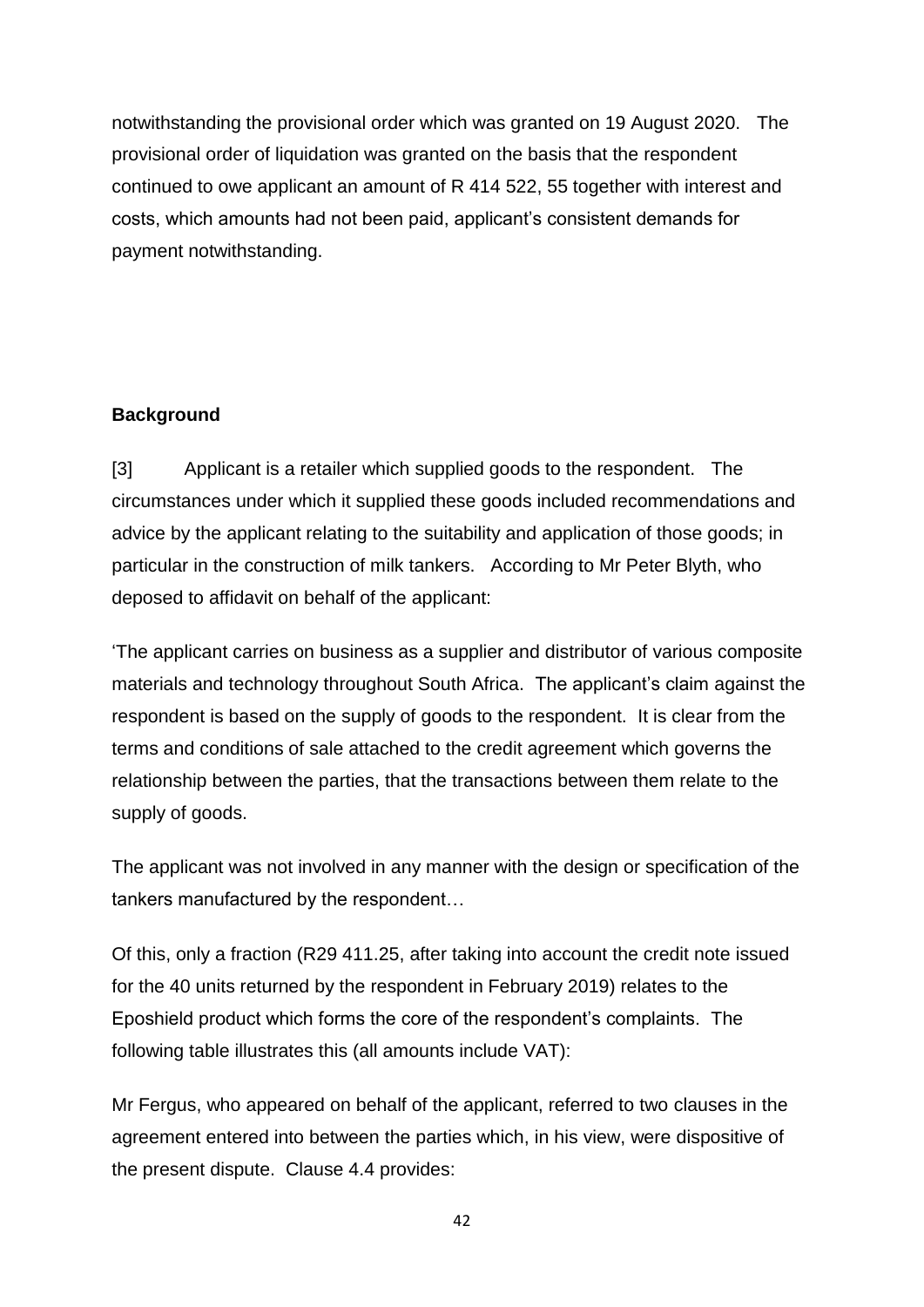notwithstanding the provisional order which was granted on 19 August 2020. The provisional order of liquidation was granted on the basis that the respondent continued to owe applicant an amount of R 414 522, 55 together with interest and costs, which amounts had not been paid, applicant's consistent demands for payment notwithstanding.

**Background**

[3] Applicant is a retailer which supplied goods to the respondent. The circumstances under which it supplied these goods included recommendations and advice by the applicant relating to the suitability and application of those goods; in particular in the construction of milk tankers. According to Mr Peter Blyth, who deposed to affidavit on behalf of the applicant:

'The applicant carries on business as a supplier and distributor of various composite materials and technology throughout South Africa. The applicant's claim against the respondent is based on the supply of goods to the respondent. It is clear from the terms and conditions of sale attached to the credit agreement which governs the relationship between the parties, that the transactions between them relate to the supply of goods.

The applicant was not involved in any manner with the design or specification of the tankers manufactured by the respondent…

Of this, only a fraction (R29 411.25, after taking into account the credit note issued for the 40 units returned by the respondent in February 2019) relates to the Eposhield product which forms the core of the respondent's complaints. The following table illustrates this (all amounts include VAT):

Mr Fergus, who appeared on behalf of the applicant, referred to two clauses in the agreement entered into between the parties which, in his view, were dispositive of the present dispute. Clause 4.4 provides: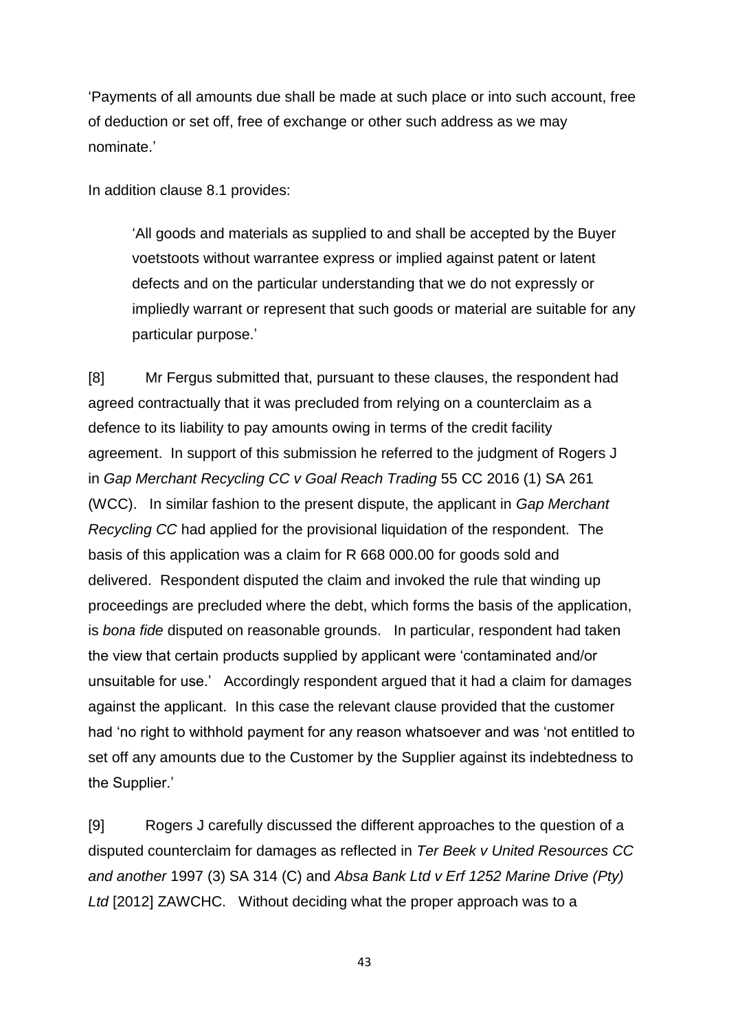'Payments of all amounts due shall be made at such place or into such account, free of deduction or set off, free of exchange or other such address as we may nominate.'

In addition clause 8.1 provides:

> 'All goods and materials as supplied to and shall be accepted by the Buyer voetstoots without warrantee express or implied against patent or latent defects and on the particular understanding that we do not expressly or impliedly warrant or represent that such goods or material are suitable for any particular purpose.'

[8] Mr Fergus submitted that, pursuant to these clauses, the respondent had agreed contractually that it was precluded from relying on a counterclaim as a defence to its liability to pay amounts owing in terms of the credit facility agreement. In support of this submission he referred to the judgment of Rogers J in *Gap Merchant Recycling CC v Goal Reach Trading* 55 CC 2016 (1) SA 261 (WCC). In similar fashion to the present dispute, the applicant in *Gap Merchant Recycling CC* had applied for the provisional liquidation of the respondent. The basis of this application was a claim for R 668 000.00 for goods sold and delivered. Respondent disputed the claim and invoked the rule that winding up proceedings are precluded where the debt, which forms the basis of the application, is *bona fide* disputed on reasonable grounds. In particular, respondent had taken the view that certain products supplied by applicant were 'contaminated and/or unsuitable for use.' Accordingly respondent argued that it had a claim for damages against the applicant. In this case the relevant clause provided that the customer had 'no right to withhold payment for any reason whatsoever and was 'not entitled to set off any amounts due to the Customer by the Supplier against its indebtedness to the Supplier.'

[9] Rogers J carefully discussed the different approaches to the question of a disputed counterclaim for damages as reflected in *Ter Beek v United Resources CC and another* 1997 (3) SA 314 (C) and *Absa Bank Ltd v Erf 1252 Marine Drive (Pty) Ltd* [2012] ZAWCHC. Without deciding what the proper approach was to a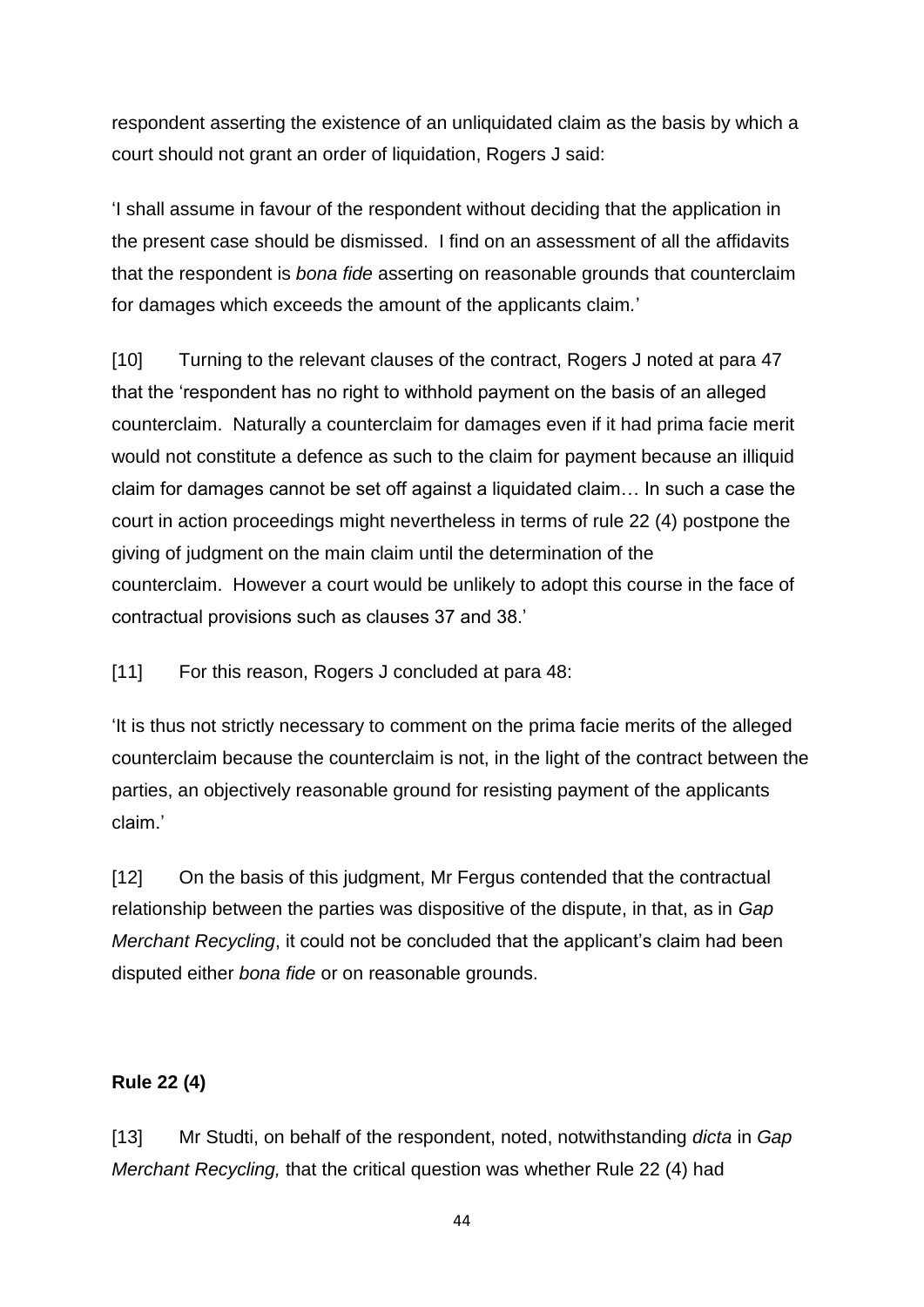respondent asserting the existence of an unliquidated claim as the basis by which a court should not grant an order of liquidation, Rogers J said:

'I shall assume in favour of the respondent without deciding that the application in the present case should be dismissed. I find on an assessment of all the affidavits that the respondent is *bona fide* asserting on reasonable grounds that counterclaim for damages which exceeds the amount of the applicants claim.'

[10] Turning to the relevant clauses of the contract, Rogers J noted at para 47 that the 'respondent has no right to withhold payment on the basis of an alleged counterclaim. Naturally a counterclaim for damages even if it had prima facie merit would not constitute a defence as such to the claim for payment because an illiquid claim for damages cannot be set off against a liquidated claim… In such a case the court in action proceedings might nevertheless in terms of rule 22 (4) postpone the giving of judgment on the main claim until the determination of the counterclaim. However a court would be unlikely to adopt this course in the face of contractual provisions such as clauses 37 and 38.'

[11] For this reason, Rogers J concluded at para 48:

'It is thus not strictly necessary to comment on the prima facie merits of the alleged counterclaim because the counterclaim is not, in the light of the contract between the parties, an objectively reasonable ground for resisting payment of the applicants claim.'

[12] On the basis of this judgment, Mr Fergus contended that the contractual relationship between the parties was dispositive of the dispute, in that, as in *Gap Merchant Recycling*, it could not be concluded that the applicant's claim had been disputed either *bona fide* or on reasonable grounds.

**Rule 22 (4)**

[13] Mr Studti, on behalf of the respondent, noted, notwithstanding *dicta* in *Gap Merchant Recycling,* that the critical question was whether Rule 22 (4) had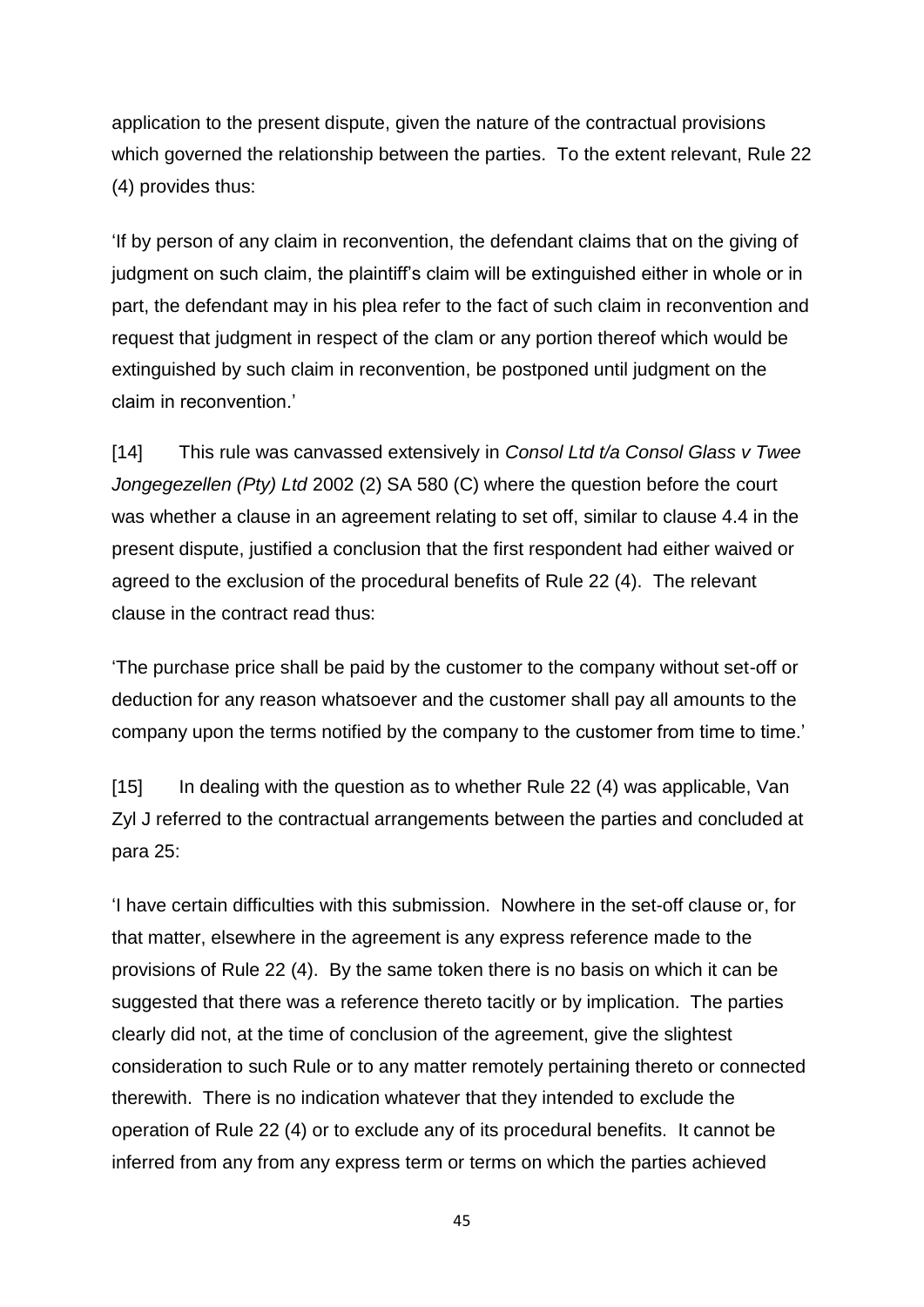application to the present dispute, given the nature of the contractual provisions which governed the relationship between the parties. To the extent relevant, Rule 22 (4) provides thus:

'If by person of any claim in reconvention, the defendant claims that on the giving of judgment on such claim, the plaintiff's claim will be extinguished either in whole or in part, the defendant may in his plea refer to the fact of such claim in reconvention and request that judgment in respect of the clam or any portion thereof which would be extinguished by such claim in reconvention, be postponed until judgment on the claim in reconvention.'

[14] This rule was canvassed extensively in *Consol Ltd t/a Consol Glass v Twee Jongegezellen (Pty) Ltd* 2002 (2) SA 580 (C) where the question before the court was whether a clause in an agreement relating to set off, similar to clause 4.4 in the present dispute, justified a conclusion that the first respondent had either waived or agreed to the exclusion of the procedural benefits of Rule 22 (4). The relevant clause in the contract read thus:

'The purchase price shall be paid by the customer to the company without set-off or deduction for any reason whatsoever and the customer shall pay all amounts to the company upon the terms notified by the company to the customer from time to time.'

[15] In dealing with the question as to whether Rule 22 (4) was applicable, Van Zyl J referred to the contractual arrangements between the parties and concluded at para 25:

'I have certain difficulties with this submission. Nowhere in the set-off clause or, for that matter, elsewhere in the agreement is any express reference made to the provisions of Rule 22 (4). By the same token there is no basis on which it can be suggested that there was a reference thereto tacitly or by implication. The parties clearly did not, at the time of conclusion of the agreement, give the slightest consideration to such Rule or to any matter remotely pertaining thereto or connected therewith. There is no indication whatever that they intended to exclude the operation of Rule 22 (4) or to exclude any of its procedural benefits. It cannot be inferred from any from any express term or terms on which the parties achieved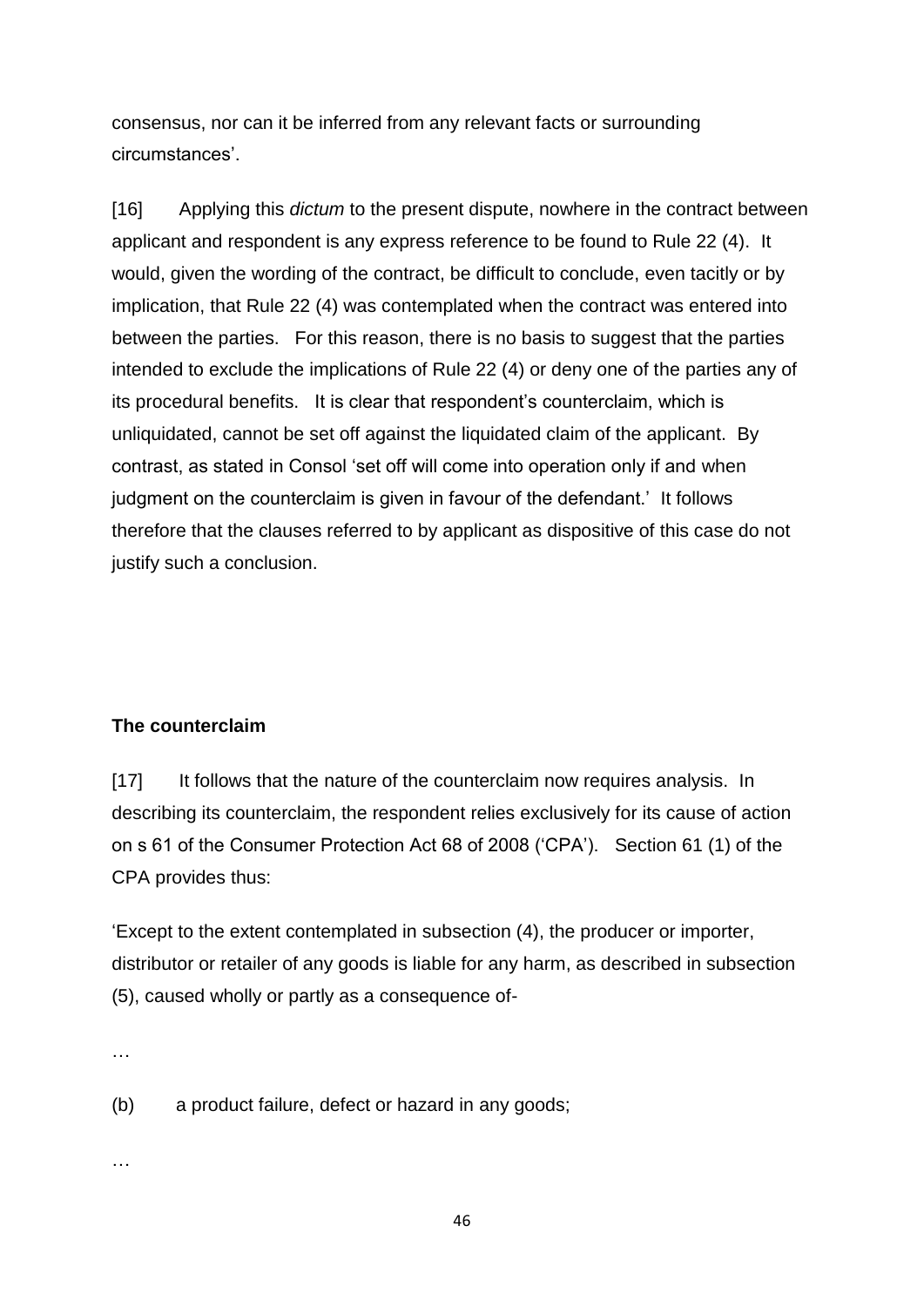consensus, nor can it be inferred from any relevant facts or surrounding circumstances'.

[16] Applying this *dictum* to the present dispute, nowhere in the contract between applicant and respondent is any express reference to be found to Rule 22 (4). It would, given the wording of the contract, be difficult to conclude, even tacitly or by implication, that Rule 22 (4) was contemplated when the contract was entered into between the parties. For this reason, there is no basis to suggest that the parties intended to exclude the implications of Rule 22 (4) or deny one of the parties any of its procedural benefits. It is clear that respondent's counterclaim, which is unliquidated, cannot be set off against the liquidated claim of the applicant. By contrast, as stated in Consol 'set off will come into operation only if and when judgment on the counterclaim is given in favour of the defendant.' It follows therefore that the clauses referred to by applicant as dispositive of this case do not justify such a conclusion.

**The counterclaim**

[17] It follows that the nature of the counterclaim now requires analysis. In describing its counterclaim, the respondent relies exclusively for its cause of action on s 61 of the Consumer Protection Act 68 of 2008 ('CPA'). Section 61 (1) of the CPA provides thus:

'Except to the extent contemplated in subsection (4), the producer or importer, distributor or retailer of any goods is liable for any harm, as described in subsection (5), caused wholly or partly as a consequence of-

…

(b) a product failure, defect or hazard in any goods;

…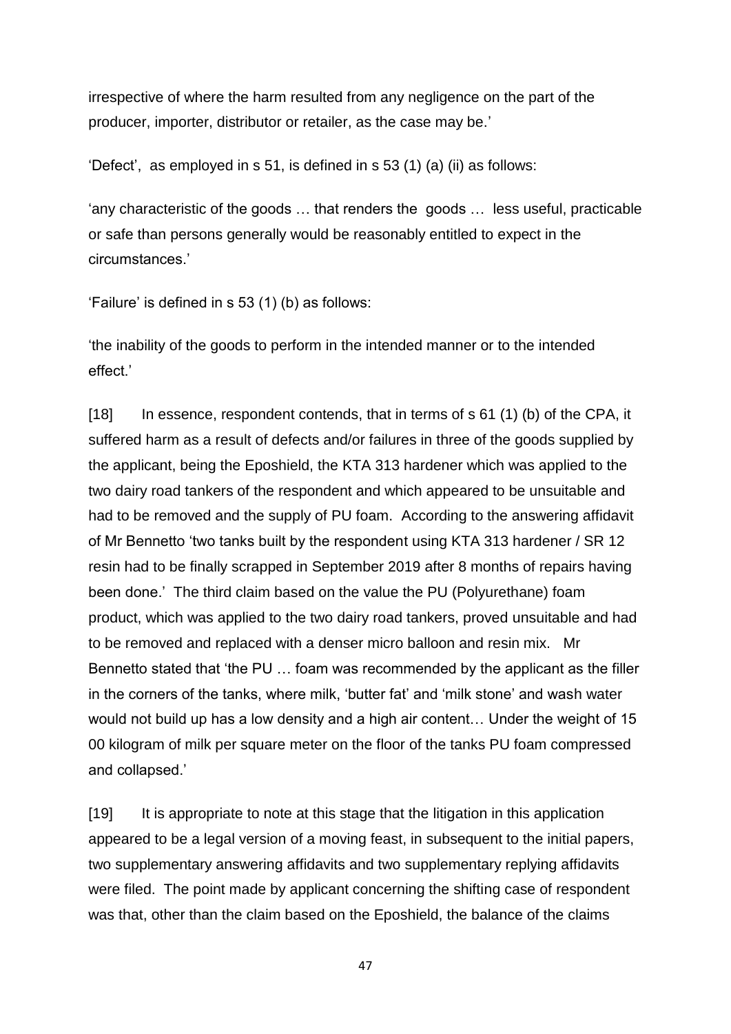irrespective of where the harm resulted from any negligence on the part of the producer, importer, distributor or retailer, as the case may be.'

'Defect', as employed in s 51, is defined in s 53 (1) (a) (ii) as follows:

'any characteristic of the goods … that renders the goods … less useful, practicable or safe than persons generally would be reasonably entitled to expect in the circumstances.'

'Failure' is defined in s 53 (1) (b) as follows:

'the inability of the goods to perform in the intended manner or to the intended effect.'

[18] In essence, respondent contends, that in terms of s 61 (1) (b) of the CPA, it suffered harm as a result of defects and/or failures in three of the goods supplied by the applicant, being the Eposhield, the KTA 313 hardener which was applied to the two dairy road tankers of the respondent and which appeared to be unsuitable and had to be removed and the supply of PU foam. According to the answering affidavit of Mr Bennetto 'two tanks built by the respondent using KTA 313 hardener / SR 12 resin had to be finally scrapped in September 2019 after 8 months of repairs having been done.' The third claim based on the value the PU (Polyurethane) foam product, which was applied to the two dairy road tankers, proved unsuitable and had to be removed and replaced with a denser micro balloon and resin mix. Mr Bennetto stated that 'the PU … foam was recommended by the applicant as the filler in the corners of the tanks, where milk, 'butter fat' and 'milk stone' and wash water would not build up has a low density and a high air content… Under the weight of 15 00 kilogram of milk per square meter on the floor of the tanks PU foam compressed and collapsed.'

[19] It is appropriate to note at this stage that the litigation in this application appeared to be a legal version of a moving feast, in subsequent to the initial papers, two supplementary answering affidavits and two supplementary replying affidavits were filed. The point made by applicant concerning the shifting case of respondent was that, other than the claim based on the Eposhield, the balance of the claims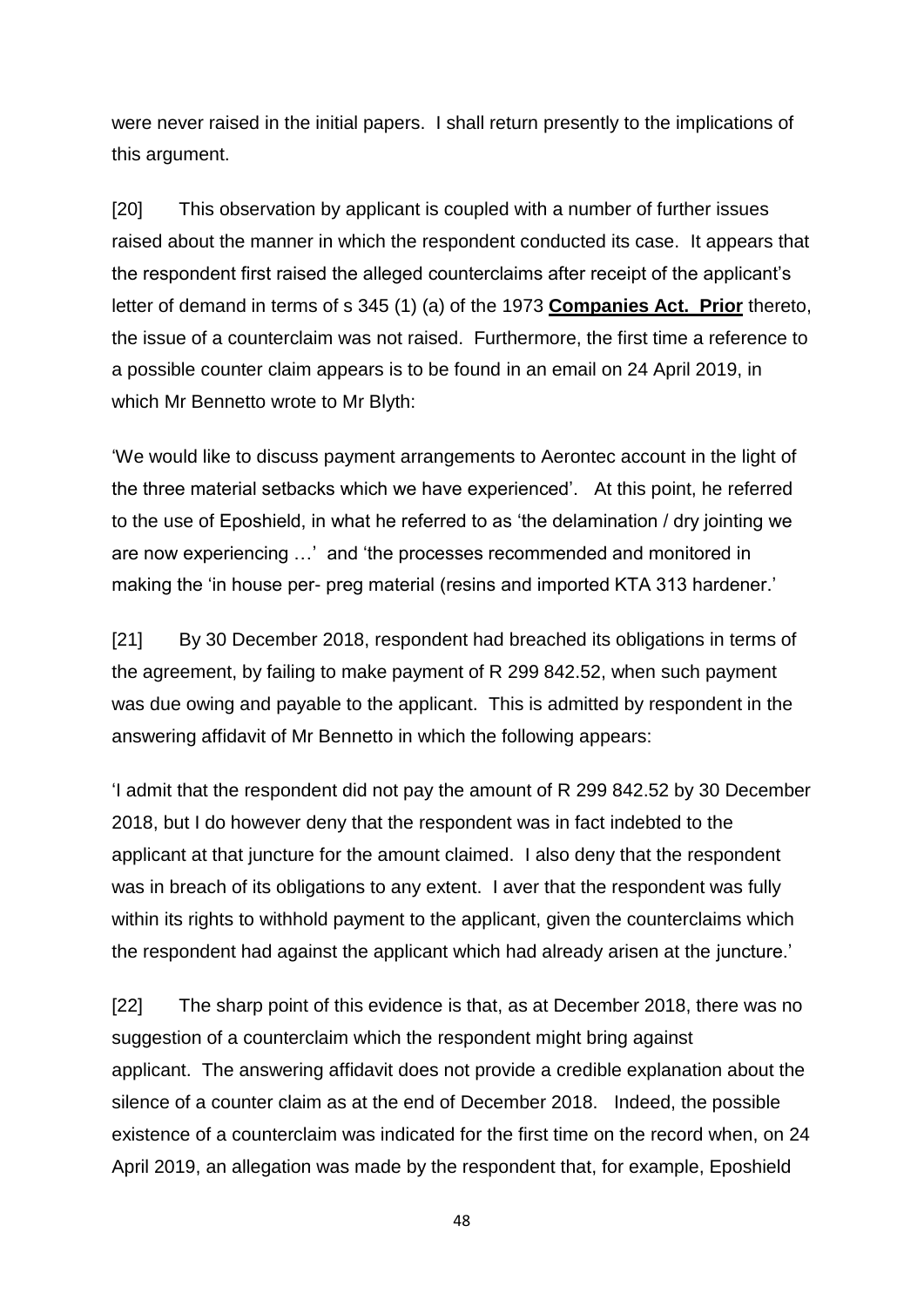were never raised in the initial papers. I shall return presently to the implications of this argument.

[20] This observation by applicant is coupled with a number of further issues raised about the manner in which the respondent conducted its case. It appears that the respondent first raised the alleged counterclaims after receipt of the applicant's letter of demand in terms of s 345 (1) (a) of the 1973 **Companies Act. Prior** thereto, the issue of a counterclaim was not raised. Furthermore, the first time a reference to a possible counter claim appears is to be found in an email on 24 April 2019, in which Mr Bennetto wrote to Mr Blyth:

'We would like to discuss payment arrangements to Aerontec account in the light of the three material setbacks which we have experienced'. At this point, he referred to the use of Eposhield, in what he referred to as 'the delamination / dry jointing we are now experiencing …' and 'the processes recommended and monitored in making the 'in house per- preg material (resins and imported KTA 313 hardener.'

[21] By 30 December 2018, respondent had breached its obligations in terms of the agreement, by failing to make payment of R 299 842.52, when such payment was due owing and payable to the applicant. This is admitted by respondent in the answering affidavit of Mr Bennetto in which the following appears:

'I admit that the respondent did not pay the amount of R 299 842.52 by 30 December 2018, but I do however deny that the respondent was in fact indebted to the applicant at that juncture for the amount claimed. I also deny that the respondent was in breach of its obligations to any extent. I aver that the respondent was fully within its rights to withhold payment to the applicant, given the counterclaims which the respondent had against the applicant which had already arisen at the juncture.'

[22] The sharp point of this evidence is that, as at December 2018, there was no suggestion of a counterclaim which the respondent might bring against applicant. The answering affidavit does not provide a credible explanation about the silence of a counter claim as at the end of December 2018. Indeed, the possible existence of a counterclaim was indicated for the first time on the record when, on 24 April 2019, an allegation was made by the respondent that, for example, Eposhield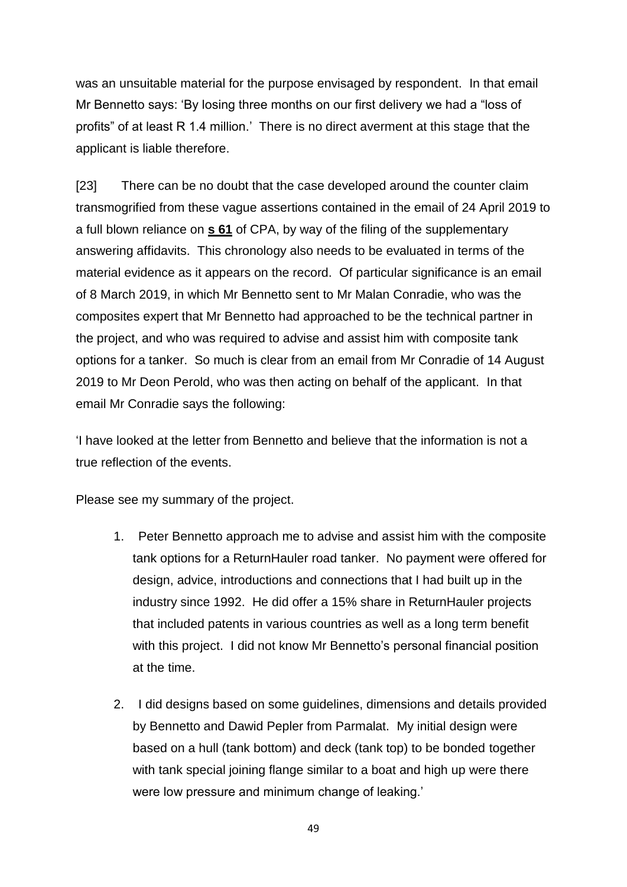was an unsuitable material for the purpose envisaged by respondent. In that email Mr Bennetto says: 'By losing three months on our first delivery we had a "loss of profits" of at least R 1.4 million.' There is no direct averment at this stage that the applicant is liable therefore.

[23] There can be no doubt that the case developed around the counter claim transmogrified from these vague assertions contained in the email of 24 April 2019 to a full blown reliance on **s 61** of CPA, by way of the filing of the supplementary answering affidavits. This chronology also needs to be evaluated in terms of the material evidence as it appears on the record. Of particular significance is an email of 8 March 2019, in which Mr Bennetto sent to Mr Malan Conradie, who was the composites expert that Mr Bennetto had approached to be the technical partner in the project, and who was required to advise and assist him with composite tank options for a tanker. So much is clear from an email from Mr Conradie of 14 August 2019 to Mr Deon Perold, who was then acting on behalf of the applicant. In that email Mr Conradie says the following:

'I have looked at the letter from Bennetto and believe that the information is not a true reflection of the events.

Please see my summary of the project.

1. Peter Bennetto approach me to advise and assist him with the composite tank options for a ReturnHauler road tanker. No payment were offered for design, advice, introductions and connections that I had built up in the industry since 1992. He did offer a 15% share in ReturnHauler projects that included patents in various countries as well as a long term benefit with this project. I did not know Mr Bennetto's personal financial position at the time.

2. I did designs based on some guidelines, dimensions and details provided by Bennetto and Dawid Pepler from Parmalat. My initial design were based on a hull (tank bottom) and deck (tank top) to be bonded together with tank special joining flange similar to a boat and high up were there were low pressure and minimum change of leaking.'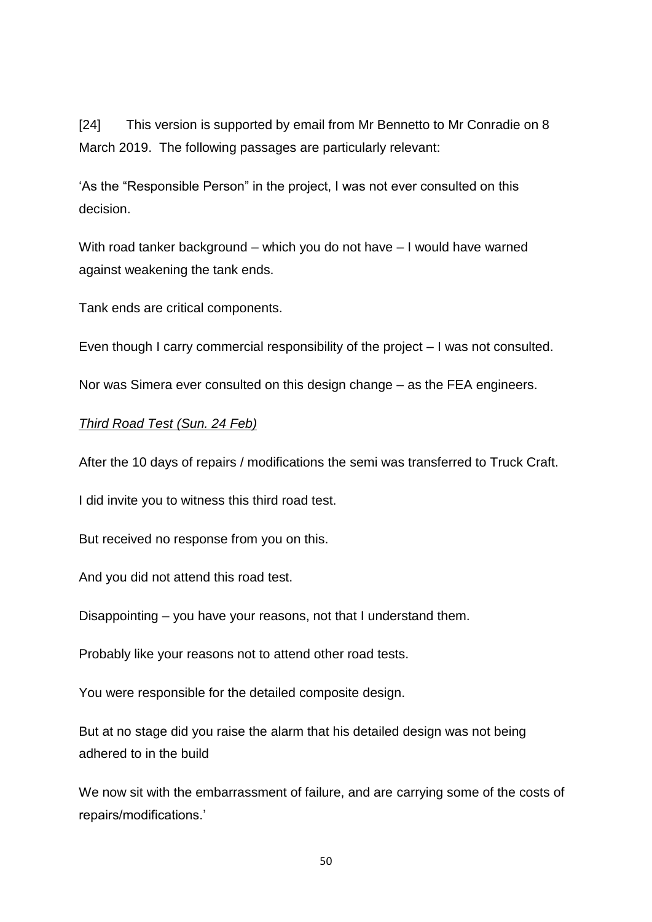[24] This version is supported by email from Mr Bennetto to Mr Conradie on 8 March 2019. The following passages are particularly relevant:

'As the "Responsible Person" in the project, I was not ever consulted on this decision.

With road tanker background – which you do not have – I would have warned against weakening the tank ends.

Tank ends are critical components.

Even though I carry commercial responsibility of the project – I was not consulted.

Nor was Simera ever consulted on this design change – as the FEA engineers.

*Third Road Test (Sun. 24 Feb)*

After the 10 days of repairs / modifications the semi was transferred to Truck Craft.

I did invite you to witness this third road test.

But received no response from you on this.

And you did not attend this road test.

Disappointing – you have your reasons, not that I understand them.

Probably like your reasons not to attend other road tests.

You were responsible for the detailed composite design.

But at no stage did you raise the alarm that his detailed design was not being adhered to in the build

We now sit with the embarrassment of failure, and are carrying some of the costs of repairs/modifications.'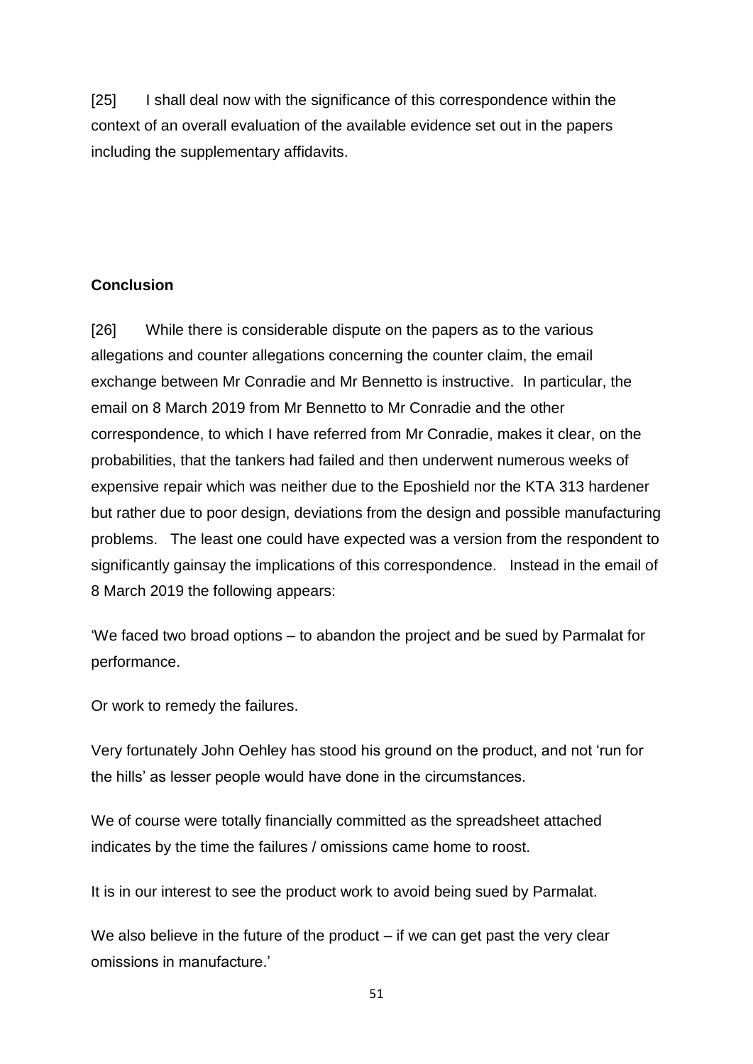[25] I shall deal now with the significance of this correspondence within the context of an overall evaluation of the available evidence set out in the papers including the supplementary affidavits.

**Conclusion**

[26] While there is considerable dispute on the papers as to the various allegations and counter allegations concerning the counter claim, the email exchange between Mr Conradie and Mr Bennetto is instructive. In particular, the email on 8 March 2019 from Mr Bennetto to Mr Conradie and the other correspondence, to which I have referred from Mr Conradie, makes it clear, on the probabilities, that the tankers had failed and then underwent numerous weeks of expensive repair which was neither due to the Eposhield nor the KTA 313 hardener but rather due to poor design, deviations from the design and possible manufacturing problems. The least one could have expected was a version from the respondent to significantly gainsay the implications of this correspondence. Instead in the email of 8 March 2019 the following appears:

'We faced two broad options – to abandon the project and be sued by Parmalat for performance.

Or work to remedy the failures.

Very fortunately John Oehley has stood his ground on the product, and not 'run for the hills' as lesser people would have done in the circumstances.

We of course were totally financially committed as the spreadsheet attached indicates by the time the failures / omissions came home to roost.

It is in our interest to see the product work to avoid being sued by Parmalat.

We also believe in the future of the product – if we can get past the very clear omissions in manufacture.'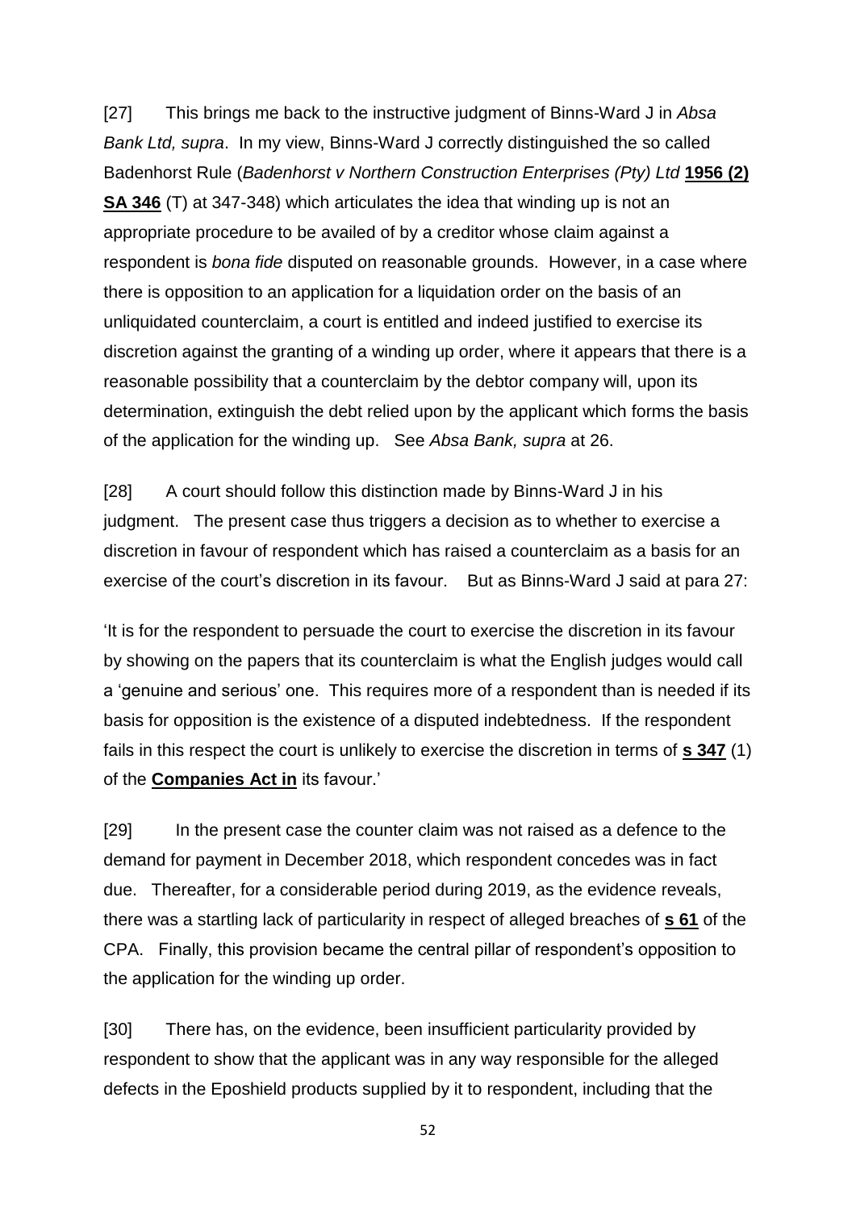[27] This brings me back to the instructive judgment of Binns-Ward J in *Absa Bank Ltd, supra*. In my view, Binns-Ward J correctly distinguished the so called Badenhorst Rule (*Badenhorst v Northern Construction Enterprises (Pty) Ltd* **1956 (2) SA 346** (T) at 347-348) which articulates the idea that winding up is not an appropriate procedure to be availed of by a creditor whose claim against a respondent is *bona fide* disputed on reasonable grounds. However, in a case where there is opposition to an application for a liquidation order on the basis of an unliquidated counterclaim, a court is entitled and indeed justified to exercise its discretion against the granting of a winding up order, where it appears that there is a reasonable possibility that a counterclaim by the debtor company will, upon its determination, extinguish the debt relied upon by the applicant which forms the basis of the application for the winding up. See *Absa Bank, supra* at 26.

[28] A court should follow this distinction made by Binns-Ward J in his judgment. The present case thus triggers a decision as to whether to exercise a discretion in favour of respondent which has raised a counterclaim as a basis for an exercise of the court's discretion in its favour. But as Binns-Ward J said at para 27:

'It is for the respondent to persuade the court to exercise the discretion in its favour by showing on the papers that its counterclaim is what the English judges would call a 'genuine and serious' one. This requires more of a respondent than is needed if its basis for opposition is the existence of a disputed indebtedness. If the respondent fails in this respect the court is unlikely to exercise the discretion in terms of **s 347** (1) of the **Companies Act in** its favour.'

[29] In the present case the counter claim was not raised as a defence to the demand for payment in December 2018, which respondent concedes was in fact due. Thereafter, for a considerable period during 2019, as the evidence reveals, there was a startling lack of particularity in respect of alleged breaches of **s 61** of the CPA. Finally, this provision became the central pillar of respondent's opposition to the application for the winding up order.

[30] There has, on the evidence, been insufficient particularity provided by respondent to show that the applicant was in any way responsible for the alleged defects in the Eposhield products supplied by it to respondent, including that the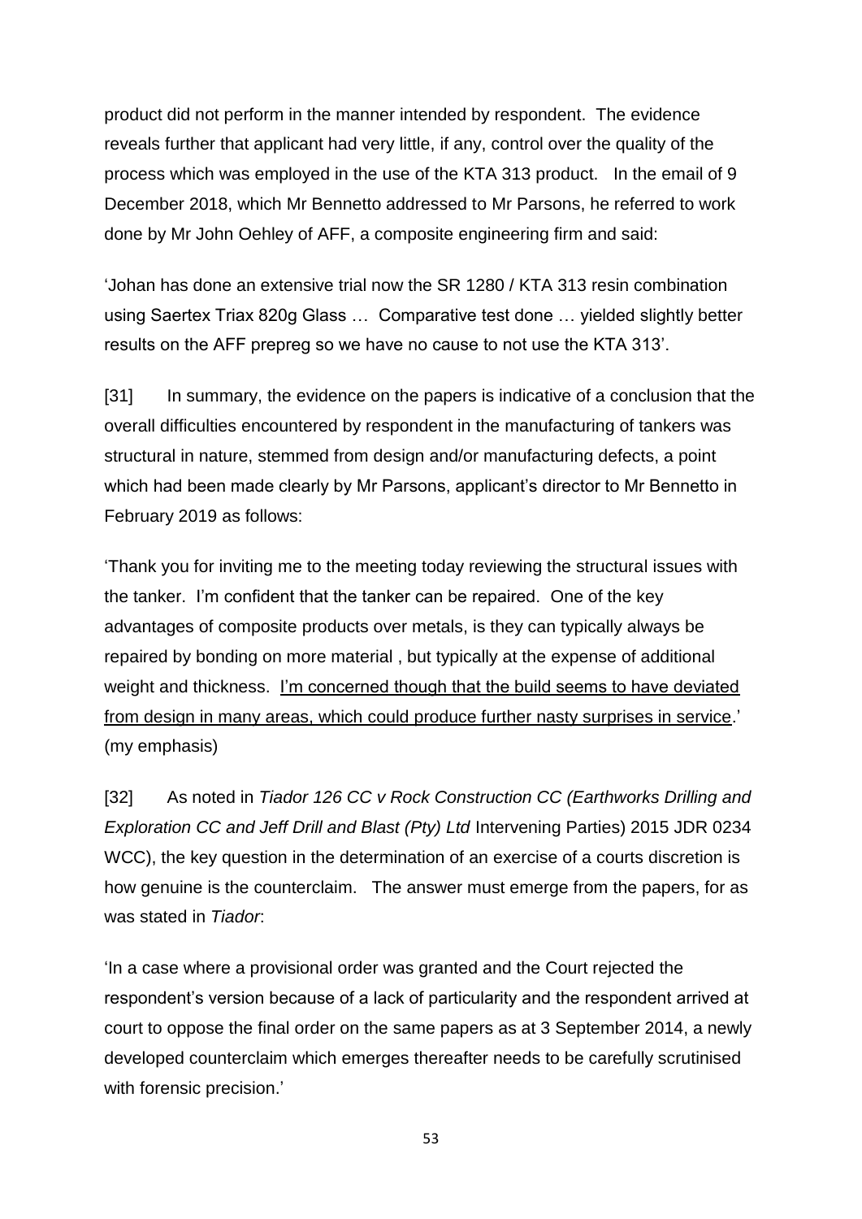product did not perform in the manner intended by respondent. The evidence reveals further that applicant had very little, if any, control over the quality of the process which was employed in the use of the KTA 313 product. In the email of 9 December 2018, which Mr Bennetto addressed to Mr Parsons, he referred to work done by Mr John Oehley of AFF, a composite engineering firm and said:

'Johan has done an extensive trial now the SR 1280 / KTA 313 resin combination using Saertex Triax 820g Glass … Comparative test done … yielded slightly better results on the AFF prepreg so we have no cause to not use the KTA 313'.

[31] In summary, the evidence on the papers is indicative of a conclusion that the overall difficulties encountered by respondent in the manufacturing of tankers was structural in nature, stemmed from design and/or manufacturing defects, a point which had been made clearly by Mr Parsons, applicant's director to Mr Bennetto in February 2019 as follows:

'Thank you for inviting me to the meeting today reviewing the structural issues with the tanker. I'm confident that the tanker can be repaired. One of the key advantages of composite products over metals, is they can typically always be repaired by bonding on more material , but typically at the expense of additional weight and thickness. <u>I'm concerned though that the build seems to have deviated from design in many areas, which could produce further nasty surprises in service</u>.' (my emphasis)

[32] As noted in *Tiador 126 CC v Rock Construction CC (Earthworks Drilling and Exploration CC and Jeff Drill and Blast (Pty) Ltd* Intervening Parties) 2015 JDR 0234 WCC), the key question in the determination of an exercise of a courts discretion is how genuine is the counterclaim. The answer must emerge from the papers, for as was stated in *Tiador*:

'In a case where a provisional order was granted and the Court rejected the respondent's version because of a lack of particularity and the respondent arrived at court to oppose the final order on the same papers as at 3 September 2014, a newly developed counterclaim which emerges thereafter needs to be carefully scrutinised with forensic precision.'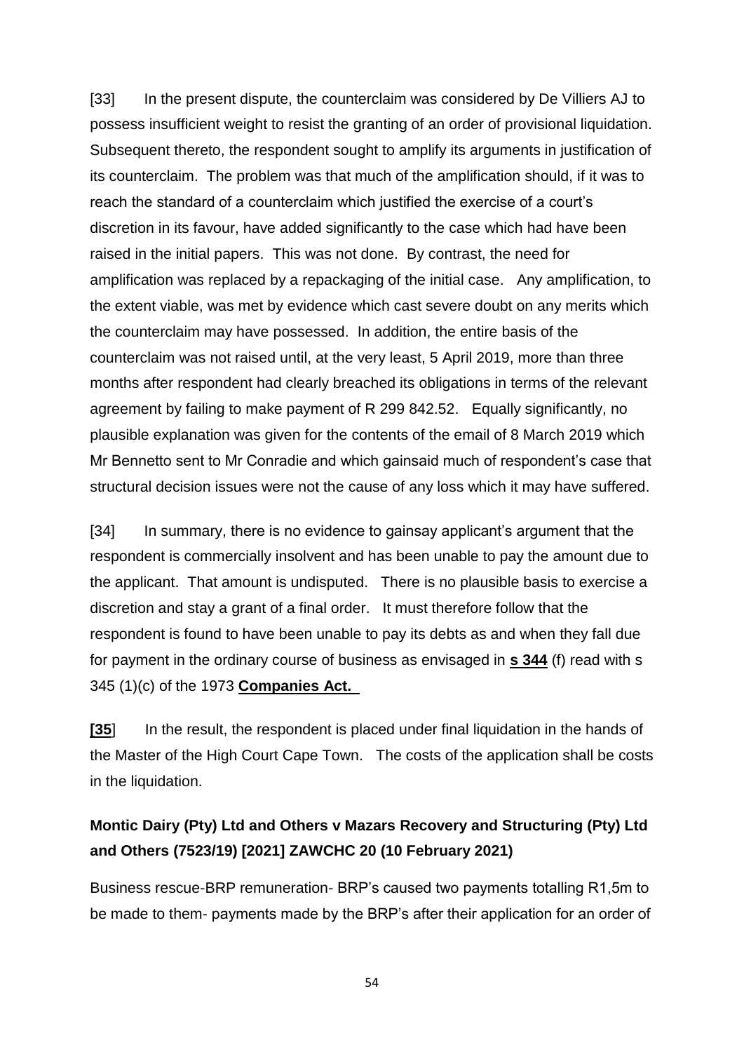[33] In the present dispute, the counterclaim was considered by De Villiers AJ to possess insufficient weight to resist the granting of an order of provisional liquidation. Subsequent thereto, the respondent sought to amplify its arguments in justification of its counterclaim. The problem was that much of the amplification should, if it was to reach the standard of a counterclaim which justified the exercise of a court's discretion in its favour, have added significantly to the case which had have been raised in the initial papers. This was not done. By contrast, the need for amplification was replaced by a repackaging of the initial case. Any amplification, to the extent viable, was met by evidence which cast severe doubt on any merits which the counterclaim may have possessed. In addition, the entire basis of the counterclaim was not raised until, at the very least, 5 April 2019, more than three months after respondent had clearly breached its obligations in terms of the relevant agreement by failing to make payment of R 299 842.52. Equally significantly, no plausible explanation was given for the contents of the email of 8 March 2019 which Mr Bennetto sent to Mr Conradie and which gainsaid much of respondent's case that structural decision issues were not the cause of any loss which it may have suffered.

[34] In summary, there is no evidence to gainsay applicant's argument that the respondent is commercially insolvent and has been unable to pay the amount due to the applicant. That amount is undisputed. There is no plausible basis to exercise a discretion and stay a grant of a final order. It must therefore follow that the respondent is found to have been unable to pay its debts as and when they fall due for payment in the ordinary course of business as envisaged in **s 344** (f) read with s 345 (1)(c) of the 1973 **Companies Act.**

**[35]** In the result, the respondent is placed under final liquidation in the hands of the Master of the High Court Cape Town. The costs of the application shall be costs in the liquidation.

**Montic Dairy (Pty) Ltd and Others v Mazars Recovery and Structuring (Pty) Ltd and Others (7523/19) [2021] ZAWCHC 20 (10 February 2021)**

Business rescue-BRP remuneration- BRP's caused two payments totalling R1,5m to be made to them- payments made by the BRP's after their application for an order of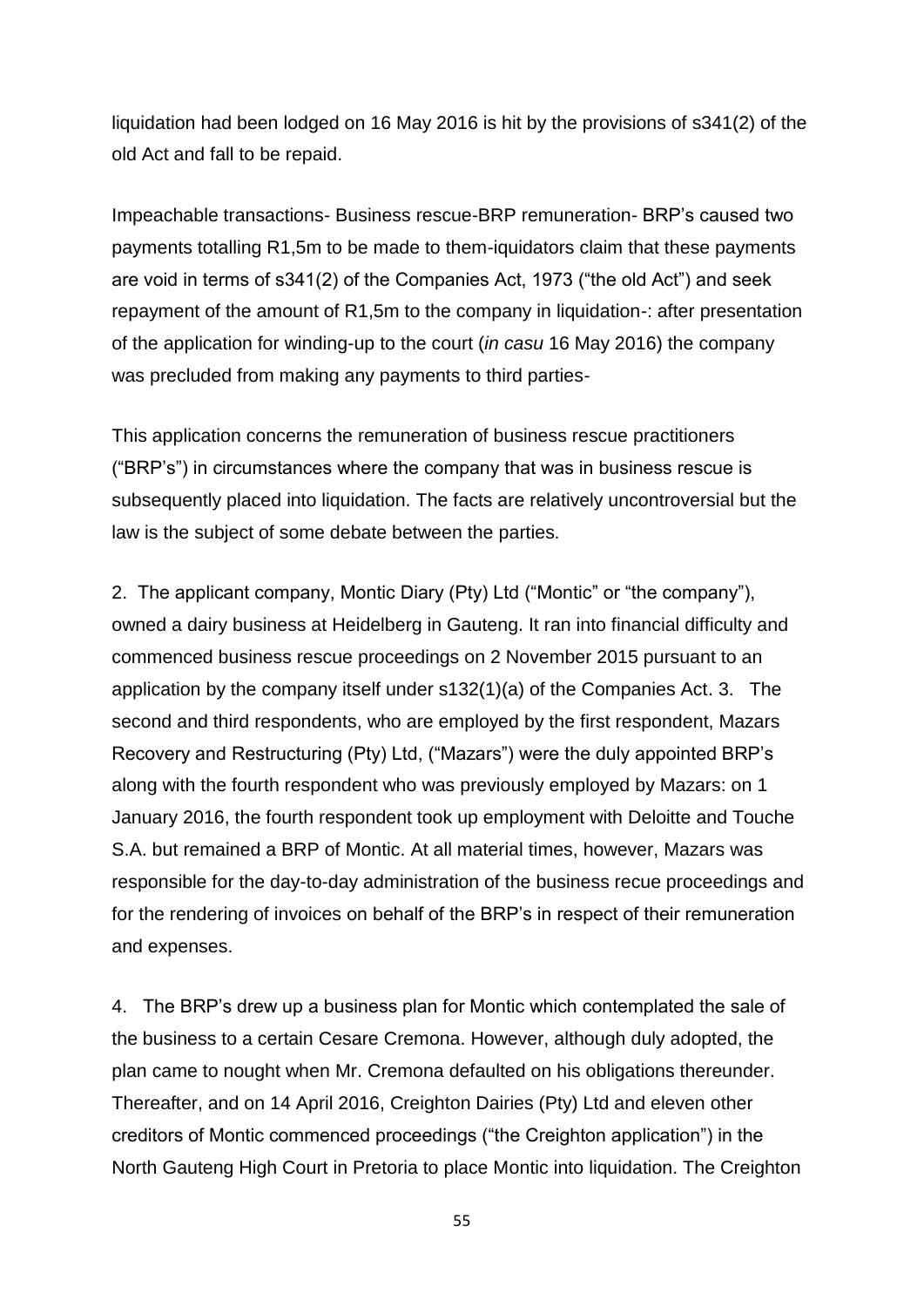liquidation had been lodged on 16 May 2016 is hit by the provisions of s341(2) of the old Act and fall to be repaid.

Impeachable transactions- Business rescue-BRP remuneration- BRP's caused two payments totalling R1,5m to be made to them-iquidators claim that these payments are void in terms of s341(2) of the Companies Act, 1973 ("the old Act") and seek repayment of the amount of R1,5m to the company in liquidation-: after presentation of the application for winding-up to the court (*in casu* 16 May 2016) the company was precluded from making any payments to third parties-

This application concerns the remuneration of business rescue practitioners ("BRP's") in circumstances where the company that was in business rescue is subsequently placed into liquidation. The facts are relatively uncontroversial but the law is the subject of some debate between the parties.

2. The applicant company, Montic Diary (Pty) Ltd ("Montic" or "the company"), owned a dairy business at Heidelberg in Gauteng. It ran into financial difficulty and commenced business rescue proceedings on 2 November 2015 pursuant to an application by the company itself under s132(1)(a) of the Companies Act. 3. The second and third respondents, who are employed by the first respondent, Mazars Recovery and Restructuring (Pty) Ltd, ("Mazars") were the duly appointed BRP's along with the fourth respondent who was previously employed by Mazars: on 1 January 2016, the fourth respondent took up employment with Deloitte and Touche S.A. but remained a BRP of Montic. At all material times, however, Mazars was responsible for the day-to-day administration of the business recue proceedings and for the rendering of invoices on behalf of the BRP's in respect of their remuneration and expenses.

4. The BRP's drew up a business plan for Montic which contemplated the sale of the business to a certain Cesare Cremona. However, although duly adopted, the plan came to nought when Mr. Cremona defaulted on his obligations thereunder. Thereafter, and on 14 April 2016, Creighton Dairies (Pty) Ltd and eleven other creditors of Montic commenced proceedings ("the Creighton application") in the North Gauteng High Court in Pretoria to place Montic into liquidation. The Creighton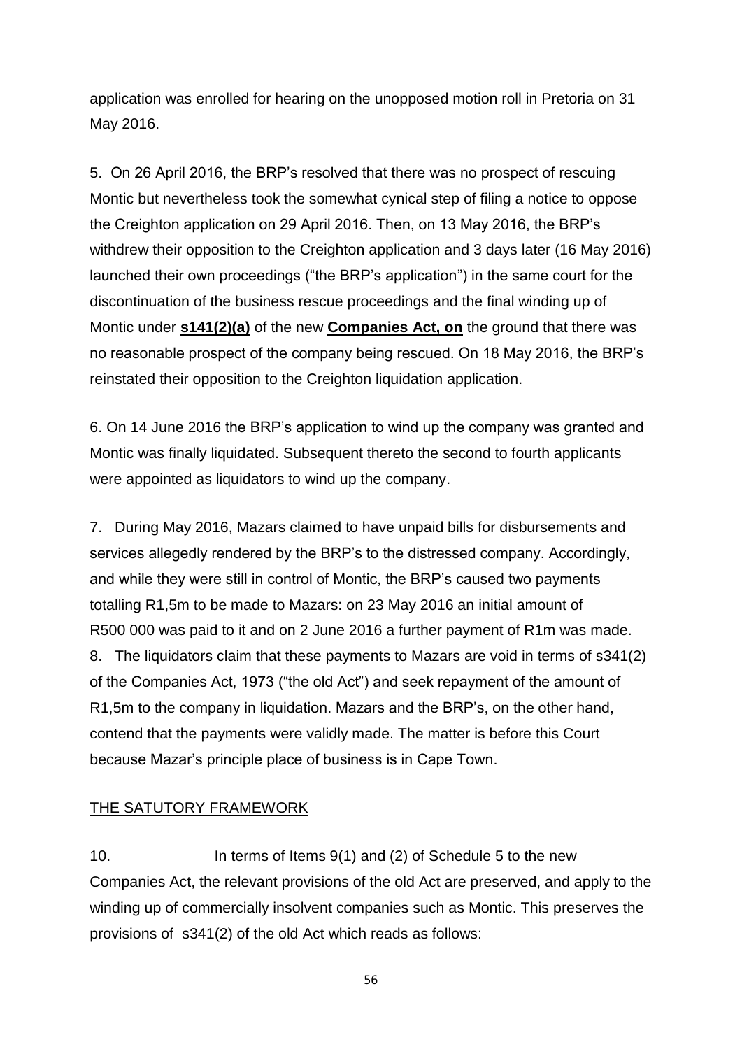application was enrolled for hearing on the unopposed motion roll in Pretoria on 31 May 2016.

5. On 26 April 2016, the BRP's resolved that there was no prospect of rescuing Montic but nevertheless took the somewhat cynical step of filing a notice to oppose the Creighton application on 29 April 2016. Then, on 13 May 2016, the BRP's withdrew their opposition to the Creighton application and 3 days later (16 May 2016) launched their own proceedings ("the BRP's application") in the same court for the discontinuation of the business rescue proceedings and the final winding up of Montic under **s141(2)(a)** of the new **Companies Act, on** the ground that there was no reasonable prospect of the company being rescued. On 18 May 2016, the BRP's reinstated their opposition to the Creighton liquidation application.

6. On 14 June 2016 the BRP's application to wind up the company was granted and Montic was finally liquidated. Subsequent thereto the second to fourth applicants were appointed as liquidators to wind up the company.

7. During May 2016, Mazars claimed to have unpaid bills for disbursements and services allegedly rendered by the BRP's to the distressed company. Accordingly, and while they were still in control of Montic, the BRP's caused two payments totalling R1,5m to be made to Mazars: on 23 May 2016 an initial amount of R500 000 was paid to it and on 2 June 2016 a further payment of R1m was made.

8. The liquidators claim that these payments to Mazars are void in terms of s341(2) of the Companies Act, 1973 ("the old Act") and seek repayment of the amount of R1,5m to the company in liquidation. Mazars and the BRP's, on the other hand, contend that the payments were validly made. The matter is before this Court because Mazar's principle place of business is in Cape Town.

## THE SATUTORY FRAMEWORK

10. In terms of Items 9(1) and (2) of Schedule 5 to the new Companies Act, the relevant provisions of the old Act are preserved, and apply to the winding up of commercially insolvent companies such as Montic. This preserves the provisions of s341(2) of the old Act which reads as follows: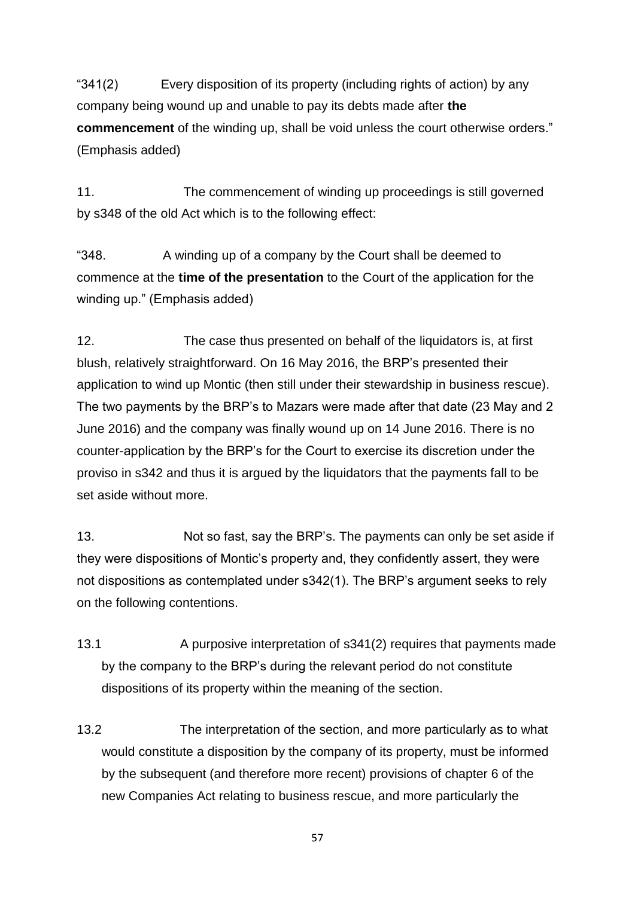"341(2) Every disposition of its property (including rights of action) by any company being wound up and unable to pay its debts made after **the commencement** of the winding up, shall be void unless the court otherwise orders." (Emphasis added)

11. The commencement of winding up proceedings is still governed by s348 of the old Act which is to the following effect:

"348. A winding up of a company by the Court shall be deemed to commence at the **time of the presentation** to the Court of the application for the winding up." (Emphasis added)

12. The case thus presented on behalf of the liquidators is, at first blush, relatively straightforward. On 16 May 2016, the BRP's presented their application to wind up Montic (then still under their stewardship in business rescue). The two payments by the BRP's to Mazars were made after that date (23 May and 2 June 2016) and the company was finally wound up on 14 June 2016. There is no counter-application by the BRP's for the Court to exercise its discretion under the proviso in s342 and thus it is argued by the liquidators that the payments fall to be set aside without more.

13. Not so fast, say the BRP's. The payments can only be set aside if they were dispositions of Montic's property and, they confidently assert, they were not dispositions as contemplated under s342(1). The BRP's argument seeks to rely on the following contentions.

13.1 A purposive interpretation of s341(2) requires that payments made by the company to the BRP's during the relevant period do not constitute dispositions of its property within the meaning of the section.

13.2 The interpretation of the section, and more particularly as to what would constitute a disposition by the company of its property, must be informed by the subsequent (and therefore more recent) provisions of chapter 6 of the new Companies Act relating to business rescue, and more particularly the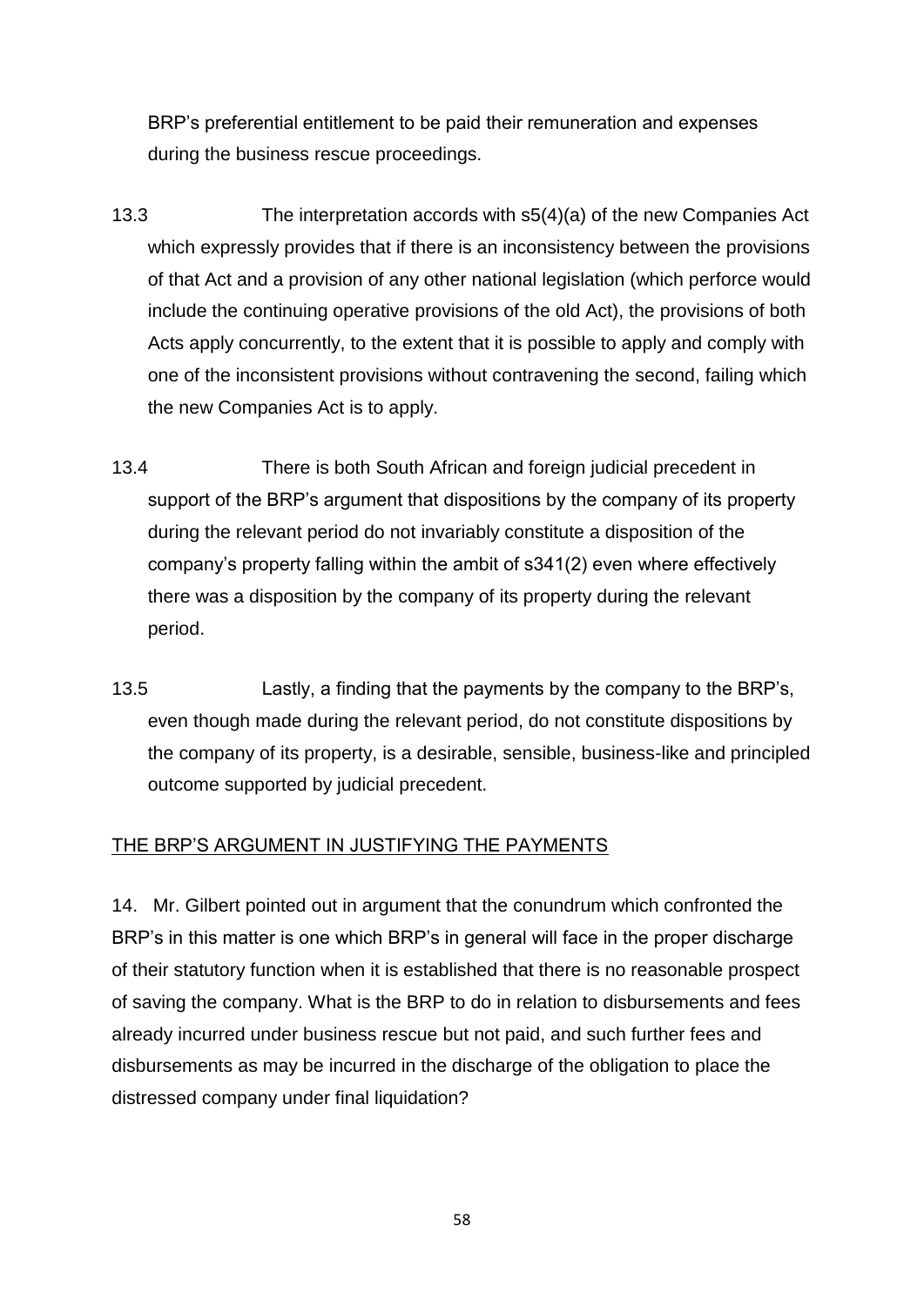BRP's preferential entitlement to be paid their remuneration and expenses during the business rescue proceedings.

13.3 The interpretation accords with s5(4)(a) of the new Companies Act which expressly provides that if there is an inconsistency between the provisions of that Act and a provision of any other national legislation (which perforce would include the continuing operative provisions of the old Act), the provisions of both Acts apply concurrently, to the extent that it is possible to apply and comply with one of the inconsistent provisions without contravening the second, failing which the new Companies Act is to apply.

13.4 There is both South African and foreign judicial precedent in support of the BRP's argument that dispositions by the company of its property during the relevant period do not invariably constitute a disposition of the company's property falling within the ambit of s341(2) even where effectively there was a disposition by the company of its property during the relevant period.

13.5 Lastly, a finding that the payments by the company to the BRP's, even though made during the relevant period, do not constitute dispositions by the company of its property, is a desirable, sensible, business-like and principled outcome supported by judicial precedent.

<u>THE BRP'S ARGUMENT IN JUSTIFYING THE PAYMENTS</u>

14. Mr. Gilbert pointed out in argument that the conundrum which confronted the BRP's in this matter is one which BRP's in general will face in the proper discharge of their statutory function when it is established that there is no reasonable prospect of saving the company. What is the BRP to do in relation to disbursements and fees already incurred under business rescue but not paid, and such further fees and disbursements as may be incurred in the discharge of the obligation to place the distressed company under final liquidation?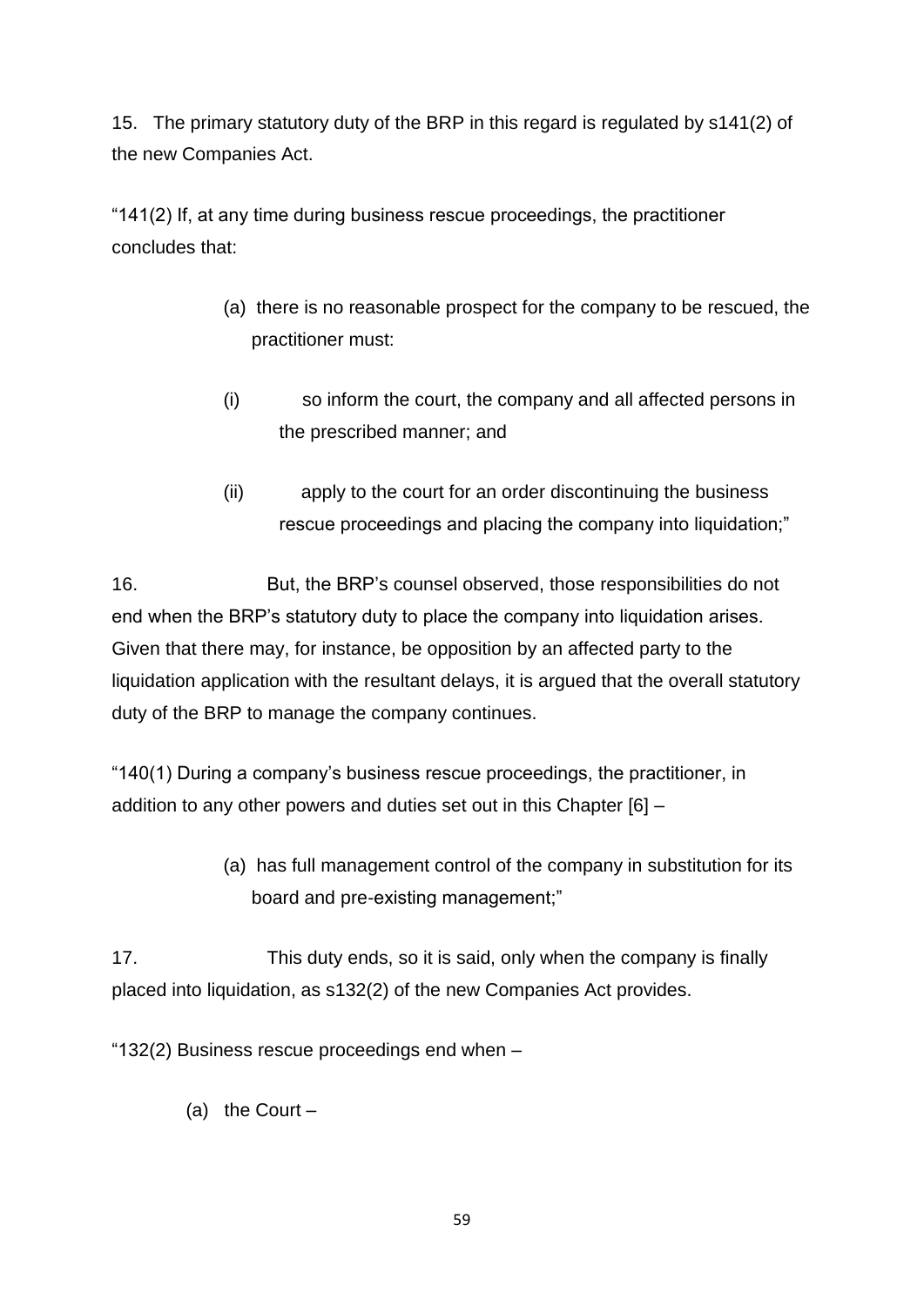15. The primary statutory duty of the BRP in this regard is regulated by s141(2) of the new Companies Act.

"141(2) If, at any time during business rescue proceedings, the practitioner concludes that:

> (a) there is no reasonable prospect for the company to be rescued, the practitioner must:
>
> (i) so inform the court, the company and all affected persons in the prescribed manner; and
>
> (ii) apply to the court for an order discontinuing the business rescue proceedings and placing the company into liquidation;"

16. But, the BRP's counsel observed, those responsibilities do not end when the BRP's statutory duty to place the company into liquidation arises. Given that there may, for instance, be opposition by an affected party to the liquidation application with the resultant delays, it is argued that the overall statutory duty of the BRP to manage the company continues.

"140(1) During a company's business rescue proceedings, the practitioner, in addition to any other powers and duties set out in this Chapter [6] –

> (a) has full management control of the company in substitution for its board and pre-existing management;"

17. This duty ends, so it is said, only when the company is finally placed into liquidation, as s132(2) of the new Companies Act provides.

"132(2) Business rescue proceedings end when –

> (a) the Court –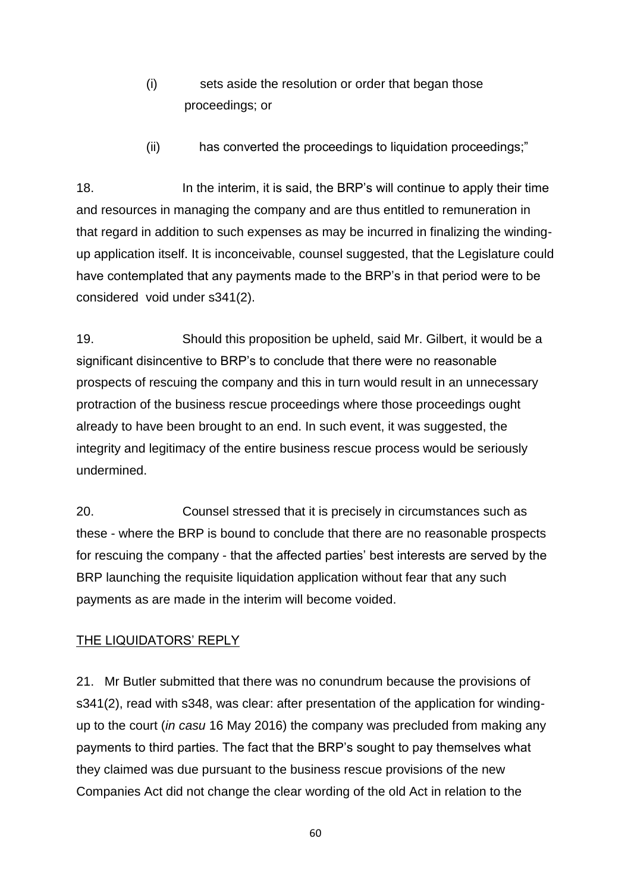(i) sets aside the resolution or order that began those proceedings; or

(ii) has converted the proceedings to liquidation proceedings;"

18. In the interim, it is said, the BRP's will continue to apply their time and resources in managing the company and are thus entitled to remuneration in that regard in addition to such expenses as may be incurred in finalizing the winding-up application itself. It is inconceivable, counsel suggested, that the Legislature could have contemplated that any payments made to the BRP's in that period were to be considered void under s341(2).

19. Should this proposition be upheld, said Mr. Gilbert, it would be a significant disincentive to BRP's to conclude that there were no reasonable prospects of rescuing the company and this in turn would result in an unnecessary protraction of the business rescue proceedings where those proceedings ought already to have been brought to an end. In such event, it was suggested, the integrity and legitimacy of the entire business rescue process would be seriously undermined.

20. Counsel stressed that it is precisely in circumstances such as these - where the BRP is bound to conclude that there are no reasonable prospects for rescuing the company - that the affected parties' best interests are served by the BRP launching the requisite liquidation application without fear that any such payments as are made in the interim will become voided.

<u>THE LIQUIDATORS' REPLY</u>

21. Mr Butler submitted that there was no conundrum because the provisions of s341(2), read with s348, was clear: after presentation of the application for winding-up to the court (*in casu* 16 May 2016) the company was precluded from making any payments to third parties. The fact that the BRP's sought to pay themselves what they claimed was due pursuant to the business rescue provisions of the new Companies Act did not change the clear wording of the old Act in relation to the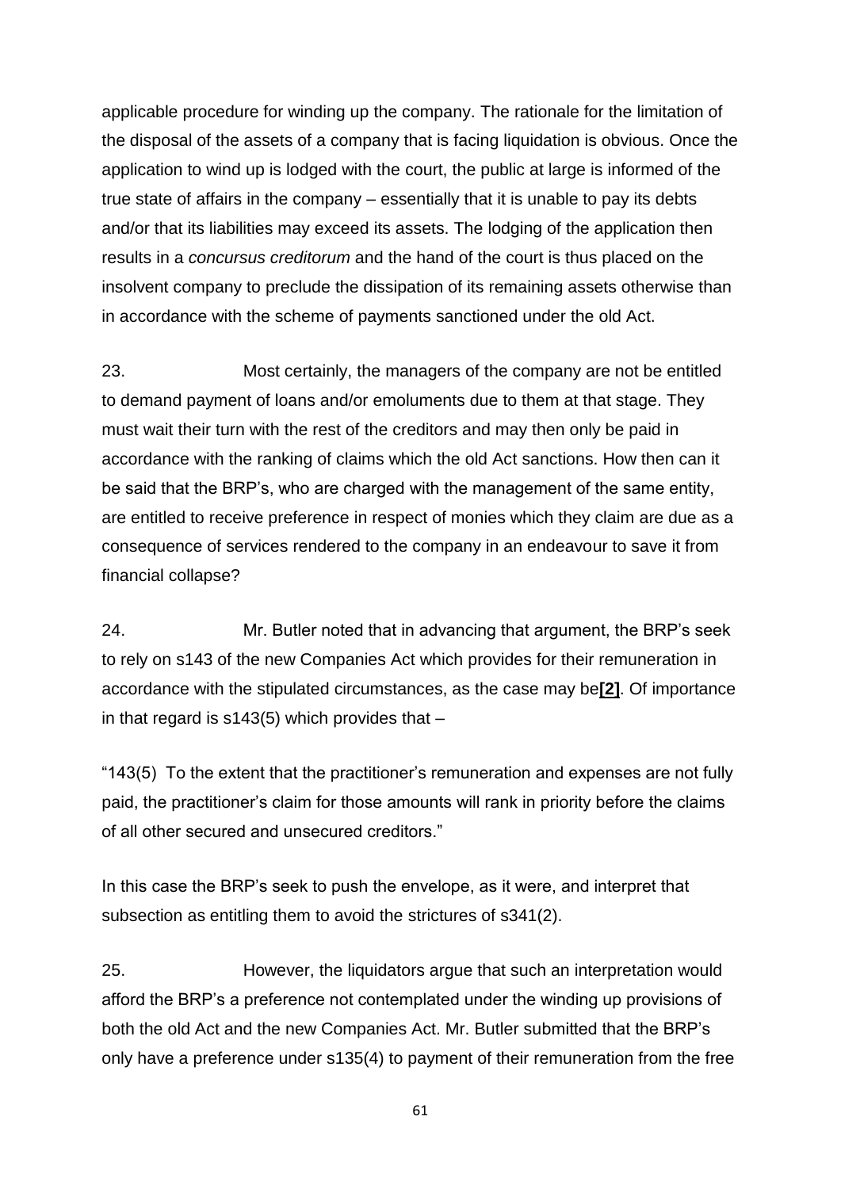applicable procedure for winding up the company. The rationale for the limitation of the disposal of the assets of a company that is facing liquidation is obvious. Once the application to wind up is lodged with the court, the public at large is informed of the true state of affairs in the company – essentially that it is unable to pay its debts and/or that its liabilities may exceed its assets. The lodging of the application then results in a *concursus creditorum* and the hand of the court is thus placed on the insolvent company to preclude the dissipation of its remaining assets otherwise than in accordance with the scheme of payments sanctioned under the old Act.

23. Most certainly, the managers of the company are not be entitled to demand payment of loans and/or emoluments due to them at that stage. They must wait their turn with the rest of the creditors and may then only be paid in accordance with the ranking of claims which the old Act sanctions. How then can it be said that the BRP's, who are charged with the management of the same entity, are entitled to receive preference in respect of monies which they claim are due as a consequence of services rendered to the company in an endeavour to save it from financial collapse?

24. Mr. Butler noted that in advancing that argument, the BRP's seek to rely on s143 of the new Companies Act which provides for their remuneration in accordance with the stipulated circumstances, as the case may be**[2]**. Of importance in that regard is s143(5) which provides that –

"143(5) To the extent that the practitioner's remuneration and expenses are not fully paid, the practitioner's claim for those amounts will rank in priority before the claims of all other secured and unsecured creditors."

In this case the BRP's seek to push the envelope, as it were, and interpret that subsection as entitling them to avoid the strictures of s341(2).

25. However, the liquidators argue that such an interpretation would afford the BRP's a preference not contemplated under the winding up provisions of both the old Act and the new Companies Act. Mr. Butler submitted that the BRP's only have a preference under s135(4) to payment of their remuneration from the free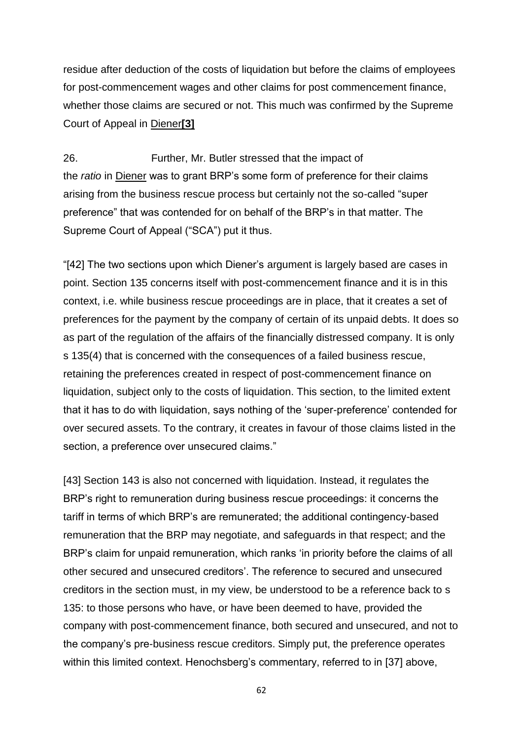residue after deduction of the costs of liquidation but before the claims of employees for post-commencement wages and other claims for post commencement finance, whether those claims are secured or not. This much was confirmed by the Supreme Court of Appeal in Diener**[3]**

26. Further, Mr. Butler stressed that the impact of the *ratio* in Diener was to grant BRP's some form of preference for their claims arising from the business rescue process but certainly not the so-called "super preference" that was contended for on behalf of the BRP's in that matter. The Supreme Court of Appeal ("SCA") put it thus.

"[42] The two sections upon which Diener's argument is largely based are cases in point. Section 135 concerns itself with post-commencement finance and it is in this context, i.e. while business rescue proceedings are in place, that it creates a set of preferences for the payment by the company of certain of its unpaid debts. It does so as part of the regulation of the affairs of the financially distressed company. It is only s 135(4) that is concerned with the consequences of a failed business rescue, retaining the preferences created in respect of post-commencement finance on liquidation, subject only to the costs of liquidation. This section, to the limited extent that it has to do with liquidation, says nothing of the 'super-preference' contended for over secured assets. To the contrary, it creates in favour of those claims listed in the section, a preference over unsecured claims."

[43] Section 143 is also not concerned with liquidation. Instead, it regulates the BRP's right to remuneration during business rescue proceedings: it concerns the tariff in terms of which BRP's are remunerated; the additional contingency-based remuneration that the BRP may negotiate, and safeguards in that respect; and the BRP's claim for unpaid remuneration, which ranks 'in priority before the claims of all other secured and unsecured creditors'. The reference to secured and unsecured creditors in the section must, in my view, be understood to be a reference back to s 135: to those persons who have, or have been deemed to have, provided the company with post-commencement finance, both secured and unsecured, and not to the company's pre-business rescue creditors. Simply put, the preference operates within this limited context. Henochsberg's commentary, referred to in [37] above,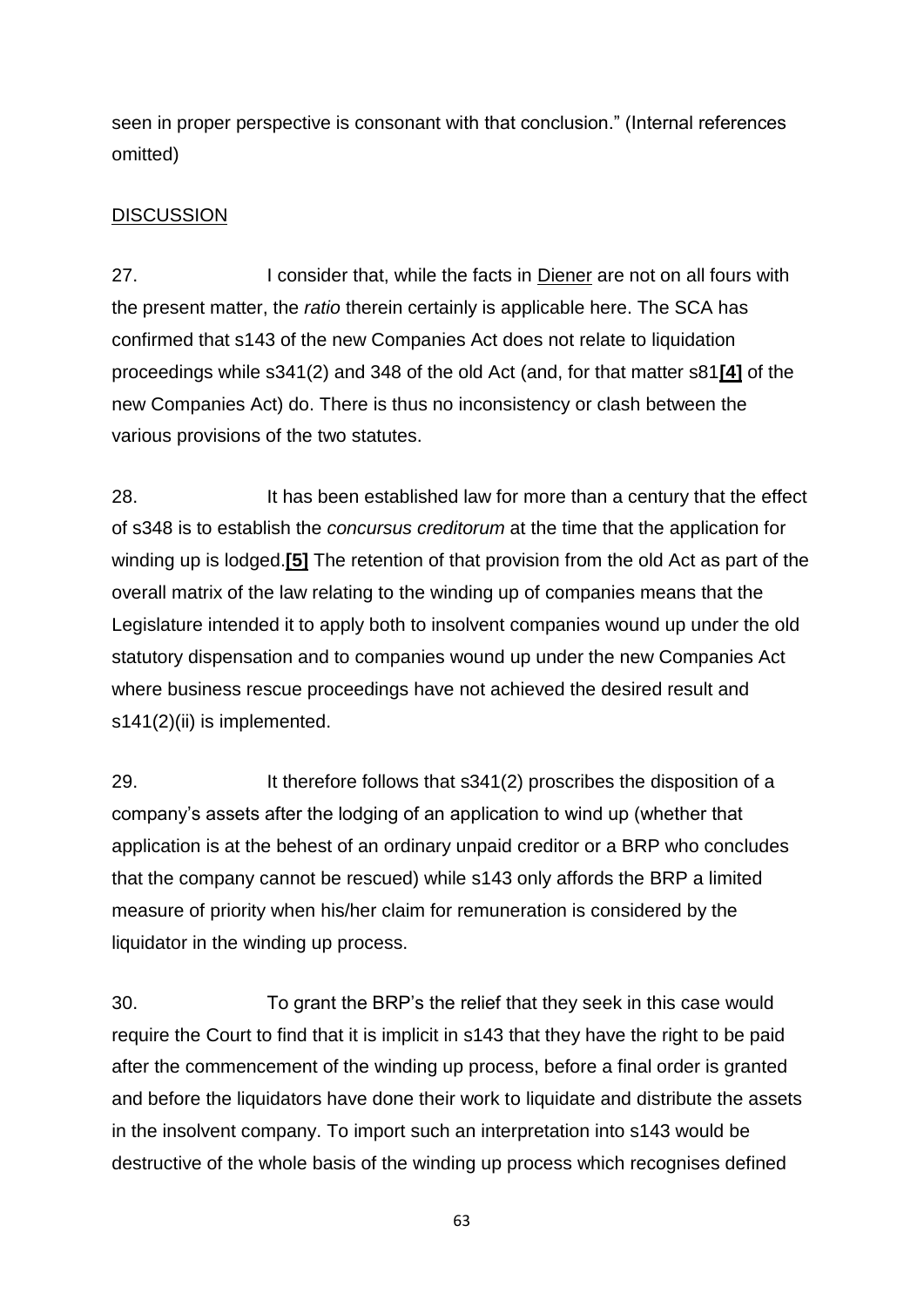seen in proper perspective is consonant with that conclusion." (Internal references omitted)

DISCUSSION

27. I consider that, while the facts in Diener are not on all fours with the present matter, the *ratio* therein certainly is applicable here. The SCA has confirmed that s143 of the new Companies Act does not relate to liquidation proceedings while s341(2) and 348 of the old Act (and, for that matter s81**[4]** of the new Companies Act) do. There is thus no inconsistency or clash between the various provisions of the two statutes.

28. It has been established law for more than a century that the effect of s348 is to establish the *concursus creditorum* at the time that the application for winding up is lodged.**[5]** The retention of that provision from the old Act as part of the overall matrix of the law relating to the winding up of companies means that the Legislature intended it to apply both to insolvent companies wound up under the old statutory dispensation and to companies wound up under the new Companies Act where business rescue proceedings have not achieved the desired result and s141(2)(ii) is implemented.

29. It therefore follows that s341(2) proscribes the disposition of a company's assets after the lodging of an application to wind up (whether that application is at the behest of an ordinary unpaid creditor or a BRP who concludes that the company cannot be rescued) while s143 only affords the BRP a limited measure of priority when his/her claim for remuneration is considered by the liquidator in the winding up process.

30. To grant the BRP's the relief that they seek in this case would require the Court to find that it is implicit in s143 that they have the right to be paid after the commencement of the winding up process, before a final order is granted and before the liquidators have done their work to liquidate and distribute the assets in the insolvent company. To import such an interpretation into s143 would be destructive of the whole basis of the winding up process which recognises defined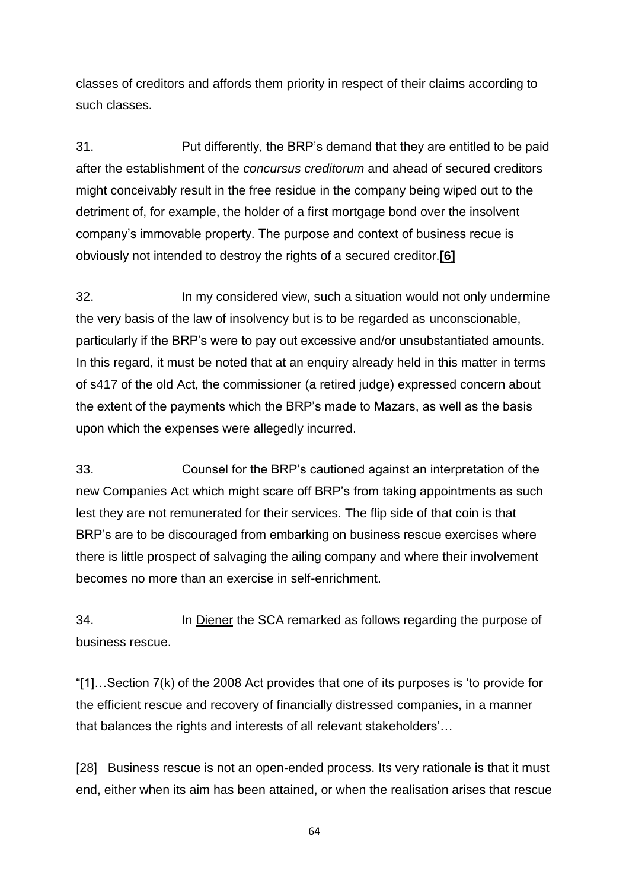classes of creditors and affords them priority in respect of their claims according to such classes.

31. Put differently, the BRP's demand that they are entitled to be paid after the establishment of the *concursus creditorum* and ahead of secured creditors might conceivably result in the free residue in the company being wiped out to the detriment of, for example, the holder of a first mortgage bond over the insolvent company's immovable property. The purpose and context of business recue is obviously not intended to destroy the rights of a secured creditor.**[6]**

32. In my considered view, such a situation would not only undermine the very basis of the law of insolvency but is to be regarded as unconscionable, particularly if the BRP's were to pay out excessive and/or unsubstantiated amounts. In this regard, it must be noted that at an enquiry already held in this matter in terms of s417 of the old Act, the commissioner (a retired judge) expressed concern about the extent of the payments which the BRP's made to Mazars, as well as the basis upon which the expenses were allegedly incurred.

33. Counsel for the BRP's cautioned against an interpretation of the new Companies Act which might scare off BRP's from taking appointments as such lest they are not remunerated for their services. The flip side of that coin is that BRP's are to be discouraged from embarking on business rescue exercises where there is little prospect of salvaging the ailing company and where their involvement becomes no more than an exercise in self-enrichment.

34. In Diener the SCA remarked as follows regarding the purpose of business rescue.

"[1]…Section 7(k) of the 2008 Act provides that one of its purposes is 'to provide for the efficient rescue and recovery of financially distressed companies, in a manner that balances the rights and interests of all relevant stakeholders'…

[28] Business rescue is not an open-ended process. Its very rationale is that it must end, either when its aim has been attained, or when the realisation arises that rescue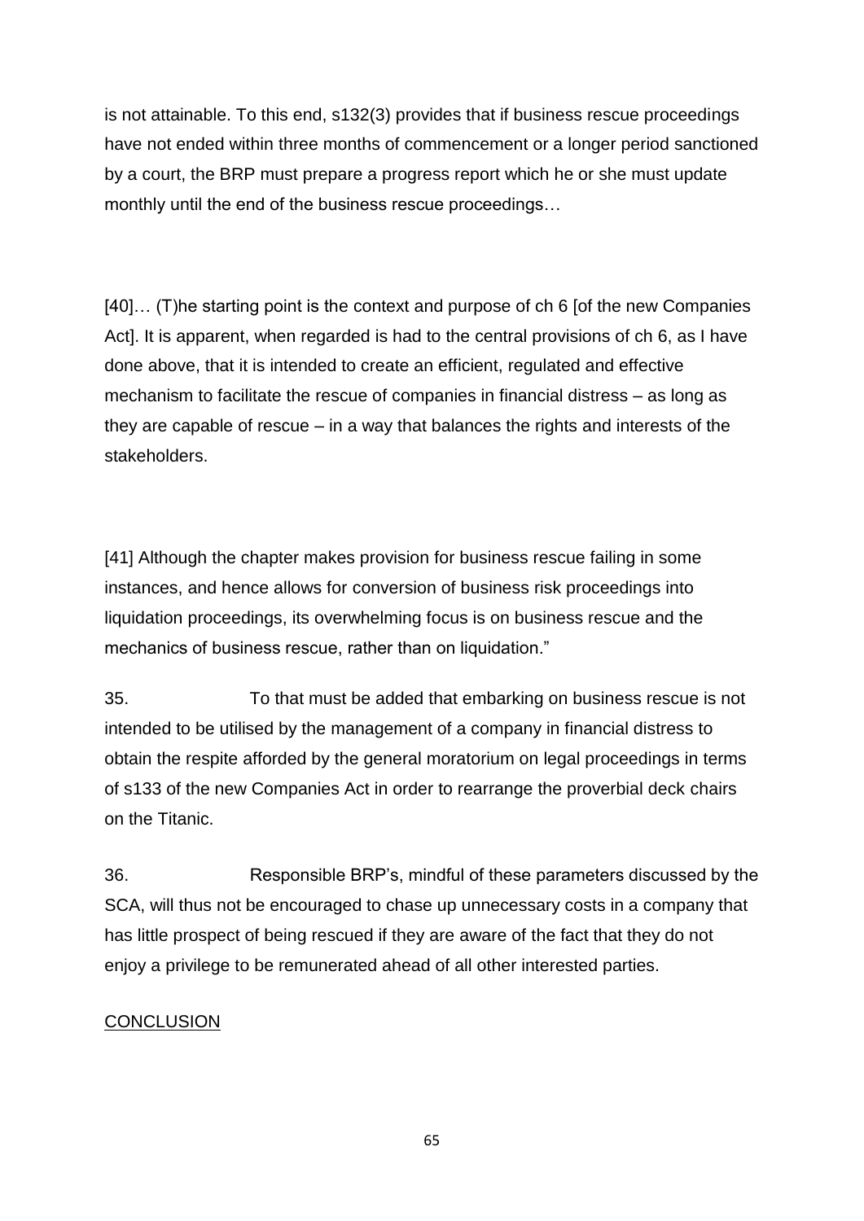is not attainable. To this end, s132(3) provides that if business rescue proceedings have not ended within three months of commencement or a longer period sanctioned by a court, the BRP must prepare a progress report which he or she must update monthly until the end of the business rescue proceedings…

[40]… (T)he starting point is the context and purpose of ch 6 [of the new Companies Act]. It is apparent, when regarded is had to the central provisions of ch 6, as I have done above, that it is intended to create an efficient, regulated and effective mechanism to facilitate the rescue of companies in financial distress – as long as they are capable of rescue – in a way that balances the rights and interests of the stakeholders.

[41] Although the chapter makes provision for business rescue failing in some instances, and hence allows for conversion of business risk proceedings into liquidation proceedings, its overwhelming focus is on business rescue and the mechanics of business rescue, rather than on liquidation."

35. To that must be added that embarking on business rescue is not intended to be utilised by the management of a company in financial distress to obtain the respite afforded by the general moratorium on legal proceedings in terms of s133 of the new Companies Act in order to rearrange the proverbial deck chairs on the Titanic.

36. Responsible BRP's, mindful of these parameters discussed by the SCA, will thus not be encouraged to chase up unnecessary costs in a company that has little prospect of being rescued if they are aware of the fact that they do not enjoy a privilege to be remunerated ahead of all other interested parties.

<u>CONCLUSION</u>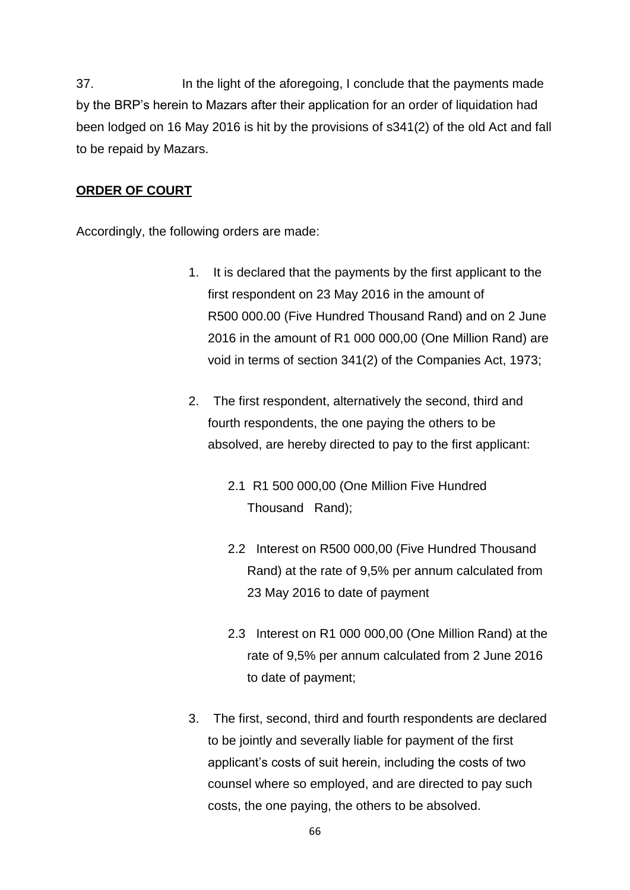37. In the light of the aforegoing, I conclude that the payments made by the BRP's herein to Mazars after their application for an order of liquidation had been lodged on 16 May 2016 is hit by the provisions of s341(2) of the old Act and fall to be repaid by Mazars.

**ORDER OF COURT**

Accordingly, the following orders are made:

1. It is declared that the payments by the first applicant to the first respondent on 23 May 2016 in the amount of R500 000.00 (Five Hundred Thousand Rand) and on 2 June 2016 in the amount of R1 000 000,00 (One Million Rand) are void in terms of section 341(2) of the Companies Act, 1973;

2. The first respondent, alternatively the second, third and fourth respondents, the one paying the others to be absolved, are hereby directed to pay to the first applicant:

   2.1 R1 500 000,00 (One Million Five Hundred Thousand Rand);

   2.2 Interest on R500 000,00 (Five Hundred Thousand Rand) at the rate of 9,5% per annum calculated from 23 May 2016 to date of payment

   2.3 Interest on R1 000 000,00 (One Million Rand) at the rate of 9,5% per annum calculated from 2 June 2016 to date of payment;

3. The first, second, third and fourth respondents are declared to be jointly and severally liable for payment of the first applicant's costs of suit herein, including the costs of two counsel where so employed, and are directed to pay such costs, the one paying, the others to be absolved.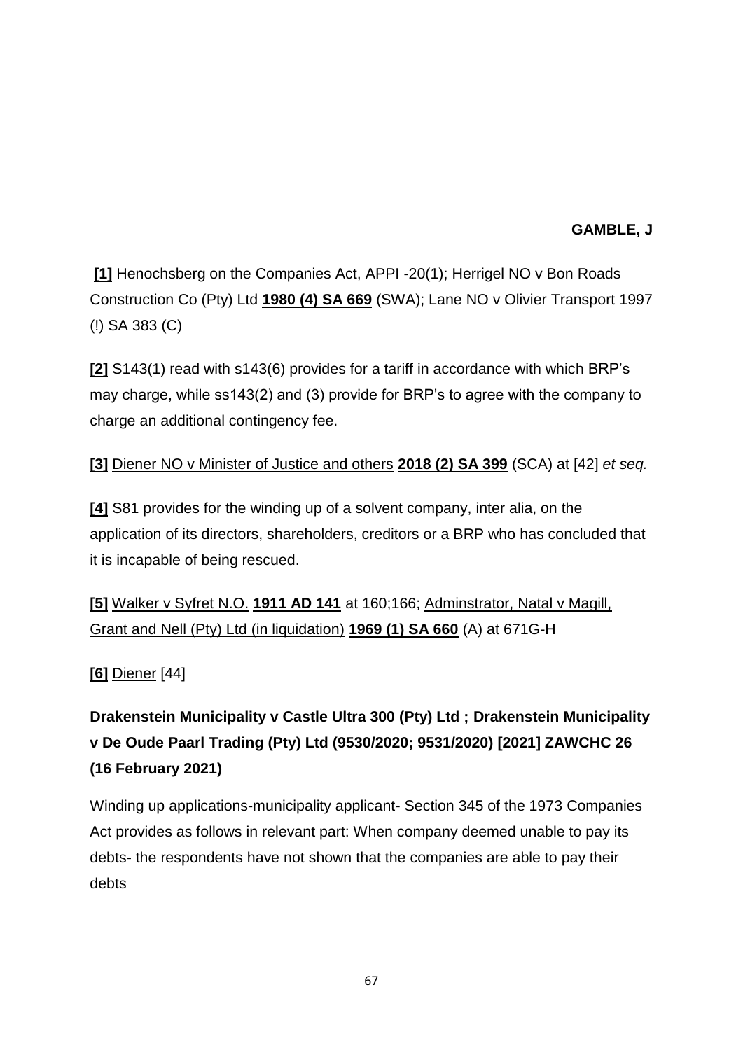**GAMBLE, J**

**[1]** Henochsberg on the Companies Act, APPI -20(1); Herrigel NO v Bon Roads Construction Co (Pty) Ltd **1980 (4) SA 669** (SWA); Lane NO v Olivier Transport 1997 (!) SA 383 (C)

**[2]** S143(1) read with s143(6) provides for a tariff in accordance with which BRP's may charge, while ss143(2) and (3) provide for BRP's to agree with the company to charge an additional contingency fee.

**[3]** Diener NO v Minister of Justice and others **2018 (2) SA 399** (SCA) at [42] *et seq.*

**[4]** S81 provides for the winding up of a solvent company, inter alia, on the application of its directors, shareholders, creditors or a BRP who has concluded that it is incapable of being rescued.

**[5]** Walker v Syfret N.O. **1911 AD 141** at 160;166; Adminstrator, Natal v Magill, Grant and Nell (Pty) Ltd (in liquidation) **1969 (1) SA 660** (A) at 671G-H

**[6]** Diener [44]

**Drakenstein Municipality v Castle Ultra 300 (Pty) Ltd ; Drakenstein Municipality v De Oude Paarl Trading (Pty) Ltd (9530/2020; 9531/2020) [2021] ZAWCHC 26 (16 February 2021)**

Winding up applications-municipality applicant- Section 345 of the 1973 Companies Act provides as follows in relevant part: When company deemed unable to pay its debts- the respondents have not shown that the companies are able to pay their debts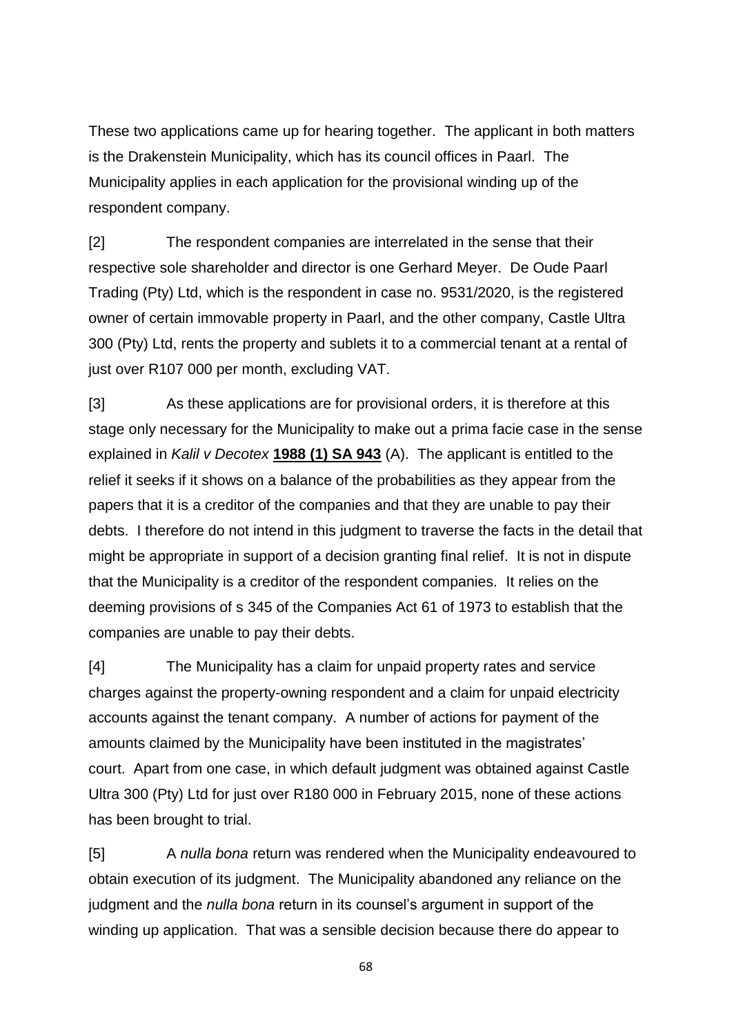These two applications came up for hearing together. The applicant in both matters is the Drakenstein Municipality, which has its council offices in Paarl. The Municipality applies in each application for the provisional winding up of the respondent company.

[2] The respondent companies are interrelated in the sense that their respective sole shareholder and director is one Gerhard Meyer. De Oude Paarl Trading (Pty) Ltd, which is the respondent in case no. 9531/2020, is the registered owner of certain immovable property in Paarl, and the other company, Castle Ultra 300 (Pty) Ltd, rents the property and sublets it to a commercial tenant at a rental of just over R107 000 per month, excluding VAT.

[3] As these applications are for provisional orders, it is therefore at this stage only necessary for the Municipality to make out a prima facie case in the sense explained in *Kalil v Decotex* **1988 (1) SA 943** (A). The applicant is entitled to the relief it seeks if it shows on a balance of the probabilities as they appear from the papers that it is a creditor of the companies and that they are unable to pay their debts. I therefore do not intend in this judgment to traverse the facts in the detail that might be appropriate in support of a decision granting final relief. It is not in dispute that the Municipality is a creditor of the respondent companies. It relies on the deeming provisions of s 345 of the Companies Act 61 of 1973 to establish that the companies are unable to pay their debts.

[4] The Municipality has a claim for unpaid property rates and service charges against the property-owning respondent and a claim for unpaid electricity accounts against the tenant company. A number of actions for payment of the amounts claimed by the Municipality have been instituted in the magistrates' court. Apart from one case, in which default judgment was obtained against Castle Ultra 300 (Pty) Ltd for just over R180 000 in February 2015, none of these actions has been brought to trial.

[5] A *nulla bona* return was rendered when the Municipality endeavoured to obtain execution of its judgment. The Municipality abandoned any reliance on the judgment and the *nulla bona* return in its counsel's argument in support of the winding up application. That was a sensible decision because there do appear to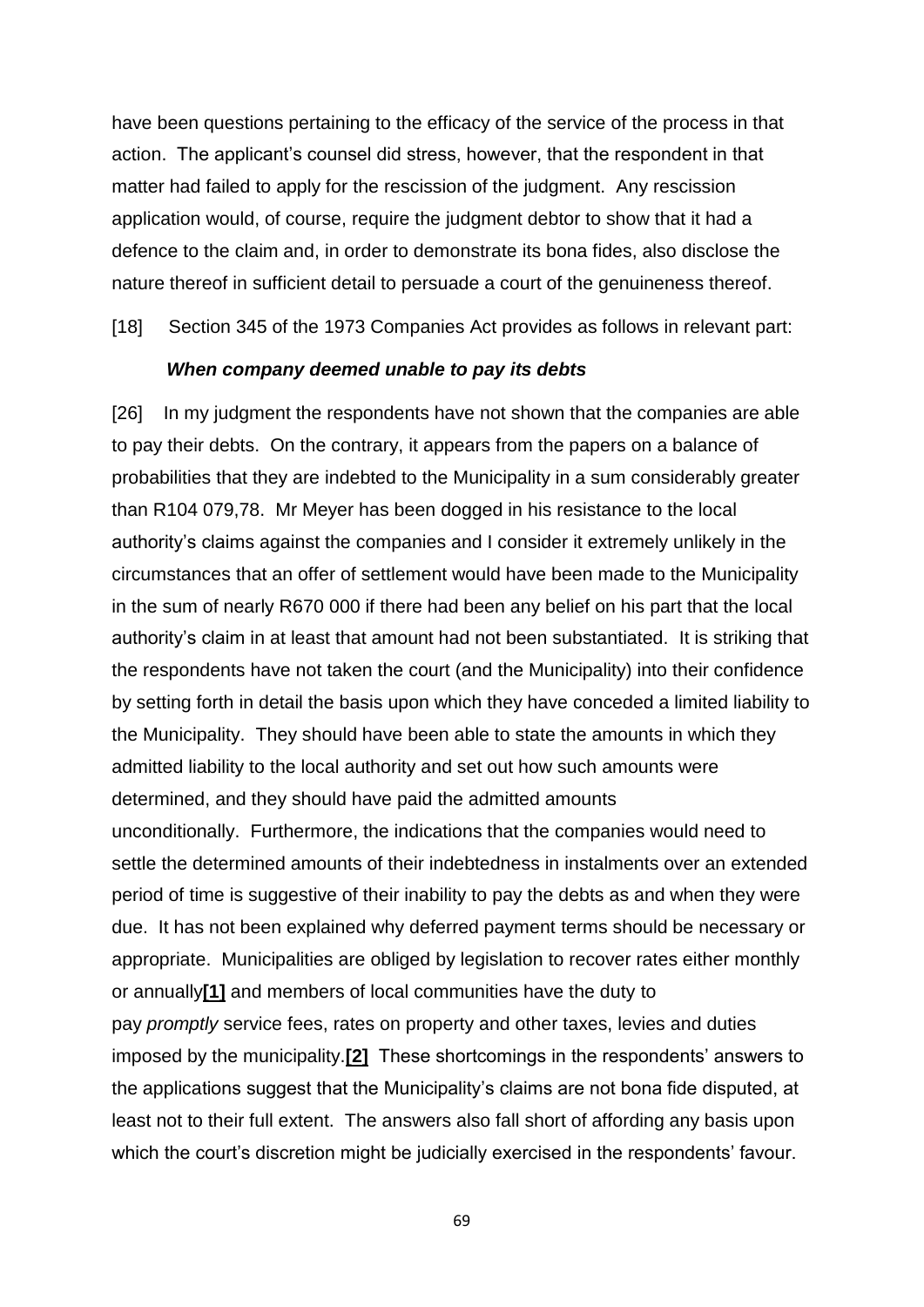have been questions pertaining to the efficacy of the service of the process in that action. The applicant's counsel did stress, however, that the respondent in that matter had failed to apply for the rescission of the judgment. Any rescission application would, of course, require the judgment debtor to show that it had a defence to the claim and, in order to demonstrate its bona fides, also disclose the nature thereof in sufficient detail to persuade a court of the genuineness thereof.

[18] Section 345 of the 1973 Companies Act provides as follows in relevant part:

***When company deemed unable to pay its debts***

[26] In my judgment the respondents have not shown that the companies are able to pay their debts. On the contrary, it appears from the papers on a balance of probabilities that they are indebted to the Municipality in a sum considerably greater than R104 079,78. Mr Meyer has been dogged in his resistance to the local authority's claims against the companies and I consider it extremely unlikely in the circumstances that an offer of settlement would have been made to the Municipality in the sum of nearly R670 000 if there had been any belief on his part that the local authority's claim in at least that amount had not been substantiated. It is striking that the respondents have not taken the court (and the Municipality) into their confidence by setting forth in detail the basis upon which they have conceded a limited liability to the Municipality. They should have been able to state the amounts in which they admitted liability to the local authority and set out how such amounts were determined, and they should have paid the admitted amounts unconditionally. Furthermore, the indications that the companies would need to settle the determined amounts of their indebtedness in instalments over an extended period of time is suggestive of their inability to pay the debts as and when they were due. It has not been explained why deferred payment terms should be necessary or appropriate. Municipalities are obliged by legislation to recover rates either monthly or annually**[1]** and members of local communities have the duty to pay *promptly* service fees, rates on property and other taxes, levies and duties imposed by the municipality.**[2]** These shortcomings in the respondents' answers to the applications suggest that the Municipality's claims are not bona fide disputed, at least not to their full extent. The answers also fall short of affording any basis upon which the court's discretion might be judicially exercised in the respondents' favour.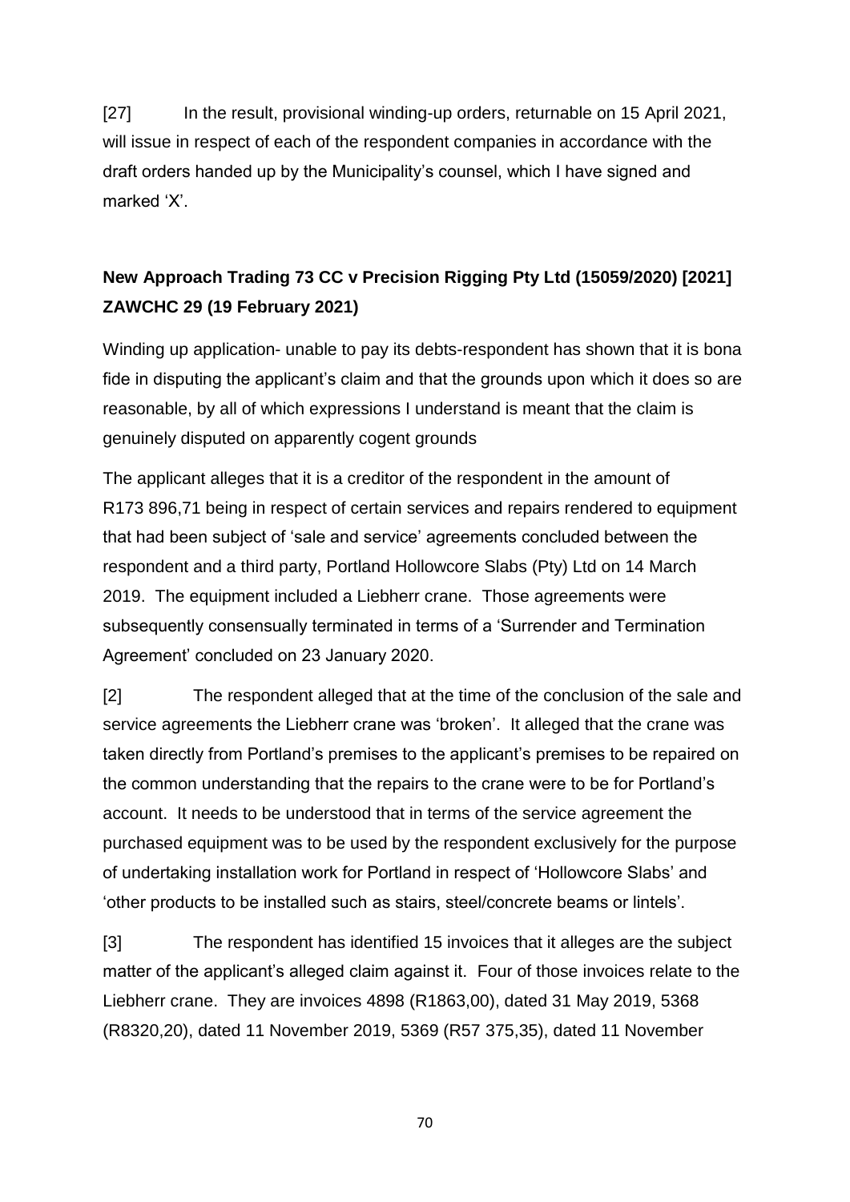[27] In the result, provisional winding-up orders, returnable on 15 April 2021, will issue in respect of each of the respondent companies in accordance with the draft orders handed up by the Municipality's counsel, which I have signed and marked 'X'.

**New Approach Trading 73 CC v Precision Rigging Pty Ltd (15059/2020) [2021] ZAWCHC 29 (19 February 2021)**

Winding up application- unable to pay its debts-respondent has shown that it is bona fide in disputing the applicant's claim and that the grounds upon which it does so are reasonable, by all of which expressions I understand is meant that the claim is genuinely disputed on apparently cogent grounds

The applicant alleges that it is a creditor of the respondent in the amount of R173 896,71 being in respect of certain services and repairs rendered to equipment that had been subject of 'sale and service' agreements concluded between the respondent and a third party, Portland Hollowcore Slabs (Pty) Ltd on 14 March 2019. The equipment included a Liebherr crane. Those agreements were subsequently consensually terminated in terms of a 'Surrender and Termination Agreement' concluded on 23 January 2020.

[2] The respondent alleged that at the time of the conclusion of the sale and service agreements the Liebherr crane was 'broken'. It alleged that the crane was taken directly from Portland's premises to the applicant's premises to be repaired on the common understanding that the repairs to the crane were to be for Portland's account. It needs to be understood that in terms of the service agreement the purchased equipment was to be used by the respondent exclusively for the purpose of undertaking installation work for Portland in respect of 'Hollowcore Slabs' and 'other products to be installed such as stairs, steel/concrete beams or lintels'.

[3] The respondent has identified 15 invoices that it alleges are the subject matter of the applicant's alleged claim against it. Four of those invoices relate to the Liebherr crane. They are invoices 4898 (R1863,00), dated 31 May 2019, 5368 (R8320,20), dated 11 November 2019, 5369 (R57 375,35), dated 11 November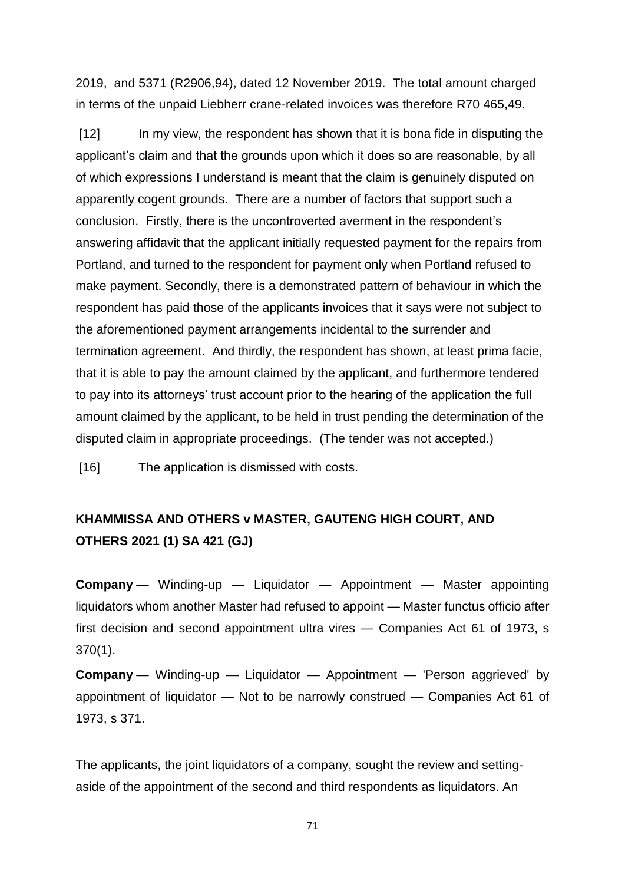2019, and 5371 (R2906,94), dated 12 November 2019. The total amount charged in terms of the unpaid Liebherr crane-related invoices was therefore R70 465,49.

[12] In my view, the respondent has shown that it is bona fide in disputing the applicant's claim and that the grounds upon which it does so are reasonable, by all of which expressions I understand is meant that the claim is genuinely disputed on apparently cogent grounds. There are a number of factors that support such a conclusion. Firstly, there is the uncontroverted averment in the respondent's answering affidavit that the applicant initially requested payment for the repairs from Portland, and turned to the respondent for payment only when Portland refused to make payment. Secondly, there is a demonstrated pattern of behaviour in which the respondent has paid those of the applicants invoices that it says were not subject to the aforementioned payment arrangements incidental to the surrender and termination agreement. And thirdly, the respondent has shown, at least prima facie, that it is able to pay the amount claimed by the applicant, and furthermore tendered to pay into its attorneys' trust account prior to the hearing of the application the full amount claimed by the applicant, to be held in trust pending the determination of the disputed claim in appropriate proceedings. (The tender was not accepted.)

[16] The application is dismissed with costs.

## KHAMMISSA AND OTHERS v MASTER, GAUTENG HIGH COURT, AND OTHERS 2021 (1) SA 421 (GJ)

**Company** — Winding-up — Liquidator — Appointment — Master appointing liquidators whom another Master had refused to appoint — Master functus officio after first decision and second appointment ultra vires — Companies Act 61 of 1973, s 370(1).

**Company** — Winding-up — Liquidator — Appointment — 'Person aggrieved' by appointment of liquidator — Not to be narrowly construed — Companies Act 61 of 1973, s 371.

The applicants, the joint liquidators of a company, sought the review and setting-aside of the appointment of the second and third respondents as liquidators. An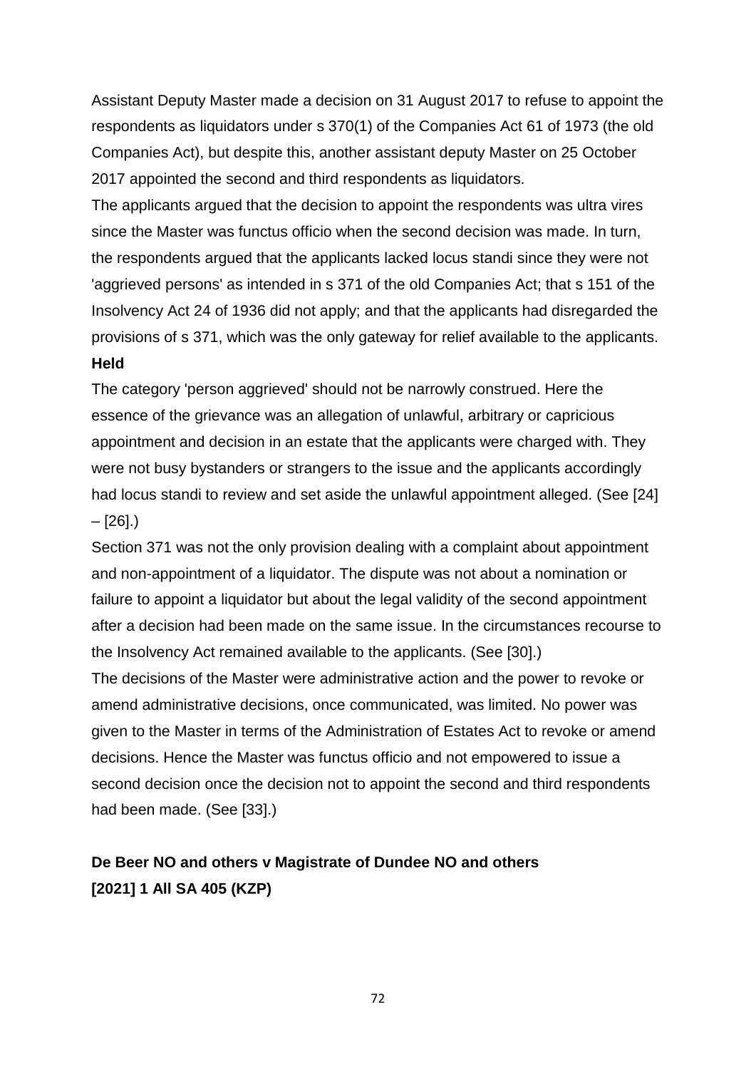Assistant Deputy Master made a decision on 31 August 2017 to refuse to appoint the respondents as liquidators under s 370(1) of the Companies Act 61 of 1973 (the old Companies Act), but despite this, another assistant deputy Master on 25 October 2017 appointed the second and third respondents as liquidators.

The applicants argued that the decision to appoint the respondents was ultra vires since the Master was functus officio when the second decision was made. In turn, the respondents argued that the applicants lacked locus standi since they were not 'aggrieved persons' as intended in s 371 of the old Companies Act; that s 151 of the Insolvency Act 24 of 1936 did not apply; and that the applicants had disregarded the provisions of s 371, which was the only gateway for relief available to the applicants.

**Held**

The category 'person aggrieved' should not be narrowly construed. Here the essence of the grievance was an allegation of unlawful, arbitrary or capricious appointment and decision in an estate that the applicants were charged with. They were not busy bystanders or strangers to the issue and the applicants accordingly had locus standi to review and set aside the unlawful appointment alleged. (See [24] – [26].)

Section 371 was not the only provision dealing with a complaint about appointment and non-appointment of a liquidator. The dispute was not about a nomination or failure to appoint a liquidator but about the legal validity of the second appointment after a decision had been made on the same issue. In the circumstances recourse to the Insolvency Act remained available to the applicants. (See [30].)

The decisions of the Master were administrative action and the power to revoke or amend administrative decisions, once communicated, was limited. No power was given to the Master in terms of the Administration of Estates Act to revoke or amend decisions. Hence the Master was functus officio and not empowered to issue a second decision once the decision not to appoint the second and third respondents had been made. (See [33].)

**De Beer NO and others v Magistrate of Dundee NO and others**
**[2021] 1 All SA 405 (KZP)**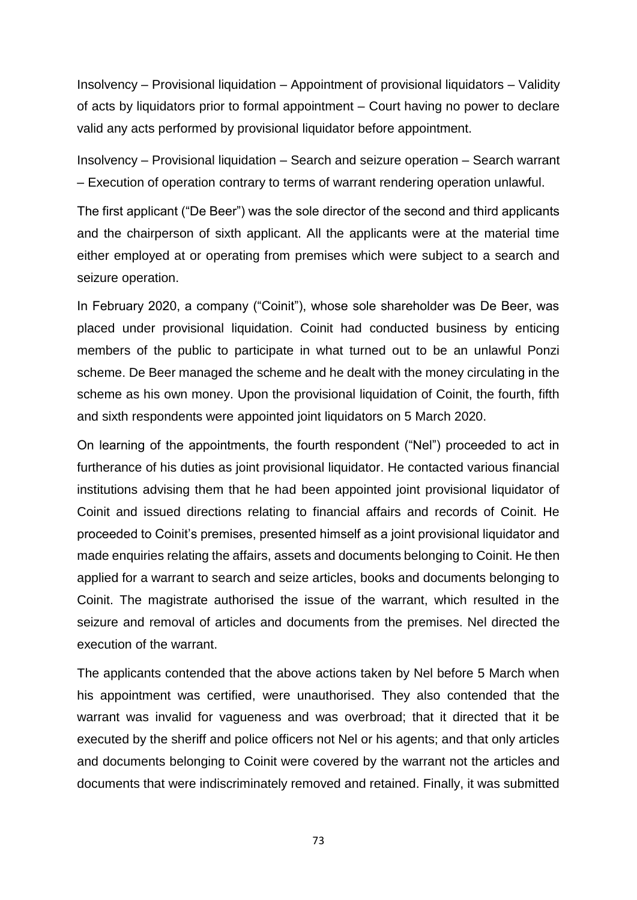Insolvency – Provisional liquidation – Appointment of provisional liquidators – Validity of acts by liquidators prior to formal appointment – Court having no power to declare valid any acts performed by provisional liquidator before appointment.

Insolvency – Provisional liquidation – Search and seizure operation – Search warrant – Execution of operation contrary to terms of warrant rendering operation unlawful.

The first applicant ("De Beer") was the sole director of the second and third applicants and the chairperson of sixth applicant. All the applicants were at the material time either employed at or operating from premises which were subject to a search and seizure operation.

In February 2020, a company ("Coinit"), whose sole shareholder was De Beer, was placed under provisional liquidation. Coinit had conducted business by enticing members of the public to participate in what turned out to be an unlawful Ponzi scheme. De Beer managed the scheme and he dealt with the money circulating in the scheme as his own money. Upon the provisional liquidation of Coinit, the fourth, fifth and sixth respondents were appointed joint liquidators on 5 March 2020.

On learning of the appointments, the fourth respondent ("Nel") proceeded to act in furtherance of his duties as joint provisional liquidator. He contacted various financial institutions advising them that he had been appointed joint provisional liquidator of Coinit and issued directions relating to financial affairs and records of Coinit. He proceeded to Coinit's premises, presented himself as a joint provisional liquidator and made enquiries relating the affairs, assets and documents belonging to Coinit. He then applied for a warrant to search and seize articles, books and documents belonging to Coinit. The magistrate authorised the issue of the warrant, which resulted in the seizure and removal of articles and documents from the premises. Nel directed the execution of the warrant.

The applicants contended that the above actions taken by Nel before 5 March when his appointment was certified, were unauthorised. They also contended that the warrant was invalid for vagueness and was overbroad; that it directed that it be executed by the sheriff and police officers not Nel or his agents; and that only articles and documents belonging to Coinit were covered by the warrant not the articles and documents that were indiscriminately removed and retained. Finally, it was submitted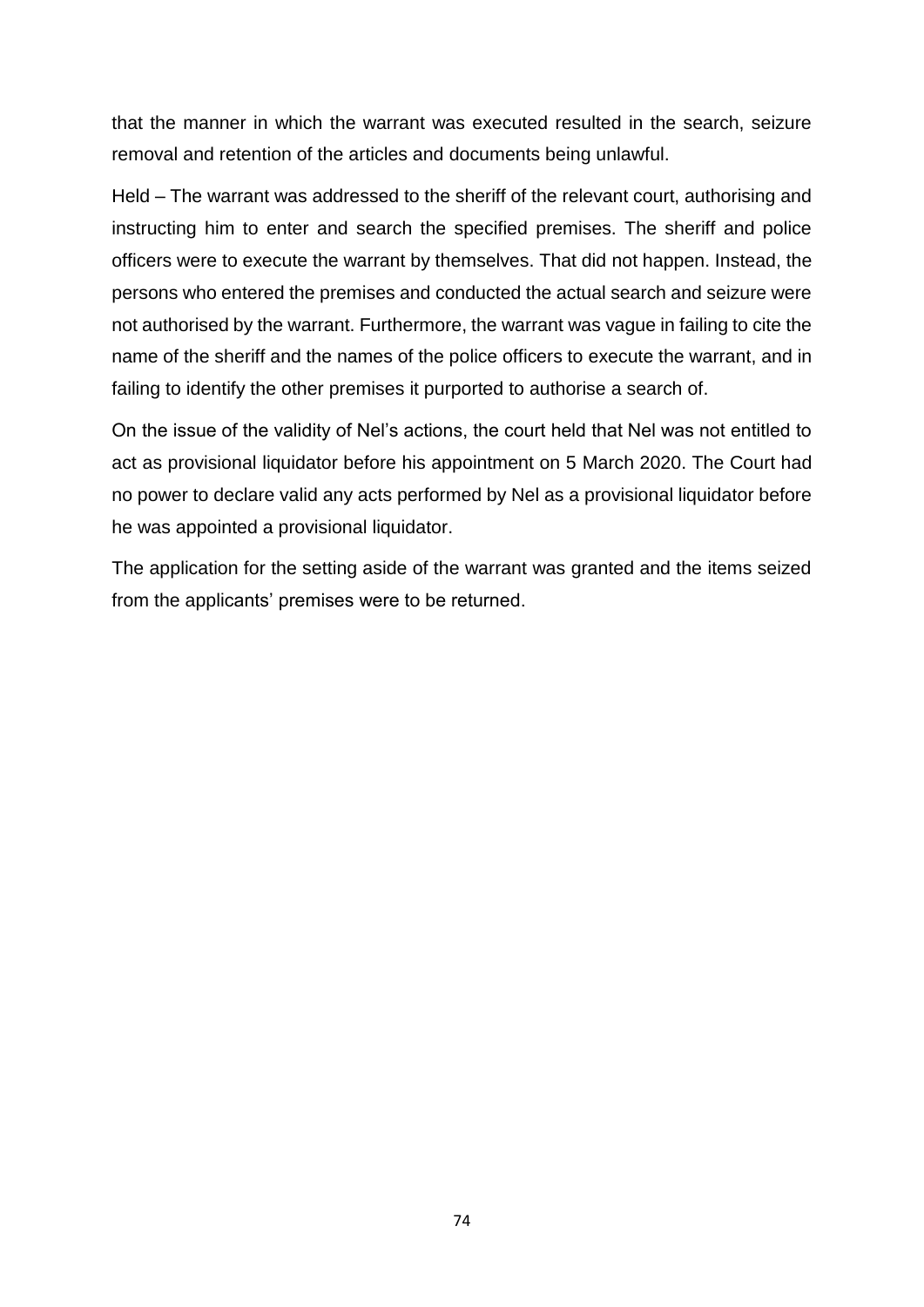that the manner in which the warrant was executed resulted in the search, seizure removal and retention of the articles and documents being unlawful.

Held – The warrant was addressed to the sheriff of the relevant court, authorising and instructing him to enter and search the specified premises. The sheriff and police officers were to execute the warrant by themselves. That did not happen. Instead, the persons who entered the premises and conducted the actual search and seizure were not authorised by the warrant. Furthermore, the warrant was vague in failing to cite the name of the sheriff and the names of the police officers to execute the warrant, and in failing to identify the other premises it purported to authorise a search of.

On the issue of the validity of Nel's actions, the court held that Nel was not entitled to act as provisional liquidator before his appointment on 5 March 2020. The Court had no power to declare valid any acts performed by Nel as a provisional liquidator before he was appointed a provisional liquidator.

The application for the setting aside of the warrant was granted and the items seized from the applicants' premises were to be returned.